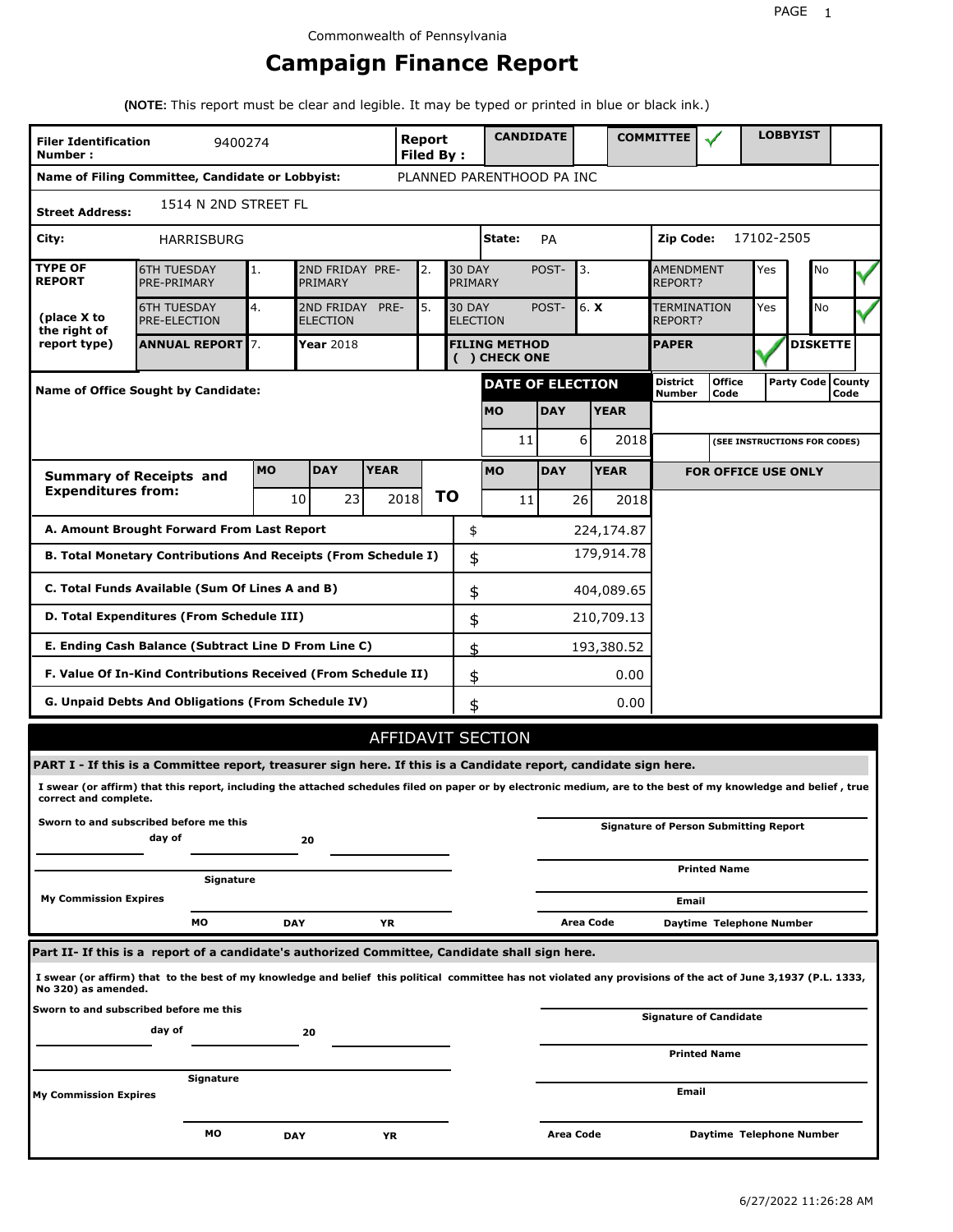Commonwealth of Pennsylvania

# Campaign Finance Report

**(NOTE:** This report must be clear and legible. It may be typed or printed in blue or black ink.)

| **Filer Identification Number :** | 9400274 | **Report Filed By :** | **CANDIDATE** | | **COMMITTEE** | ✓ | **LOBBYIST** | |
|---|---|---|---|---|---|---|---|---|

**Name of Filing Committee, Candidate or Lobbyist:** PLANNED PARENTHOOD PA INC

**Street Address:** 1514 N 2ND STREET FL

**City:** HARRISBURG **State:** PA **Zip Code:** 17102-2505

| **TYPE OF REPORT** (place X to the right of report type) | | | | | | | | |
|---|---|---|---|---|---|---|---|---|
| 6TH TUESDAY PRE-PRIMARY | 1. | 2ND FRIDAY PRE-PRIMARY | 2. | 30 DAY POST-PRIMARY | 3. | AMENDMENT REPORT? | Yes | No ✓ |
| 6TH TUESDAY PRE-ELECTION | 4. | 2ND FRIDAY PRE-ELECTION | 5. | 30 DAY POST-ELECTION | 6. **X** | TERMINATION REPORT? | Yes | No ✓ |
| **ANNUAL REPORT** | 7. | **Year** 2018 | | **FILING METHOD ( ) CHECK ONE** | | **PAPER** | ✓ | **DISKETTE** |

**Name of Office Sought by Candidate:**

| **DATE OF ELECTION** | | |
|---|---|---|
| **MO** | **DAY** | **YEAR** |
| 11 | 6 | 2018 |

| **District Number** | **Office Code** | **Party Code** | **County Code** |
|---|---|---|---|
| | | | |

(SEE INSTRUCTIONS FOR CODES)

| **Summary of Receipts and Expenditures from:** | **MO** | **DAY** | **YEAR** | **TO** | **MO** | **DAY** | **YEAR** |
|---|---|---|---|---|---|---|---|
| | 10 | 23 | 2018 | | 11 | 26 | 2018 |

**FOR OFFICE USE ONLY**

| | | |
|---|---|---|
| **A. Amount Brought Forward From Last Report** | $ | 224,174.87 |
| **B. Total Monetary Contributions And Receipts (From Schedule I)** | $ | 179,914.78 |
| **C. Total Funds Available (Sum Of Lines A and B)** | $ | 404,089.65 |
| **D. Total Expenditures (From Schedule III)** | $ | 210,709.13 |
| **E. Ending Cash Balance (Subtract Line D From Line C)** | $ | 193,380.52 |
| **F. Value Of In-Kind Contributions Received (From Schedule II)** | $ | 0.00 |
| **G. Unpaid Debts And Obligations (From Schedule IV)** | $ | 0.00 |

## AFFIDAVIT SECTION

**PART I - If this is a Committee report, treasurer sign here. If this is a Candidate report, candidate sign here.**

**I swear (or affirm) that this report, including the attached schedules filed on paper or by electronic medium, are to the best of my knowledge and belief , true correct and complete.**

**Sworn to and subscribed before me this** ______ **day of** ______ **20** ______

______ **Signature of Person Submitting Report**

______ **Signature**

______ **Printed Name**

**My Commission Expires**

______ **Email**

**MO** ______ **DAY** ______ **YR** ______

**Area Code** ______ **Daytime Telephone Number** ______

**Part II- If this is a report of a candidate's authorized Committee, Candidate shall sign here.**

**I swear (or affirm) that to the best of my knowledge and belief this political committee has not violated any provisions of the act of June 3,1937 (P.L. 1333, No 320) as amended.**

**Sworn to and subscribed before me this** ______ **day of** ______ **20** ______

______ **Signature of Candidate**

______ **Printed Name**

______ **Signature**

**My Commission Expires**

______ **Email**

**MO** ______ **DAY** ______ **YR** ______

**Area Code** ______ **Daytime Telephone Number** ______

6/27/2022 11:26:28 AM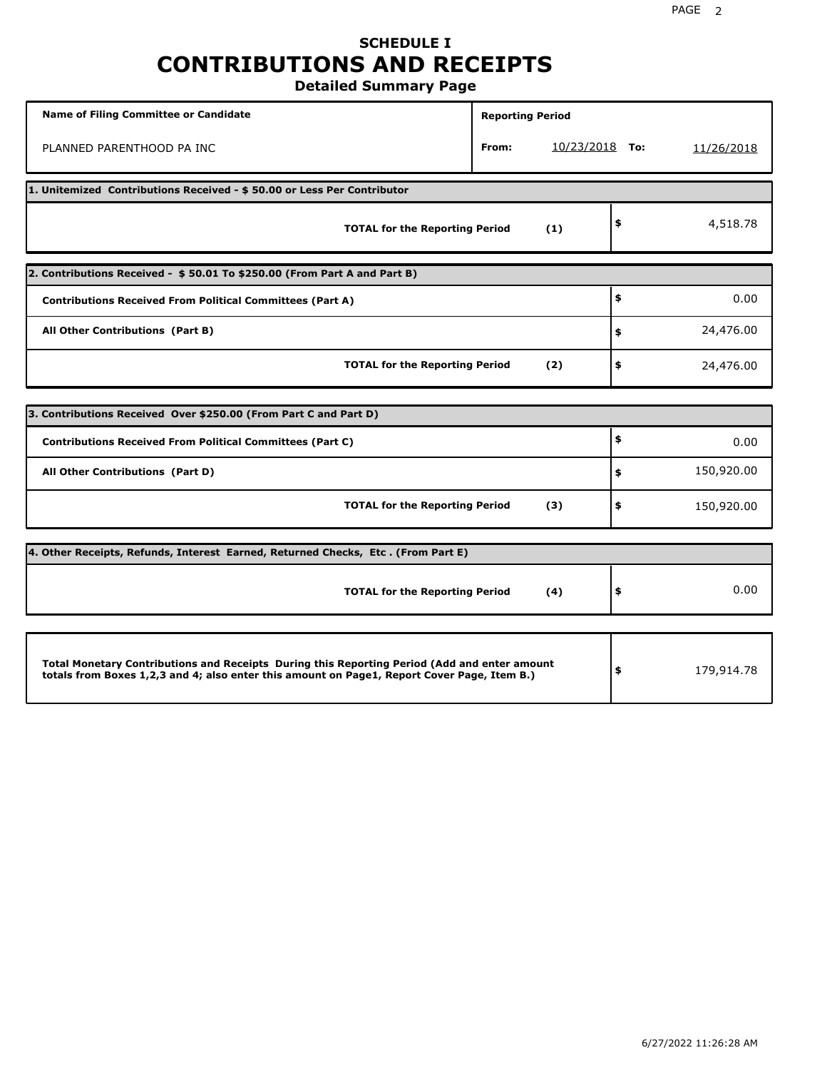# SCHEDULE I
# CONTRIBUTIONS AND RECEIPTS
## Detailed Summary Page

| Name of Filing Committee or Candidate | Reporting Period |
|---|---|
| PLANNED PARENTHOOD PA INC | From: 10/23/2018 To: 11/26/2018 |

**1. Unitemized Contributions Received - $ 50.00 or Less Per Contributor**

| | | |
|---|---|---|
| **TOTAL for the Reporting Period** | **(1)** | $ 4,518.78 |

**2. Contributions Received - $ 50.01 To $250.00 (From Part A and Part B)**

| | | |
|---|---|---|
| **Contributions Received From Political Committees (Part A)** | | $ 0.00 |
| **All Other Contributions (Part B)** | | $ 24,476.00 |
| **TOTAL for the Reporting Period** | **(2)** | $ 24,476.00 |

**3. Contributions Received Over $250.00 (From Part C and Part D)**

| | | |
|---|---|---|
| **Contributions Received From Political Committees (Part C)** | | $ 0.00 |
| **All Other Contributions (Part D)** | | $ 150,920.00 |
| **TOTAL for the Reporting Period** | **(3)** | $ 150,920.00 |

**4. Other Receipts, Refunds, Interest Earned, Returned Checks, Etc . (From Part E)**

| | | |
|---|---|---|
| **TOTAL for the Reporting Period** | **(4)** | $ 0.00 |

| | |
|---|---|
| **Total Monetary Contributions and Receipts During this Reporting Period (Add and enter amount totals from Boxes 1,2,3 and 4; also enter this amount on Page1, Report Cover Page, Item B.)** | $ 179,914.78 |

6/27/2022 11:26:28 AM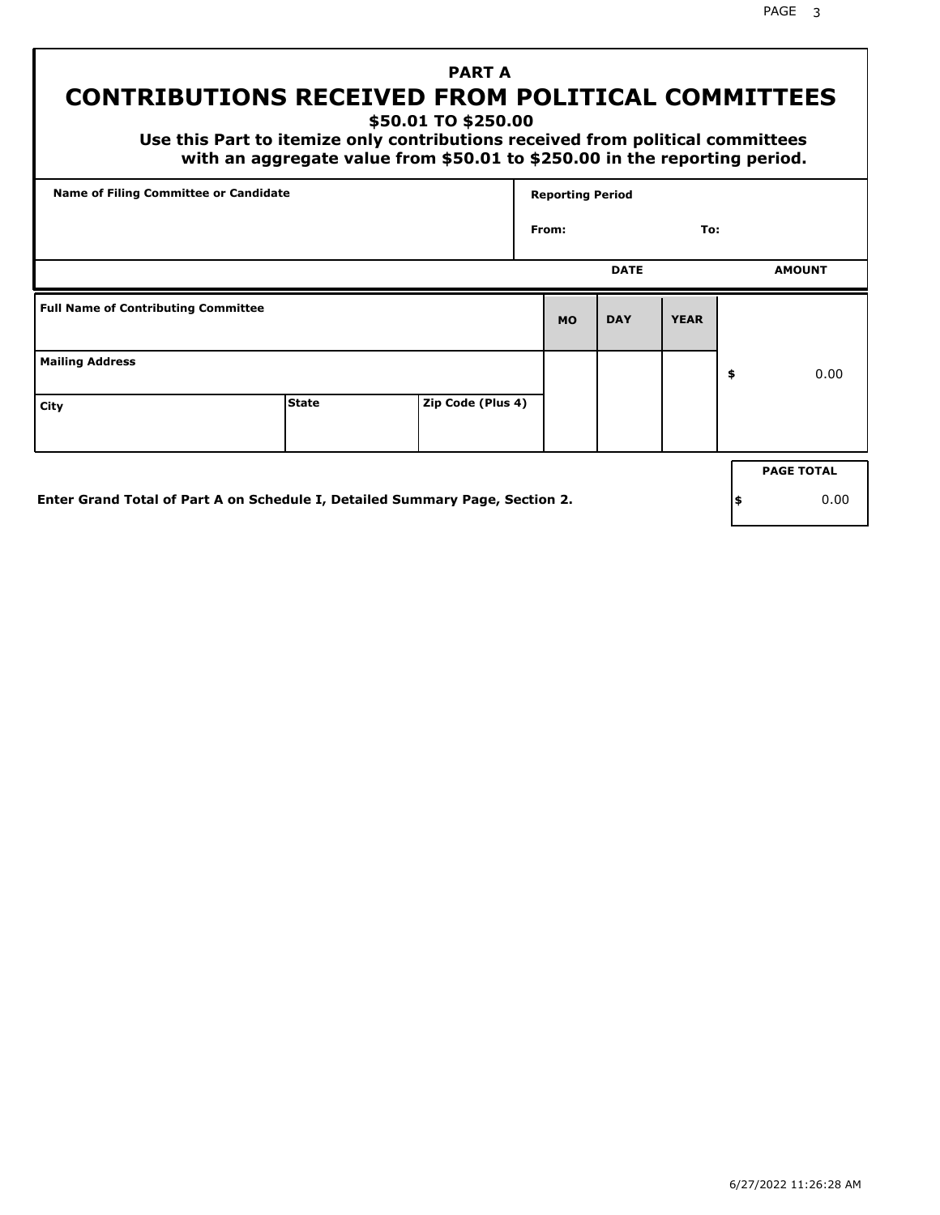# PART A
## CONTRIBUTIONS RECEIVED FROM POLITICAL COMMITTEES
### $50.01 TO $250.00

**Use this Part to itemize only contributions received from political committees with an aggregate value from $50.01 to $250.00 in the reporting period.**

| Name of Filing Committee or Candidate | Reporting Period |
|---|---|
| | From: To: |

| Full Name of Contributing Committee | | | DATE MO | DATE DAY | DATE YEAR | AMOUNT |
|---|---|---|---|---|---|---|
| Mailing Address | | | | | | $ 0.00 |
| City | State | Zip Code (Plus 4) | | | | |

**Enter Grand Total of Part A on Schedule I, Detailed Summary Page, Section 2.**

| PAGE TOTAL |
|---|
| $ 0.00 |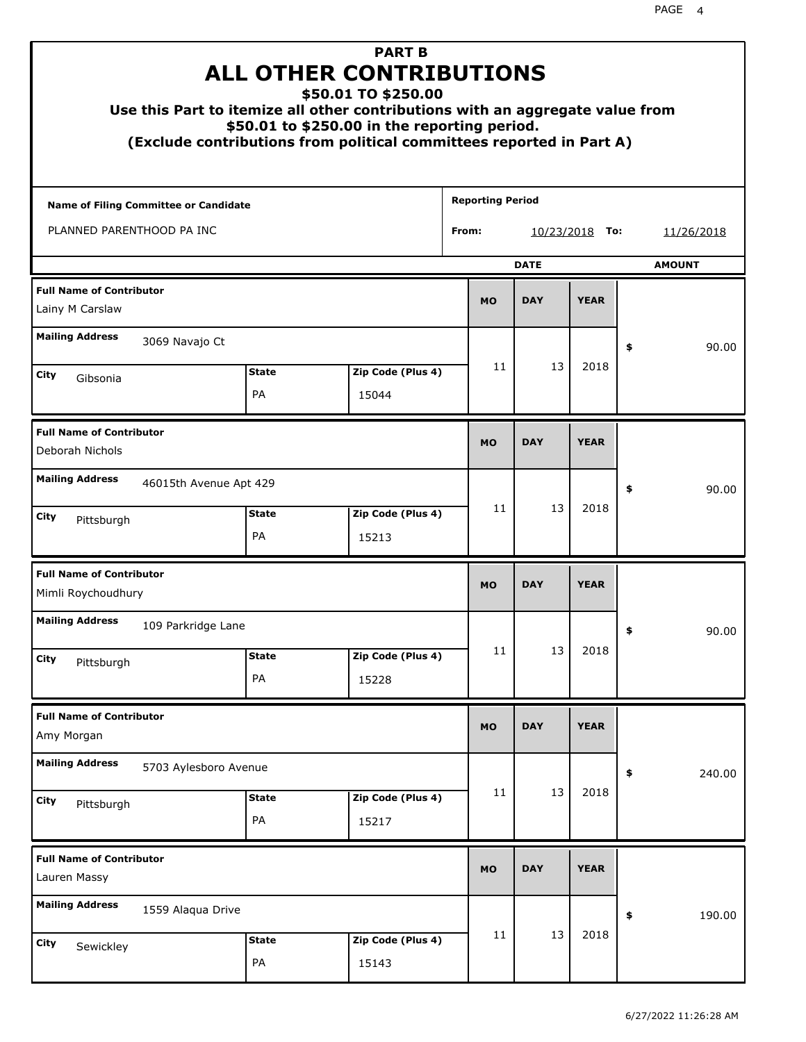# PART B
## ALL OTHER CONTRIBUTIONS
### $50.01 TO $250.00

**Use this Part to itemize all other contributions with an aggregate value from $50.01 to $250.00 in the reporting period.**
**(Exclude contributions from political committees reported in Part A)**

| Name of Filing Committee or Candidate | Reporting Period |
|---|---|
| PLANNED PARENTHOOD PA INC | From: 10/23/2018 To: 11/26/2018 |

| Full Name of Contributor | Mailing Address | City | State | Zip Code (Plus 4) | MO | DAY | YEAR | AMOUNT |
|---|---|---|---|---|---|---|---|---|
| Lainy M Carslaw | 3069 Navajo Ct | Gibsonia | PA | 15044 | 11 | 13 | 2018 | $ 90.00 |
| Deborah Nichols | 46015th Avenue Apt 429 | Pittsburgh | PA | 15213 | 11 | 13 | 2018 | $ 90.00 |
| Mimli Roychoudhury | 109 Parkridge Lane | Pittsburgh | PA | 15228 | 11 | 13 | 2018 | $ 90.00 |
| Amy Morgan | 5703 Aylesboro Avenue | Pittsburgh | PA | 15217 | 11 | 13 | 2018 | $ 240.00 |
| Lauren Massy | 1559 Alaqua Drive | Sewickley | PA | 15143 | 11 | 13 | 2018 | $ 190.00 |

6/27/2022 11:26:28 AM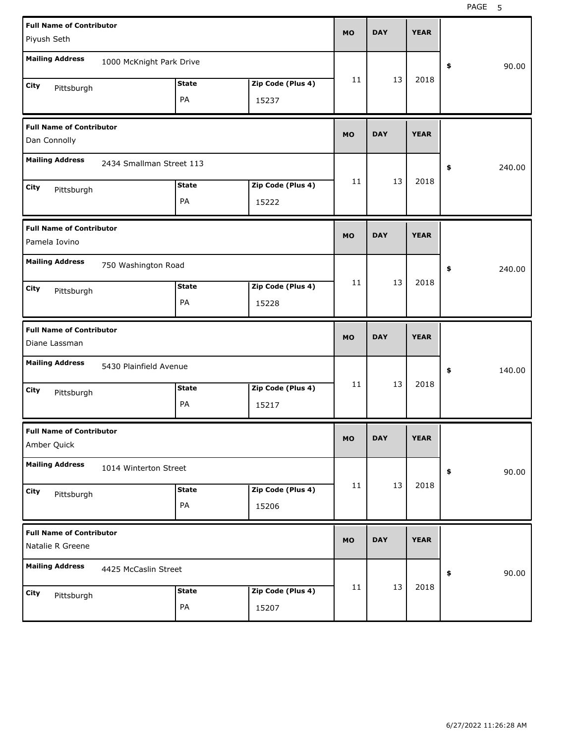| Full Name of Contributor | Mailing Address | City | State | Zip Code (Plus 4) | MO | DAY | YEAR | $ |
|---|---|---|---|---|---|---|---|---|
| Piyush Seth | 1000 McKnight Park Drive | Pittsburgh | PA | 15237 | 11 | 13 | 2018 | 90.00 |
| Dan Connolly | 2434 Smallman Street 113 | Pittsburgh | PA | 15222 | 11 | 13 | 2018 | 240.00 |
| Pamela Iovino | 750 Washington Road | Pittsburgh | PA | 15228 | 11 | 13 | 2018 | 240.00 |
| Diane Lassman | 5430 Plainfield Avenue | Pittsburgh | PA | 15217 | 11 | 13 | 2018 | 140.00 |
| Amber Quick | 1014 Winterton Street | Pittsburgh | PA | 15206 | 11 | 13 | 2018 | 90.00 |
| Natalie R Greene | 4425 McCaslin Street | Pittsburgh | PA | 15207 | 11 | 13 | 2018 | 90.00 |

6/27/2022 11:26:28 AM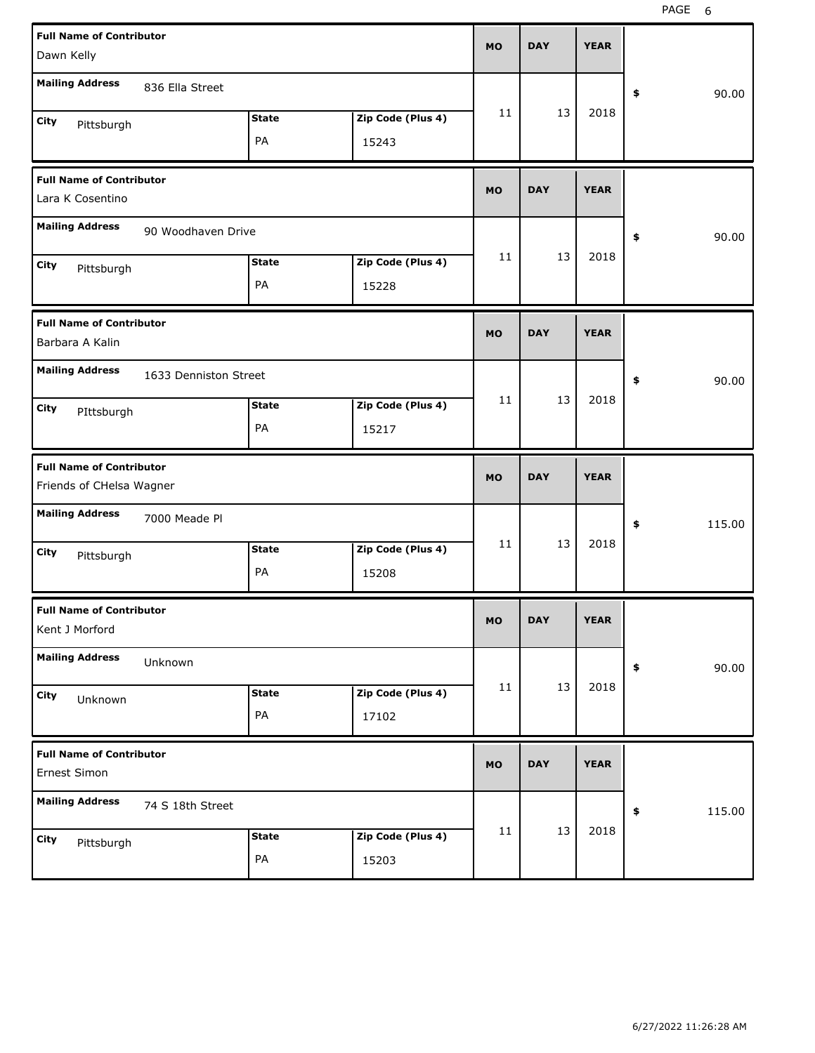| Full Name of Contributor | Mailing Address | City | State | Zip Code (Plus 4) | MO | DAY | YEAR | $ |
|---|---|---|---|---|---|---|---|---|
| Dawn Kelly | 836 Ella Street | Pittsburgh | PA | 15243 | 11 | 13 | 2018 | 90.00 |
| Lara K Cosentino | 90 Woodhaven Drive | Pittsburgh | PA | 15228 | 11 | 13 | 2018 | 90.00 |
| Barbara A Kalin | 1633 Denniston Street | PIttsburgh | PA | 15217 | 11 | 13 | 2018 | 90.00 |
| Friends of CHelsa Wagner | 7000 Meade Pl | Pittsburgh | PA | 15208 | 11 | 13 | 2018 | 115.00 |
| Kent J Morford | Unknown | Unknown | PA | 17102 | 11 | 13 | 2018 | 90.00 |
| Ernest Simon | 74 S 18th Street | Pittsburgh | PA | 15203 | 11 | 13 | 2018 | 115.00 |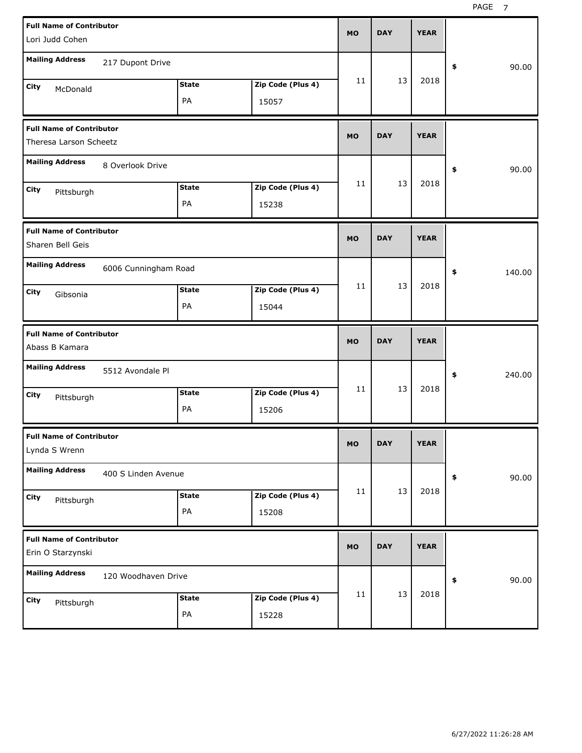| Full Name of Contributor | Mailing Address | City | State | Zip Code (Plus 4) | MO | DAY | YEAR | $ |
|---|---|---|---|---|---|---|---|---|
| Lori Judd Cohen | 217 Dupont Drive | McDonald | PA | 15057 | 11 | 13 | 2018 | 90.00 |
| Theresa Larson Scheetz | 8 Overlook Drive | Pittsburgh | PA | 15238 | 11 | 13 | 2018 | 90.00 |
| Sharen Bell Geis | 6006 Cunningham Road | Gibsonia | PA | 15044 | 11 | 13 | 2018 | 140.00 |
| Abass B Kamara | 5512 Avondale Pl | Pittsburgh | PA | 15206 | 11 | 13 | 2018 | 240.00 |
| Lynda S Wrenn | 400 S Linden Avenue | Pittsburgh | PA | 15208 | 11 | 13 | 2018 | 90.00 |
| Erin O Starzynski | 120 Woodhaven Drive | Pittsburgh | PA | 15228 | 11 | 13 | 2018 | 90.00 |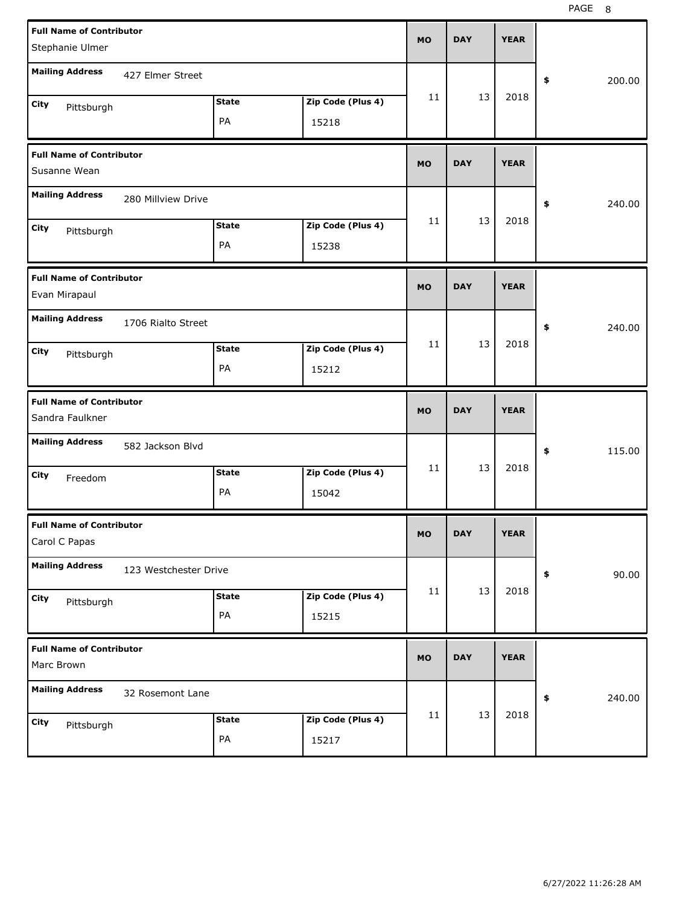| Full Name of Contributor | Mailing Address | City | State | Zip Code (Plus 4) | MO | DAY | YEAR | $ |
|---|---|---|---|---|---|---|---|---|
| Stephanie Ulmer | 427 Elmer Street | Pittsburgh | PA | 15218 | 11 | 13 | 2018 | 200.00 |
| Susanne Wean | 280 Millview Drive | Pittsburgh | PA | 15238 | 11 | 13 | 2018 | 240.00 |
| Evan Mirapaul | 1706 Rialto Street | Pittsburgh | PA | 15212 | 11 | 13 | 2018 | 240.00 |
| Sandra Faulkner | 582 Jackson Blvd | Freedom | PA | 15042 | 11 | 13 | 2018 | 115.00 |
| Carol C Papas | 123 Westchester Drive | Pittsburgh | PA | 15215 | 11 | 13 | 2018 | 90.00 |
| Marc Brown | 32 Rosemont Lane | Pittsburgh | PA | 15217 | 11 | 13 | 2018 | 240.00 |

6/27/2022 11:26:28 AM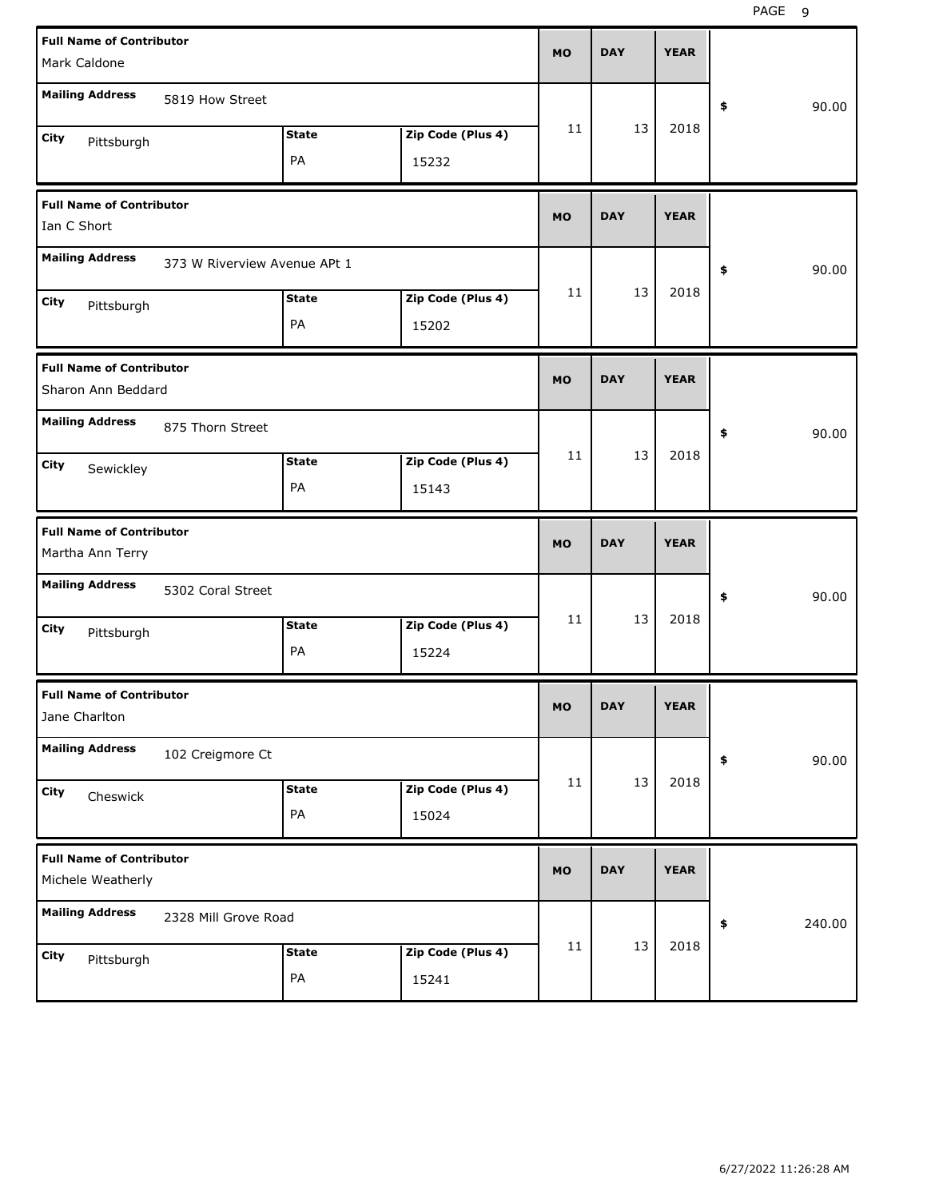| Full Name of Contributor | Mailing Address | City | State | Zip Code (Plus 4) | MO | DAY | YEAR | $ |
|---|---|---|---|---|---|---|---|---|
| Mark Caldone | 5819 How Street | Pittsburgh | PA | 15232 | 11 | 13 | 2018 | 90.00 |
| Ian C Short | 373 W Riverview Avenue APt 1 | Pittsburgh | PA | 15202 | 11 | 13 | 2018 | 90.00 |
| Sharon Ann Beddard | 875 Thorn Street | Sewickley | PA | 15143 | 11 | 13 | 2018 | 90.00 |
| Martha Ann Terry | 5302 Coral Street | Pittsburgh | PA | 15224 | 11 | 13 | 2018 | 90.00 |
| Jane Charlton | 102 Creigmore Ct | Cheswick | PA | 15024 | 11 | 13 | 2018 | 90.00 |
| Michele Weatherly | 2328 Mill Grove Road | Pittsburgh | PA | 15241 | 11 | 13 | 2018 | 240.00 |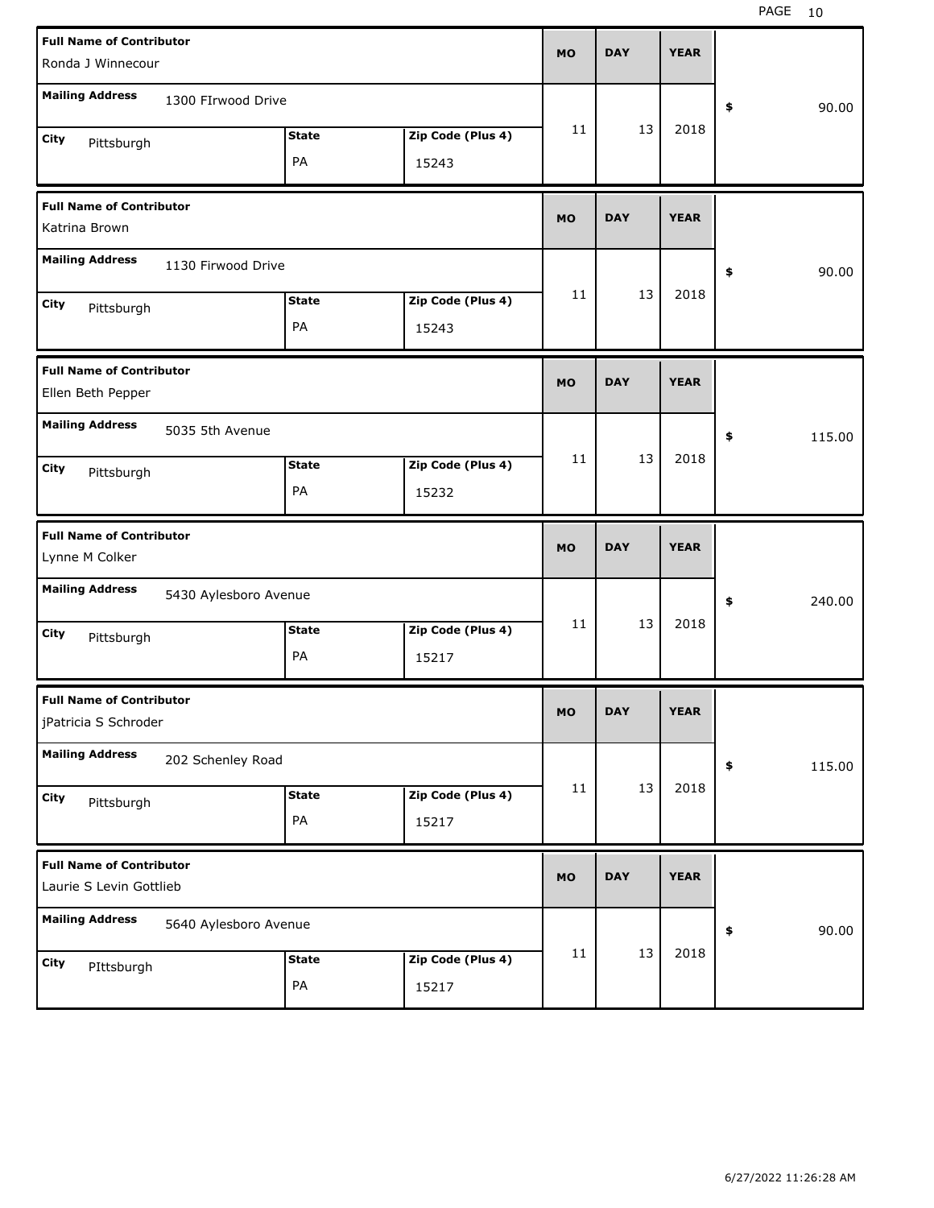| Full Name of Contributor | Mailing Address | City | State | Zip Code (Plus 4) | MO | DAY | YEAR | $ |
|---|---|---|---|---|---|---|---|---|
| Ronda J Winnecour | 1300 FIrwood Drive | Pittsburgh | PA | 15243 | 11 | 13 | 2018 | 90.00 |
| Katrina Brown | 1130 Firwood Drive | Pittsburgh | PA | 15243 | 11 | 13 | 2018 | 90.00 |
| Ellen Beth Pepper | 5035 5th Avenue | Pittsburgh | PA | 15232 | 11 | 13 | 2018 | 115.00 |
| Lynne M Colker | 5430 Aylesboro Avenue | Pittsburgh | PA | 15217 | 11 | 13 | 2018 | 240.00 |
| jPatricia S Schroder | 202 Schenley Road | Pittsburgh | PA | 15217 | 11 | 13 | 2018 | 115.00 |
| Laurie S Levin Gottlieb | 5640 Aylesboro Avenue | PIttsburgh | PA | 15217 | 11 | 13 | 2018 | 90.00 |

6/27/2022 11:26:28 AM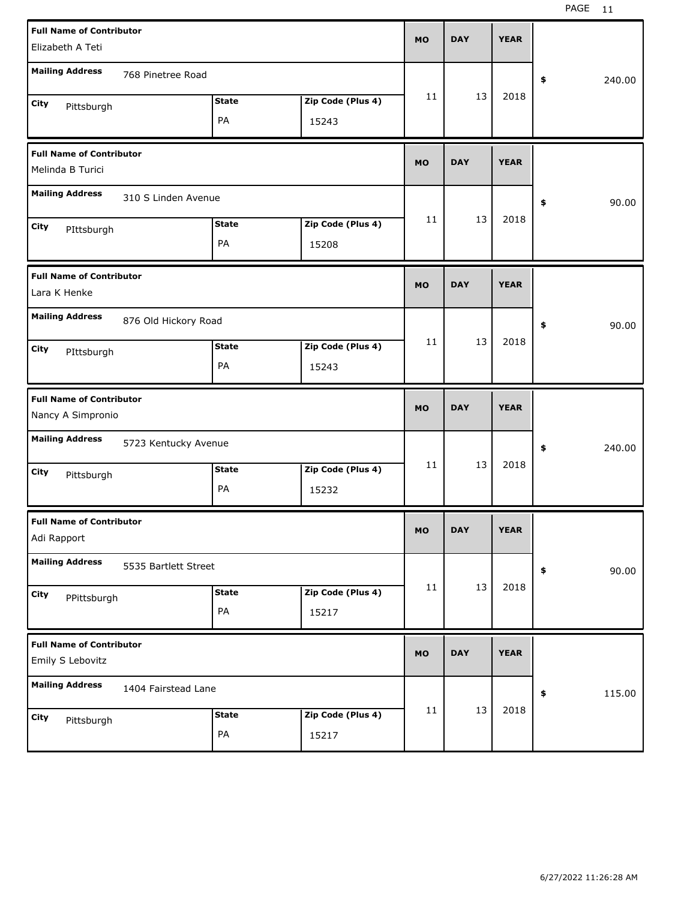| Full Name of Contributor | Mailing Address | City | State | Zip Code (Plus 4) | MO | DAY | YEAR | $ |
|---|---|---|---|---|---|---|---|---|
| Elizabeth A Teti | 768 Pinetree Road | Pittsburgh | PA | 15243 | 11 | 13 | 2018 | 240.00 |
| Melinda B Turici | 310 S Linden Avenue | PIttsburgh | PA | 15208 | 11 | 13 | 2018 | 90.00 |
| Lara K Henke | 876 Old Hickory Road | PIttsburgh | PA | 15243 | 11 | 13 | 2018 | 90.00 |
| Nancy A Simpronio | 5723 Kentucky Avenue | Pittsburgh | PA | 15232 | 11 | 13 | 2018 | 240.00 |
| Adi Rapport | 5535 Bartlett Street | PPittsburgh | PA | 15217 | 11 | 13 | 2018 | 90.00 |
| Emily S Lebovitz | 1404 Fairstead Lane | Pittsburgh | PA | 15217 | 11 | 13 | 2018 | 115.00 |

6/27/2022 11:26:28 AM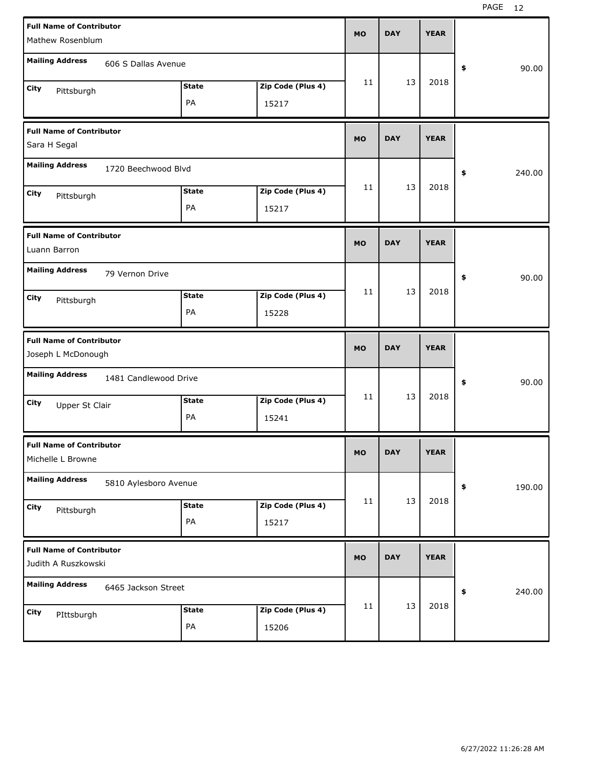| Full Name of Contributor | Mailing Address | City | State | Zip Code (Plus 4) | MO | DAY | YEAR | $ |
|---|---|---|---|---|---|---|---|---|
| Mathew Rosenblum | 606 S Dallas Avenue | Pittsburgh | PA | 15217 | 11 | 13 | 2018 | 90.00 |
| Sara H Segal | 1720 Beechwood Blvd | Pittsburgh | PA | 15217 | 11 | 13 | 2018 | 240.00 |
| Luann Barron | 79 Vernon Drive | Pittsburgh | PA | 15228 | 11 | 13 | 2018 | 90.00 |
| Joseph L McDonough | 1481 Candlewood Drive | Upper St Clair | PA | 15241 | 11 | 13 | 2018 | 90.00 |
| Michelle L Browne | 5810 Aylesboro Avenue | Pittsburgh | PA | 15217 | 11 | 13 | 2018 | 190.00 |
| Judith A Ruszkowski | 6465 Jackson Street | PIttsburgh | PA | 15206 | 11 | 13 | 2018 | 240.00 |

6/27/2022 11:26:28 AM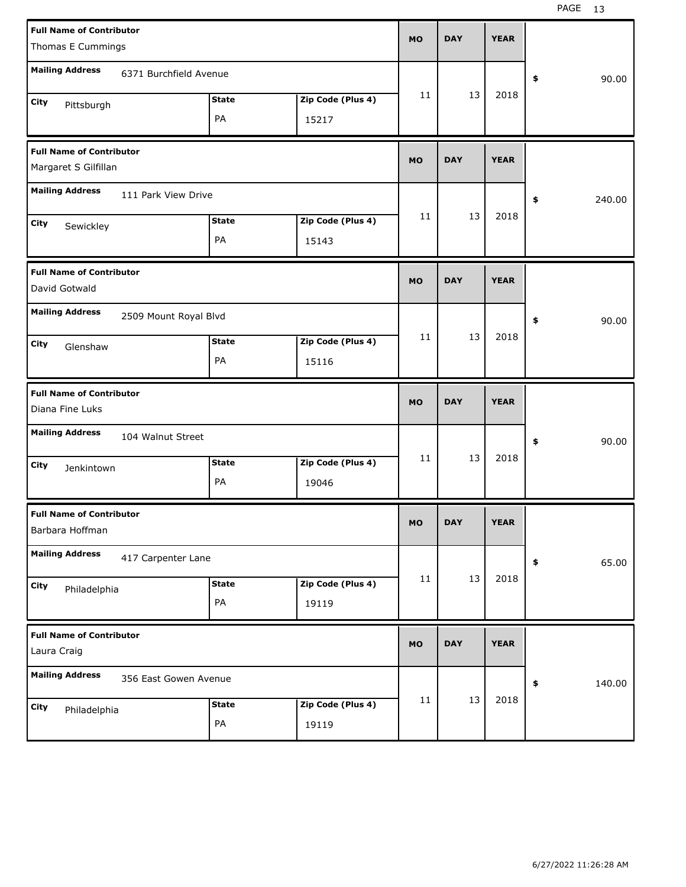| Full Name of Contributor | Mailing Address | City | State | Zip Code (Plus 4) | MO | DAY | YEAR | $ |
|---|---|---|---|---|---|---|---|---|
| Thomas E Cummings | 6371 Burchfield Avenue | Pittsburgh | PA | 15217 | 11 | 13 | 2018 | 90.00 |
| Margaret S Gilfillan | 111 Park View Drive | Sewickley | PA | 15143 | 11 | 13 | 2018 | 240.00 |
| David Gotwald | 2509 Mount Royal Blvd | Glenshaw | PA | 15116 | 11 | 13 | 2018 | 90.00 |
| Diana Fine Luks | 104 Walnut Street | Jenkintown | PA | 19046 | 11 | 13 | 2018 | 90.00 |
| Barbara Hoffman | 417 Carpenter Lane | Philadelphia | PA | 19119 | 11 | 13 | 2018 | 65.00 |
| Laura Craig | 356 East Gowen Avenue | Philadelphia | PA | 19119 | 11 | 13 | 2018 | 140.00 |

6/27/2022 11:26:28 AM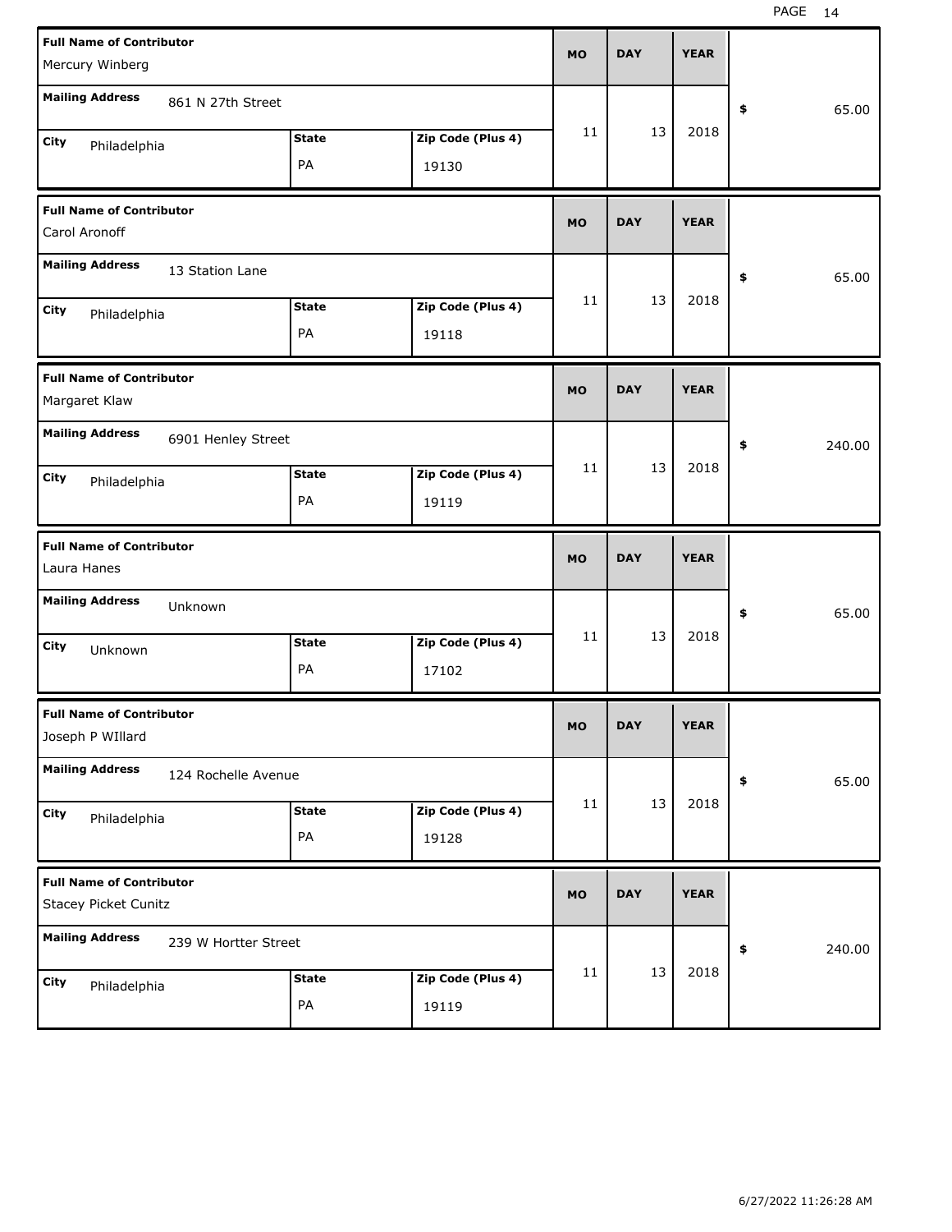| Full Name of Contributor | Mailing Address | City | State | Zip Code (Plus 4) | MO | DAY | YEAR | $ |
|---|---|---|---|---|---|---|---|---|
| Mercury Winberg | 861 N 27th Street | Philadelphia | PA | 19130 | 11 | 13 | 2018 | 65.00 |
| Carol Aronoff | 13 Station Lane | Philadelphia | PA | 19118 | 11 | 13 | 2018 | 65.00 |
| Margaret Klaw | 6901 Henley Street | Philadelphia | PA | 19119 | 11 | 13 | 2018 | 240.00 |
| Laura Hanes | Unknown | Unknown | PA | 17102 | 11 | 13 | 2018 | 65.00 |
| Joseph P WIllard | 124 Rochelle Avenue | Philadelphia | PA | 19128 | 11 | 13 | 2018 | 65.00 |
| Stacey Picket Cunitz | 239 W Hortter Street | Philadelphia | PA | 19119 | 11 | 13 | 2018 | 240.00 |

6/27/2022 11:26:28 AM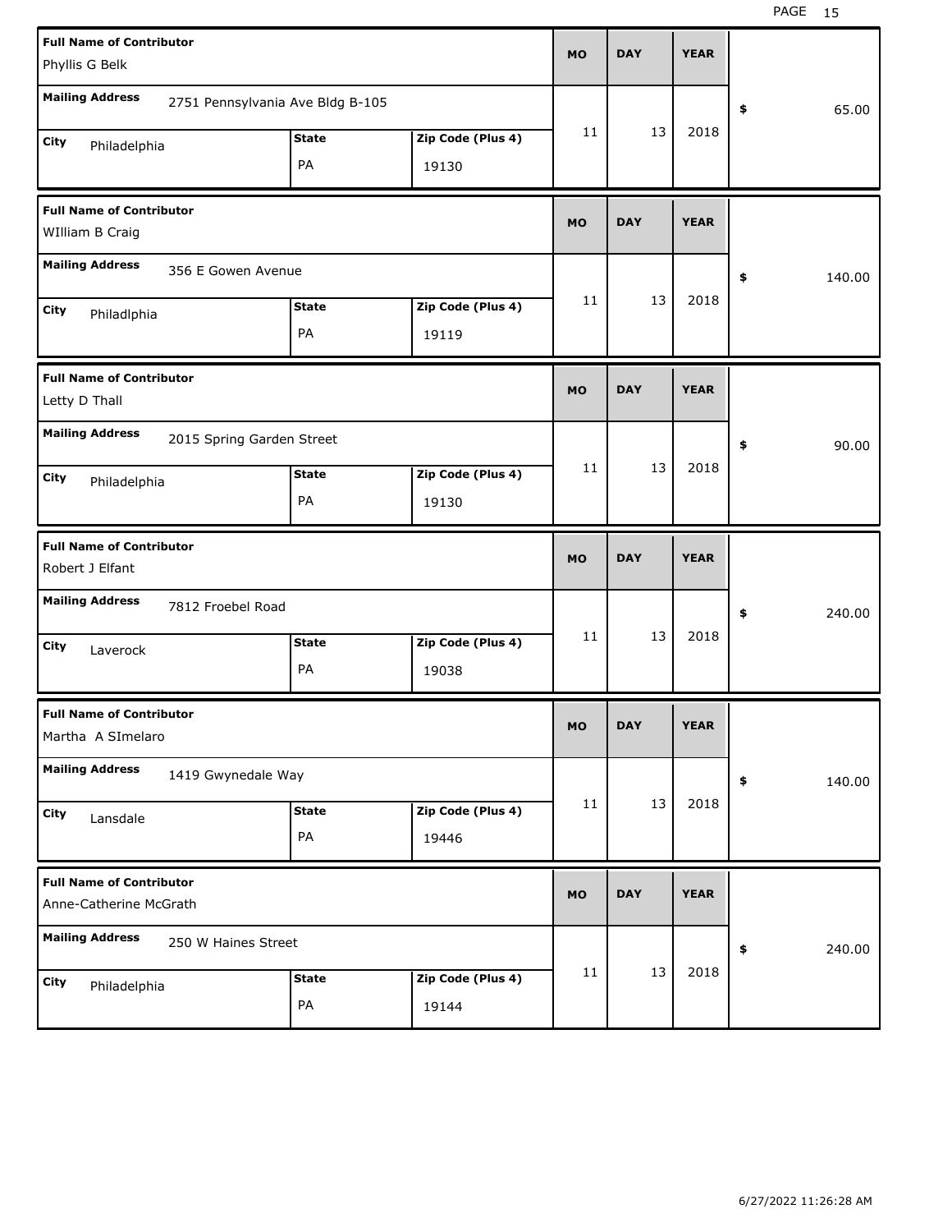| Full Name of Contributor | Mailing Address | City | State | Zip Code (Plus 4) | MO | DAY | YEAR | $ |
| --- | --- | --- | --- | --- | --- | --- | --- | --- |
| Phyllis G Belk | 2751 Pennsylvania Ave Bldg B-105 | Philadelphia | PA | 19130 | 11 | 13 | 2018 | 65.00 |
| WIlliam B Craig | 356 E Gowen Avenue | Philadlphia | PA | 19119 | 11 | 13 | 2018 | 140.00 |
| Letty D Thall | 2015 Spring Garden Street | Philadelphia | PA | 19130 | 11 | 13 | 2018 | 90.00 |
| Robert J Elfant | 7812 Froebel Road | Laverock | PA | 19038 | 11 | 13 | 2018 | 240.00 |
| Martha A SImelaro | 1419 Gwynedale Way | Lansdale | PA | 19446 | 11 | 13 | 2018 | 140.00 |
| Anne-Catherine McGrath | 250 W Haines Street | Philadelphia | PA | 19144 | 11 | 13 | 2018 | 240.00 |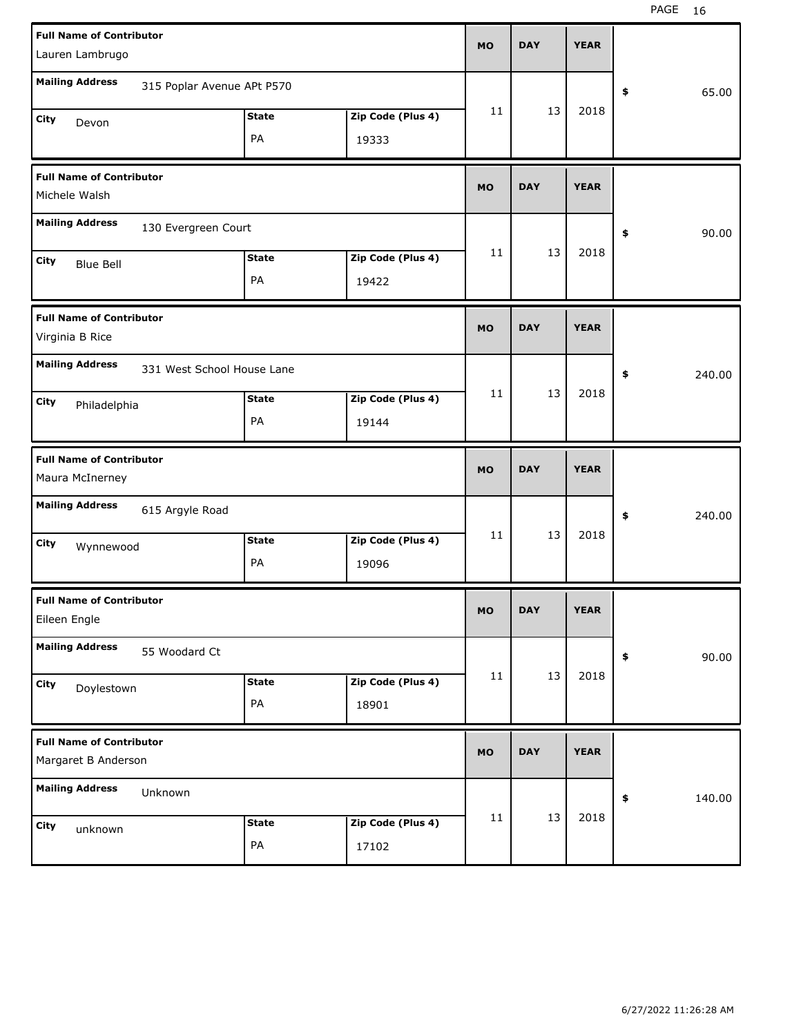| Full Name of Contributor | Mailing Address | City | State | Zip Code (Plus 4) | MO | DAY | YEAR | $ |
|---|---|---|---|---|---|---|---|---|
| Lauren Lambrugo | 315 Poplar Avenue APt P570 | Devon | PA | 19333 | 11 | 13 | 2018 | 65.00 |
| Michele Walsh | 130 Evergreen Court | Blue Bell | PA | 19422 | 11 | 13 | 2018 | 90.00 |
| Virginia B Rice | 331 West School House Lane | Philadelphia | PA | 19144 | 11 | 13 | 2018 | 240.00 |
| Maura McInerney | 615 Argyle Road | Wynnewood | PA | 19096 | 11 | 13 | 2018 | 240.00 |
| Eileen Engle | 55 Woodard Ct | Doylestown | PA | 18901 | 11 | 13 | 2018 | 90.00 |
| Margaret B Anderson | Unknown | unknown | PA | 17102 | 11 | 13 | 2018 | 140.00 |

6/27/2022 11:26:28 AM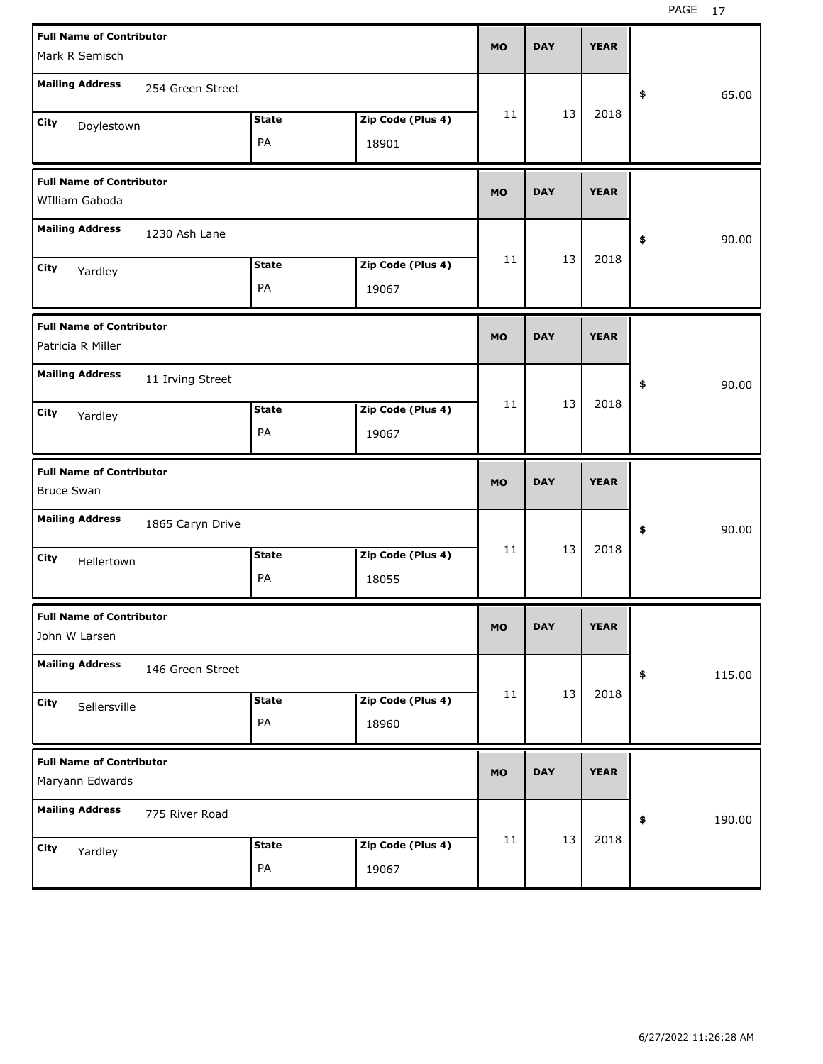| Full Name of Contributor | Mailing Address | City | State | Zip Code (Plus 4) | MO | DAY | YEAR | $ |
|---|---|---|---|---|---|---|---|---|
| Mark R Semisch | 254 Green Street | Doylestown | PA | 18901 | 11 | 13 | 2018 | 65.00 |
| WIlliam Gaboda | 1230 Ash Lane | Yardley | PA | 19067 | 11 | 13 | 2018 | 90.00 |
| Patricia R Miller | 11 Irving Street | Yardley | PA | 19067 | 11 | 13 | 2018 | 90.00 |
| Bruce Swan | 1865 Caryn Drive | Hellertown | PA | 18055 | 11 | 13 | 2018 | 90.00 |
| John W Larsen | 146 Green Street | Sellersville | PA | 18960 | 11 | 13 | 2018 | 115.00 |
| Maryann Edwards | 775 River Road | Yardley | PA | 19067 | 11 | 13 | 2018 | 190.00 |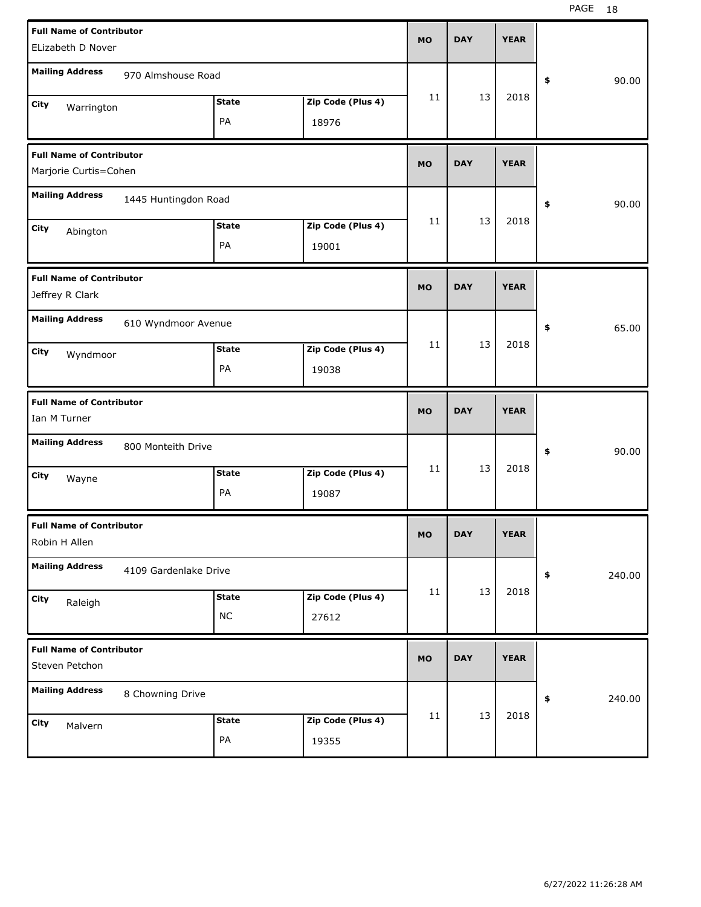| Full Name of Contributor | Mailing Address | City | State | Zip Code (Plus 4) | MO | DAY | YEAR | $ |
|---|---|---|---|---|---|---|---|---|
| ELizabeth D Nover | 970 Almshouse Road | Warrington | PA | 18976 | 11 | 13 | 2018 | 90.00 |
| Marjorie Curtis=Cohen | 1445 Huntingdon Road | Abington | PA | 19001 | 11 | 13 | 2018 | 90.00 |
| Jeffrey R Clark | 610 Wyndmoor Avenue | Wyndmoor | PA | 19038 | 11 | 13 | 2018 | 65.00 |
| Ian M Turner | 800 Monteith Drive | Wayne | PA | 19087 | 11 | 13 | 2018 | 90.00 |
| Robin H Allen | 4109 Gardenlake Drive | Raleigh | NC | 27612 | 11 | 13 | 2018 | 240.00 |
| Steven Petchon | 8 Chowning Drive | Malvern | PA | 19355 | 11 | 13 | 2018 | 240.00 |

6/27/2022 11:26:28 AM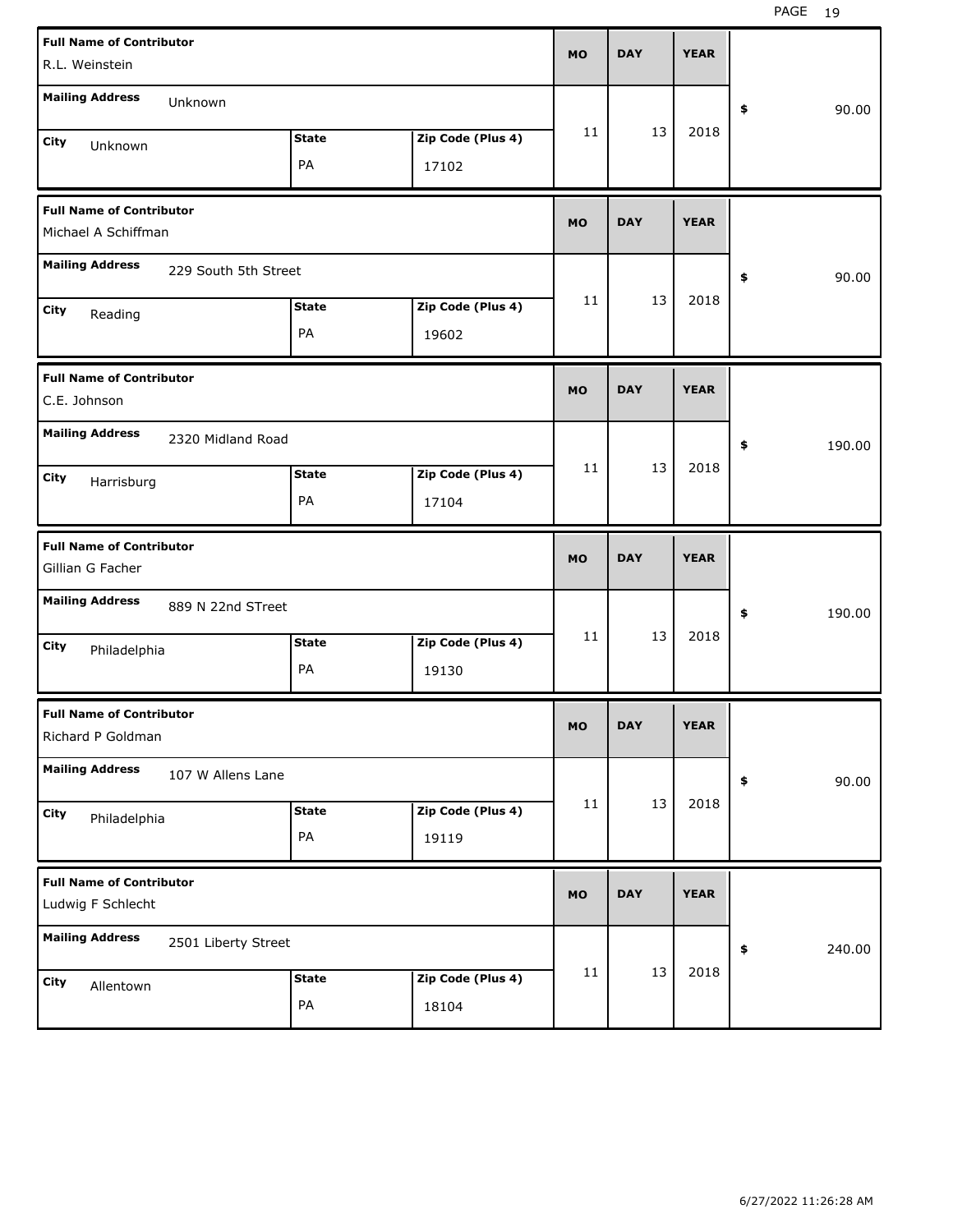| Full Name of Contributor | Mailing Address | City | State | Zip Code (Plus 4) | MO | DAY | YEAR | $ |
|---|---|---|---|---|---|---|---|---|
| R.L. Weinstein | Unknown | Unknown | PA | 17102 | 11 | 13 | 2018 | 90.00 |
| Michael A Schiffman | 229 South 5th Street | Reading | PA | 19602 | 11 | 13 | 2018 | 90.00 |
| C.E. Johnson | 2320 Midland Road | Harrisburg | PA | 17104 | 11 | 13 | 2018 | 190.00 |
| Gillian G Facher | 889 N 22nd STreet | Philadelphia | PA | 19130 | 11 | 13 | 2018 | 190.00 |
| Richard P Goldman | 107 W Allens Lane | Philadelphia | PA | 19119 | 11 | 13 | 2018 | 90.00 |
| Ludwig F Schlecht | 2501 Liberty Street | Allentown | PA | 18104 | 11 | 13 | 2018 | 240.00 |

6/27/2022 11:26:28 AM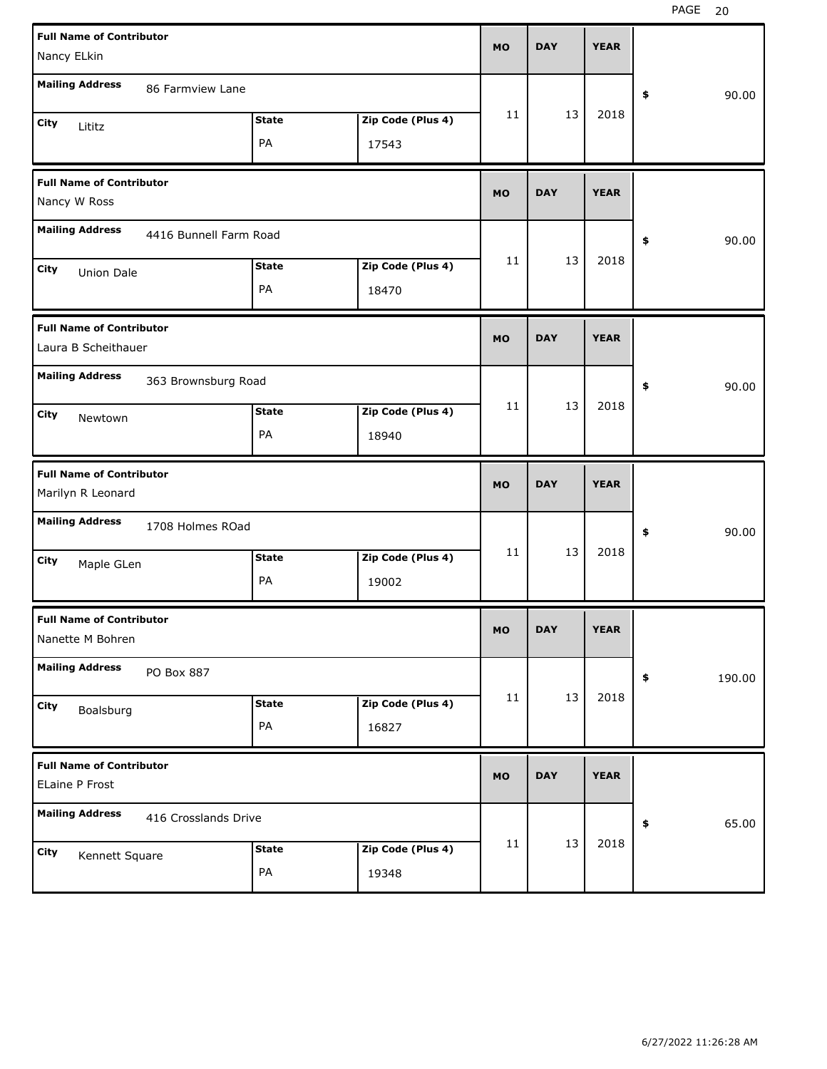| Full Name of Contributor | Mailing Address | City | State | Zip Code (Plus 4) | MO | DAY | YEAR | $ |
|---|---|---|---|---|---|---|---|---|
| Nancy ELkin | 86 Farmview Lane | Lititz | PA | 17543 | 11 | 13 | 2018 | 90.00 |
| Nancy W Ross | 4416 Bunnell Farm Road | Union Dale | PA | 18470 | 11 | 13 | 2018 | 90.00 |
| Laura B Scheithauer | 363 Brownsburg Road | Newtown | PA | 18940 | 11 | 13 | 2018 | 90.00 |
| Marilyn R Leonard | 1708 Holmes ROad | Maple GLen | PA | 19002 | 11 | 13 | 2018 | 90.00 |
| Nanette M Bohren | PO Box 887 | Boalsburg | PA | 16827 | 11 | 13 | 2018 | 190.00 |
| ELaine P Frost | 416 Crosslands Drive | Kennett Square | PA | 19348 | 11 | 13 | 2018 | 65.00 |

6/27/2022 11:26:28 AM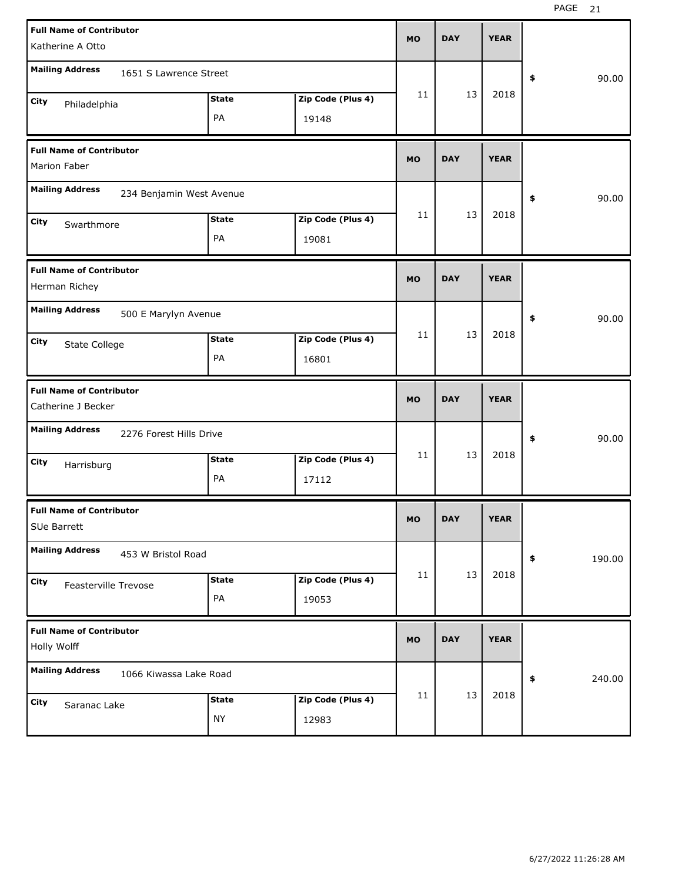| Full Name of Contributor | Mailing Address | City | State | Zip Code (Plus 4) | MO | DAY | YEAR | $ |
|---|---|---|---|---|---|---|---|---|
| Katherine A Otto | 1651 S Lawrence Street | Philadelphia | PA | 19148 | 11 | 13 | 2018 | 90.00 |
| Marion Faber | 234 Benjamin West Avenue | Swarthmore | PA | 19081 | 11 | 13 | 2018 | 90.00 |
| Herman Richey | 500 E Marylyn Avenue | State College | PA | 16801 | 11 | 13 | 2018 | 90.00 |
| Catherine J Becker | 2276 Forest Hills Drive | Harrisburg | PA | 17112 | 11 | 13 | 2018 | 90.00 |
| SUe Barrett | 453 W Bristol Road | Feasterville Trevose | PA | 19053 | 11 | 13 | 2018 | 190.00 |
| Holly Wolff | 1066 Kiwassa Lake Road | Saranac Lake | NY | 12983 | 11 | 13 | 2018 | 240.00 |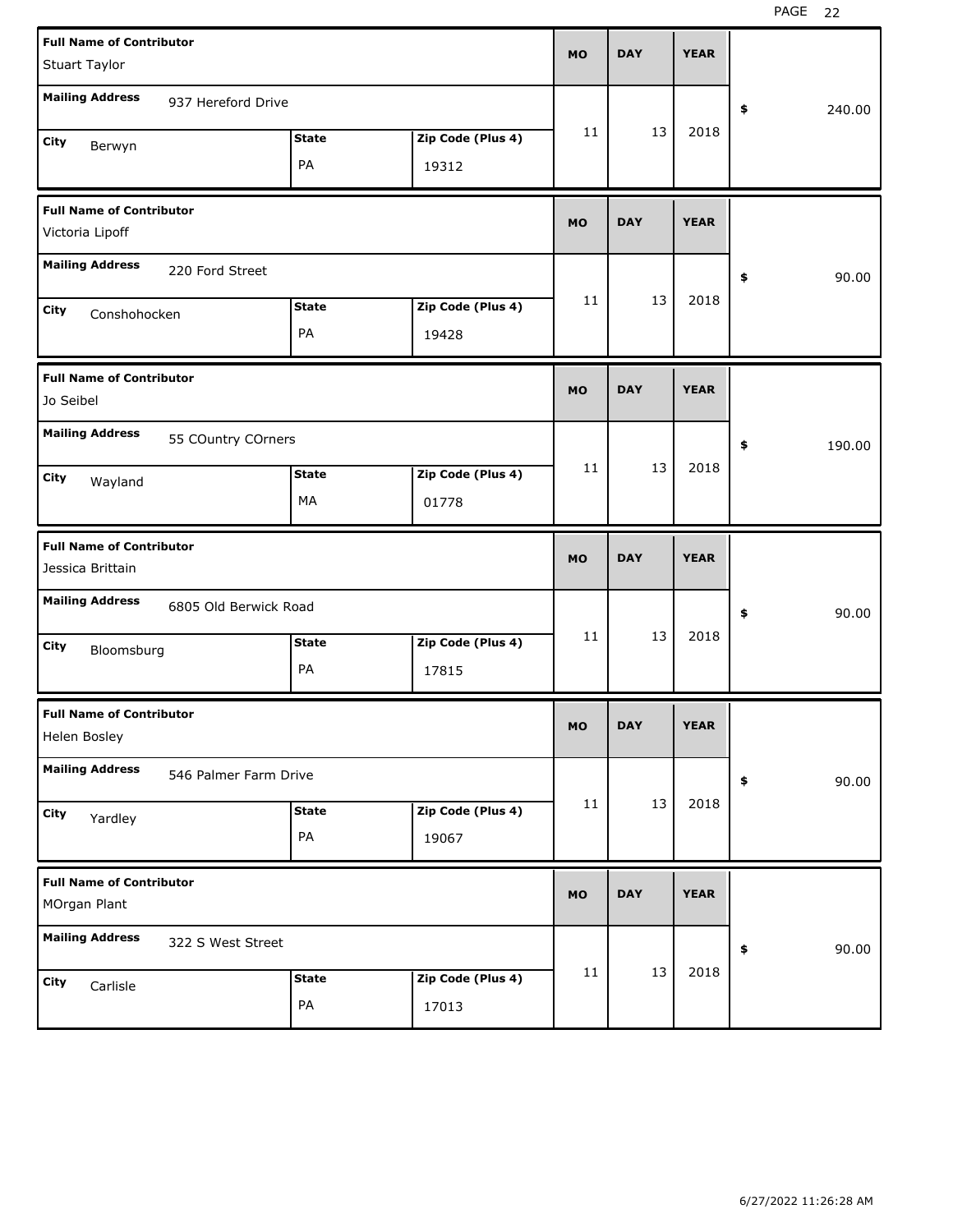| Full Name of Contributor | Mailing Address | City | State | Zip Code (Plus 4) | MO | DAY | YEAR | $ |
|---|---|---|---|---|---|---|---|---|
| Stuart Taylor | 937 Hereford Drive | Berwyn | PA | 19312 | 11 | 13 | 2018 | 240.00 |
| Victoria Lipoff | 220 Ford Street | Conshohocken | PA | 19428 | 11 | 13 | 2018 | 90.00 |
| Jo Seibel | 55 COuntry COrners | Wayland | MA | 01778 | 11 | 13 | 2018 | 190.00 |
| Jessica Brittain | 6805 Old Berwick Road | Bloomsburg | PA | 17815 | 11 | 13 | 2018 | 90.00 |
| Helen Bosley | 546 Palmer Farm Drive | Yardley | PA | 19067 | 11 | 13 | 2018 | 90.00 |
| MOrgan Plant | 322 S West Street | Carlisle | PA | 17013 | 11 | 13 | 2018 | 90.00 |

6/27/2022 11:26:28 AM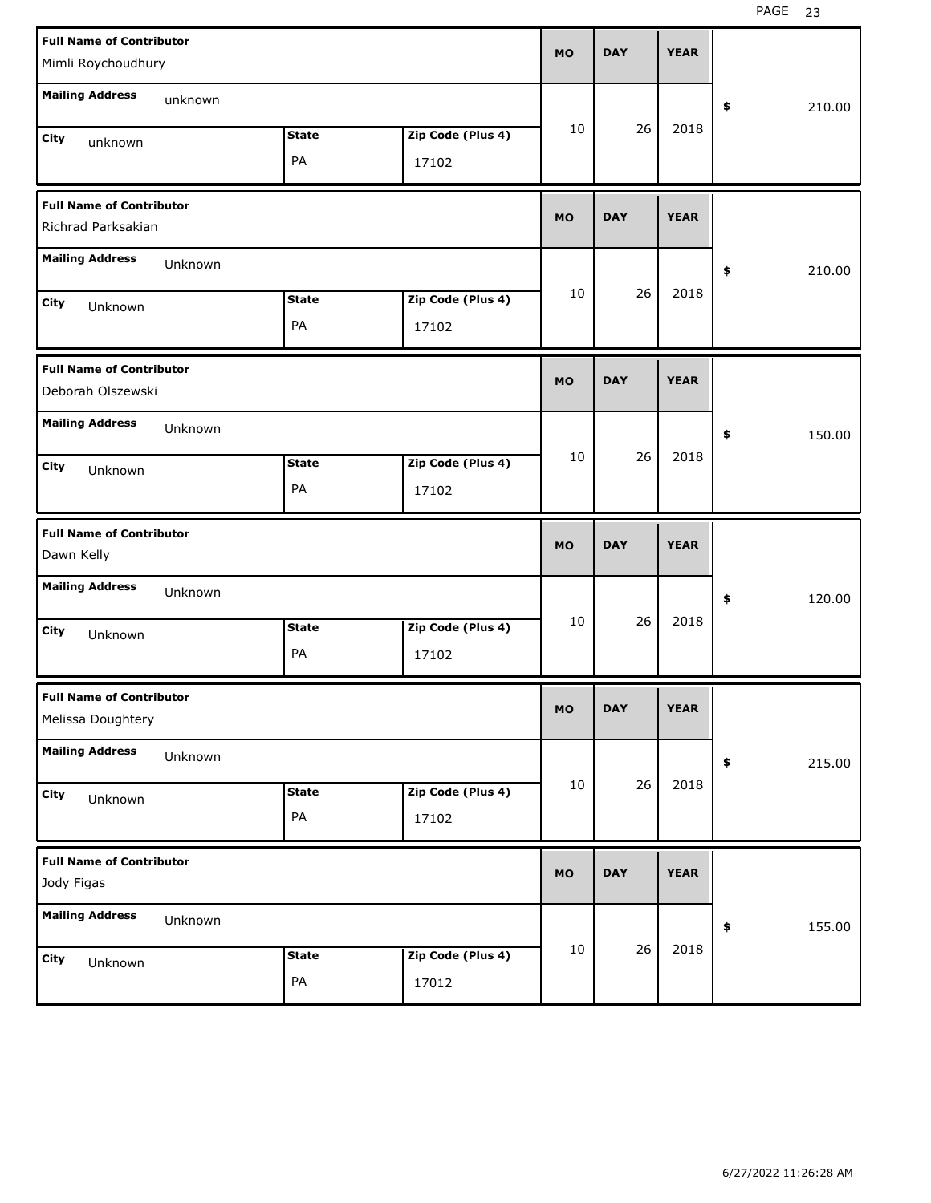| Full Name of Contributor | Mailing Address | City | State | Zip Code (Plus 4) | MO | DAY | YEAR | $ |
|---|---|---|---|---|---|---|---|---|
| Mimli Roychoudhury | unknown | unknown | PA | 17102 | 10 | 26 | 2018 | 210.00 |
| Richrad Parksakian | Unknown | Unknown | PA | 17102 | 10 | 26 | 2018 | 210.00 |
| Deborah Olszewski | Unknown | Unknown | PA | 17102 | 10 | 26 | 2018 | 150.00 |
| Dawn Kelly | Unknown | Unknown | PA | 17102 | 10 | 26 | 2018 | 120.00 |
| Melissa Doughtery | Unknown | Unknown | PA | 17102 | 10 | 26 | 2018 | 215.00 |
| Jody Figas | Unknown | Unknown | PA | 17012 | 10 | 26 | 2018 | 155.00 |

6/27/2022 11:26:28 AM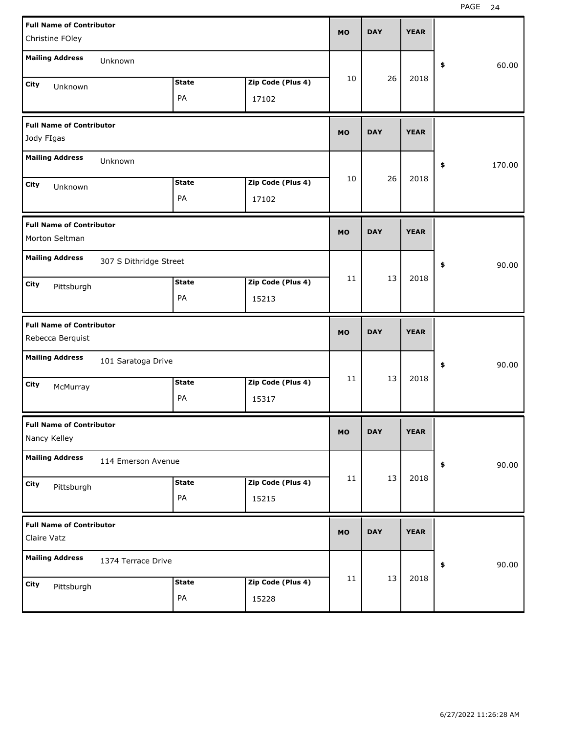| Full Name of Contributor | Mailing Address | City | State | Zip Code (Plus 4) | MO | DAY | YEAR | $ |
|---|---|---|---|---|---|---|---|---|
| Christine FOley | Unknown | Unknown | PA | 17102 | 10 | 26 | 2018 | 60.00 |
| Jody FIgas | Unknown | Unknown | PA | 17102 | 10 | 26 | 2018 | 170.00 |
| Morton Seltman | 307 S Dithridge Street | Pittsburgh | PA | 15213 | 11 | 13 | 2018 | 90.00 |
| Rebecca Berquist | 101 Saratoga Drive | McMurray | PA | 15317 | 11 | 13 | 2018 | 90.00 |
| Nancy Kelley | 114 Emerson Avenue | Pittsburgh | PA | 15215 | 11 | 13 | 2018 | 90.00 |
| Claire Vatz | 1374 Terrace Drive | Pittsburgh | PA | 15228 | 11 | 13 | 2018 | 90.00 |

6/27/2022 11:26:28 AM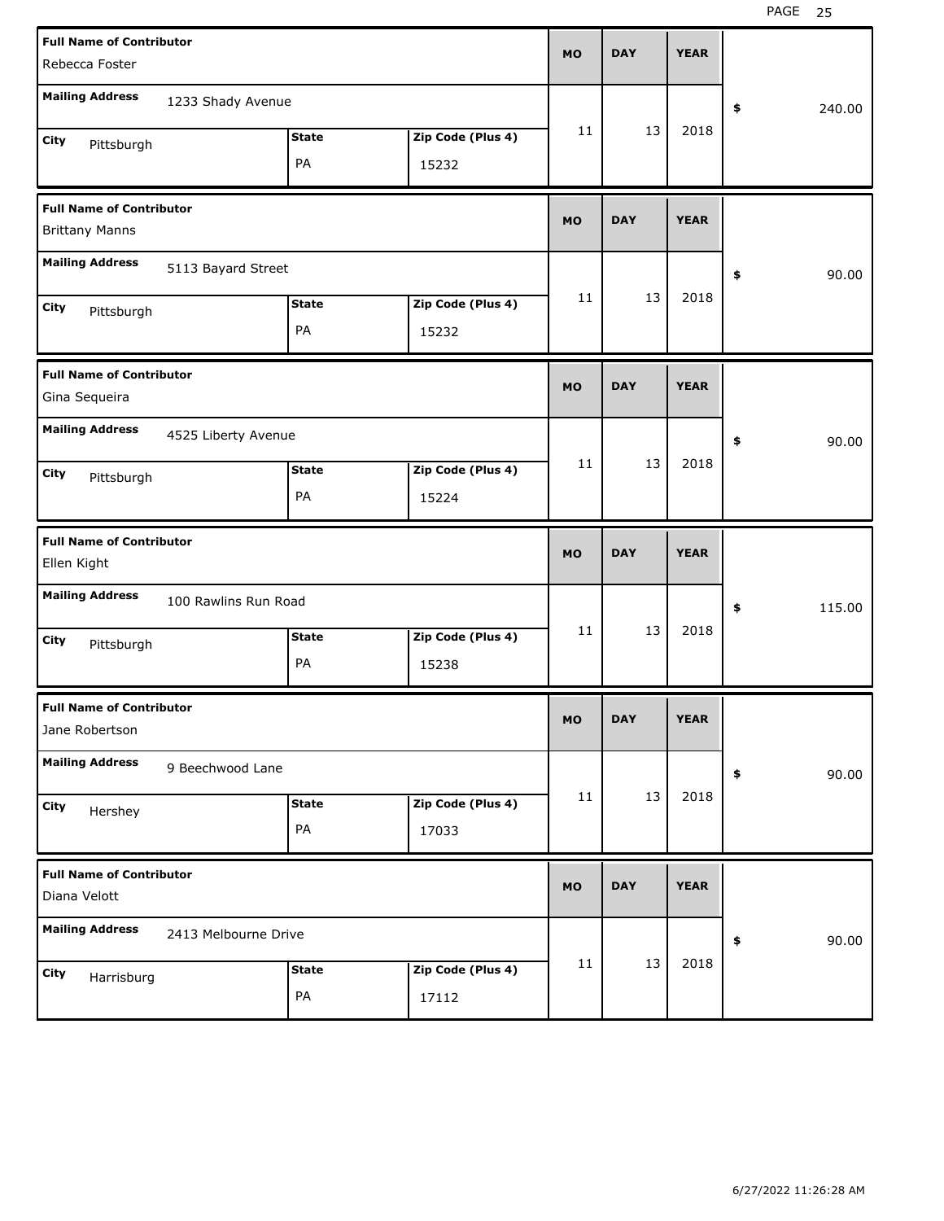| Full Name of Contributor | Mailing Address | City | State | Zip Code (Plus 4) | MO | DAY | YEAR | $ |
|---|---|---|---|---|---|---|---|---|
| Rebecca Foster | 1233 Shady Avenue | Pittsburgh | PA | 15232 | 11 | 13 | 2018 | 240.00 |
| Brittany Manns | 5113 Bayard Street | Pittsburgh | PA | 15232 | 11 | 13 | 2018 | 90.00 |
| Gina Sequeira | 4525 Liberty Avenue | Pittsburgh | PA | 15224 | 11 | 13 | 2018 | 90.00 |
| Ellen Kight | 100 Rawlins Run Road | Pittsburgh | PA | 15238 | 11 | 13 | 2018 | 115.00 |
| Jane Robertson | 9 Beechwood Lane | Hershey | PA | 17033 | 11 | 13 | 2018 | 90.00 |
| Diana Velott | 2413 Melbourne Drive | Harrisburg | PA | 17112 | 11 | 13 | 2018 | 90.00 |

6/27/2022 11:26:28 AM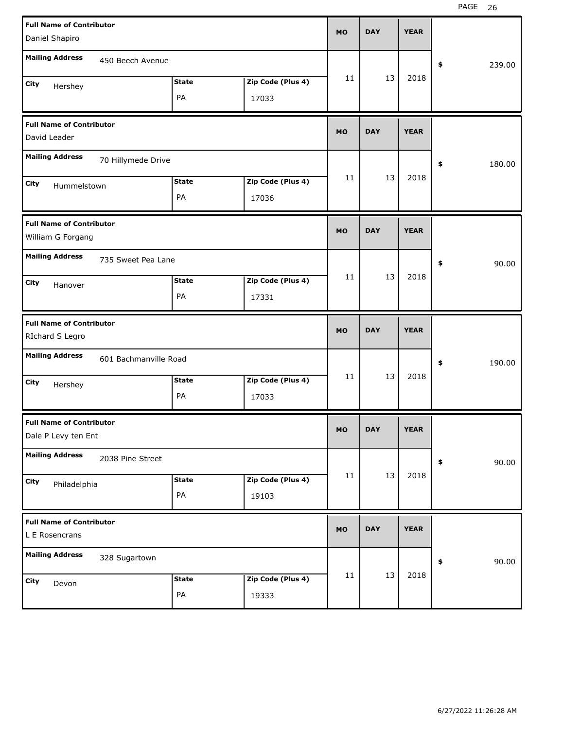| Full Name of Contributor | Mailing Address | City | State | Zip Code (Plus 4) | MO | DAY | YEAR | $ |
|---|---|---|---|---|---|---|---|---|
| Daniel Shapiro | 450 Beech Avenue | Hershey | PA | 17033 | 11 | 13 | 2018 | 239.00 |
| David Leader | 70 Hillymede Drive | Hummelstown | PA | 17036 | 11 | 13 | 2018 | 180.00 |
| William G Forgang | 735 Sweet Pea Lane | Hanover | PA | 17331 | 11 | 13 | 2018 | 90.00 |
| RIchard S Legro | 601 Bachmanville Road | Hershey | PA | 17033 | 11 | 13 | 2018 | 190.00 |
| Dale P Levy ten Ent | 2038 Pine Street | Philadelphia | PA | 19103 | 11 | 13 | 2018 | 90.00 |
| L E Rosencrans | 328 Sugartown | Devon | PA | 19333 | 11 | 13 | 2018 | 90.00 |

6/27/2022 11:26:28 AM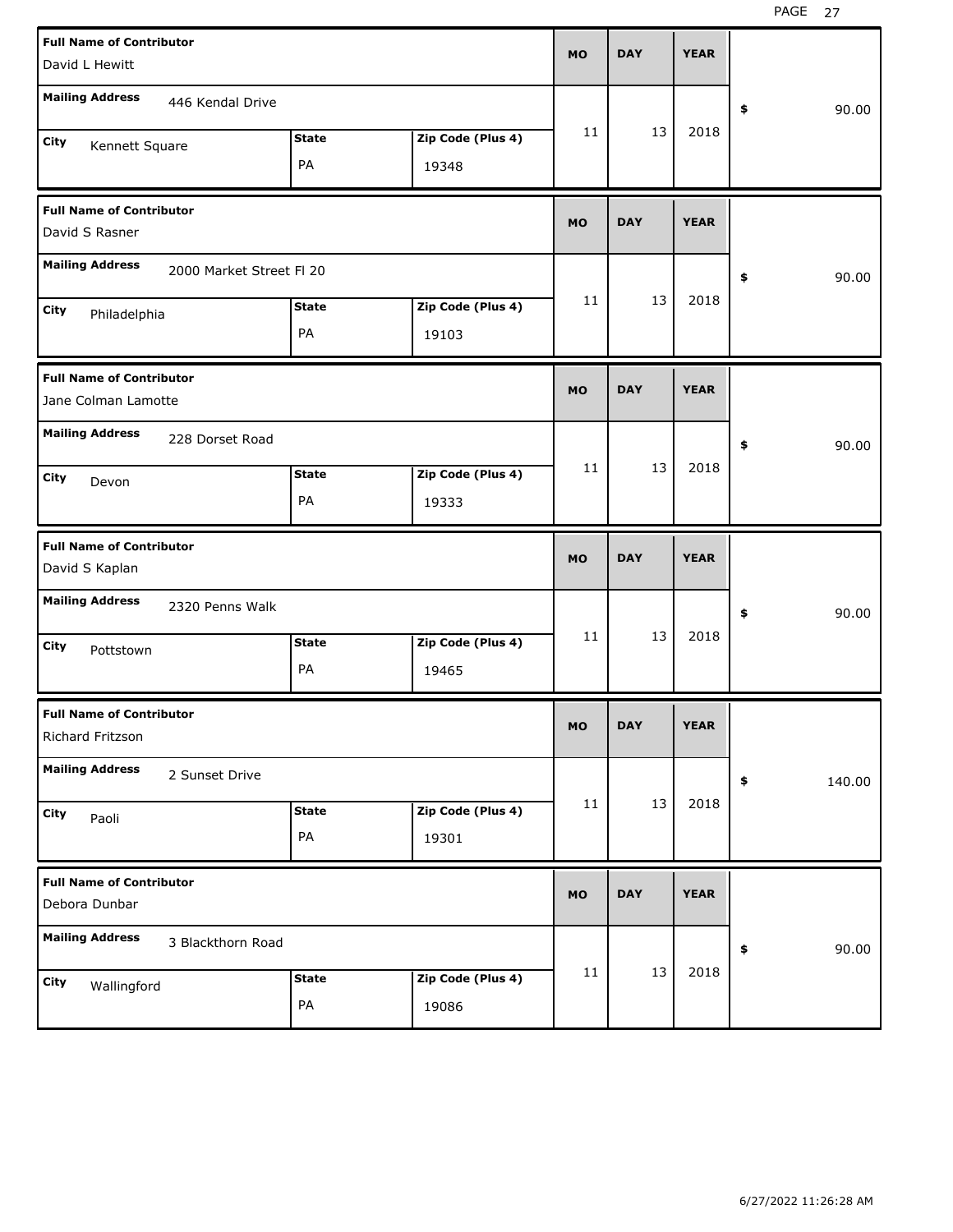| Full Name of Contributor | Mailing Address | City | State | Zip Code (Plus 4) | MO | DAY | YEAR | $ |
|---|---|---|---|---|---|---|---|---|
| David L Hewitt | 446 Kendal Drive | Kennett Square | PA | 19348 | 11 | 13 | 2018 | 90.00 |
| David S Rasner | 2000 Market Street Fl 20 | Philadelphia | PA | 19103 | 11 | 13 | 2018 | 90.00 |
| Jane Colman Lamotte | 228 Dorset Road | Devon | PA | 19333 | 11 | 13 | 2018 | 90.00 |
| David S Kaplan | 2320 Penns Walk | Pottstown | PA | 19465 | 11 | 13 | 2018 | 90.00 |
| Richard Fritzson | 2 Sunset Drive | Paoli | PA | 19301 | 11 | 13 | 2018 | 140.00 |
| Debora Dunbar | 3 Blackthorn Road | Wallingford | PA | 19086 | 11 | 13 | 2018 | 90.00 |

6/27/2022 11:26:28 AM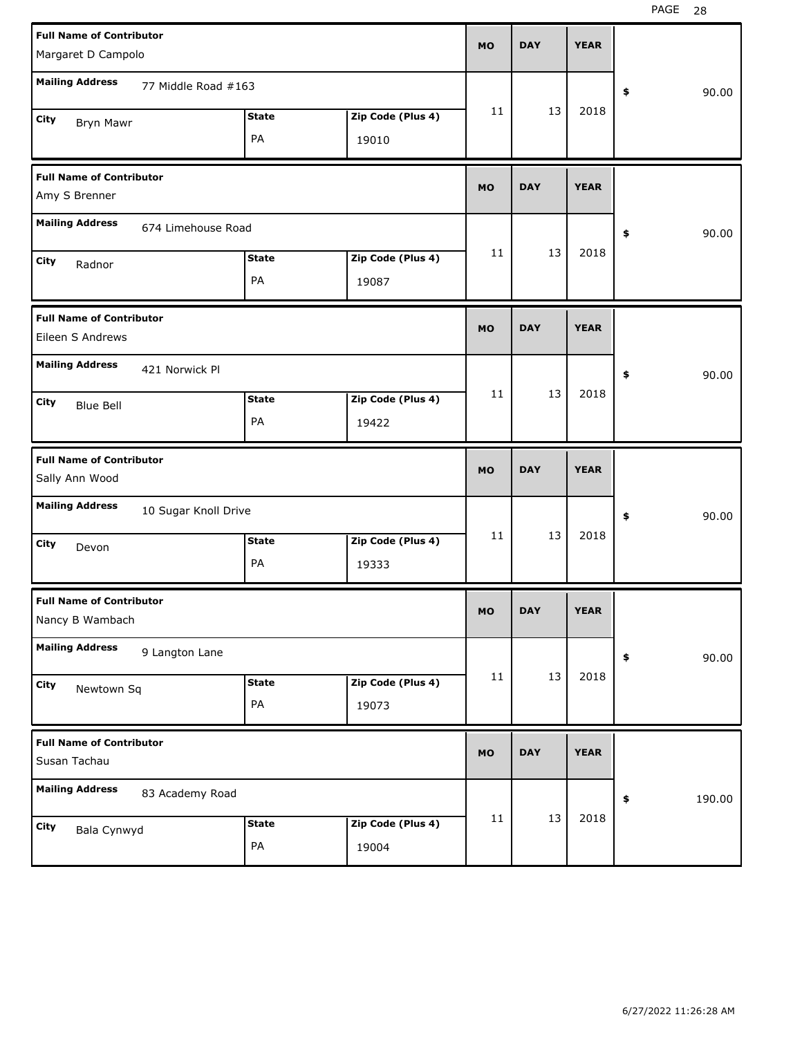| Full Name of Contributor | Mailing Address | City | State | Zip Code (Plus 4) | MO | DAY | YEAR | $ |
|---|---|---|---|---|---|---|---|---|
| Margaret D Campolo | 77 Middle Road #163 | Bryn Mawr | PA | 19010 | 11 | 13 | 2018 | 90.00 |
| Amy S Brenner | 674 Limehouse Road | Radnor | PA | 19087 | 11 | 13 | 2018 | 90.00 |
| Eileen S Andrews | 421 Norwick Pl | Blue Bell | PA | 19422 | 11 | 13 | 2018 | 90.00 |
| Sally Ann Wood | 10 Sugar Knoll Drive | Devon | PA | 19333 | 11 | 13 | 2018 | 90.00 |
| Nancy B Wambach | 9 Langton Lane | Newtown Sq | PA | 19073 | 11 | 13 | 2018 | 90.00 |
| Susan Tachau | 83 Academy Road | Bala Cynwyd | PA | 19004 | 11 | 13 | 2018 | 190.00 |

6/27/2022 11:26:28 AM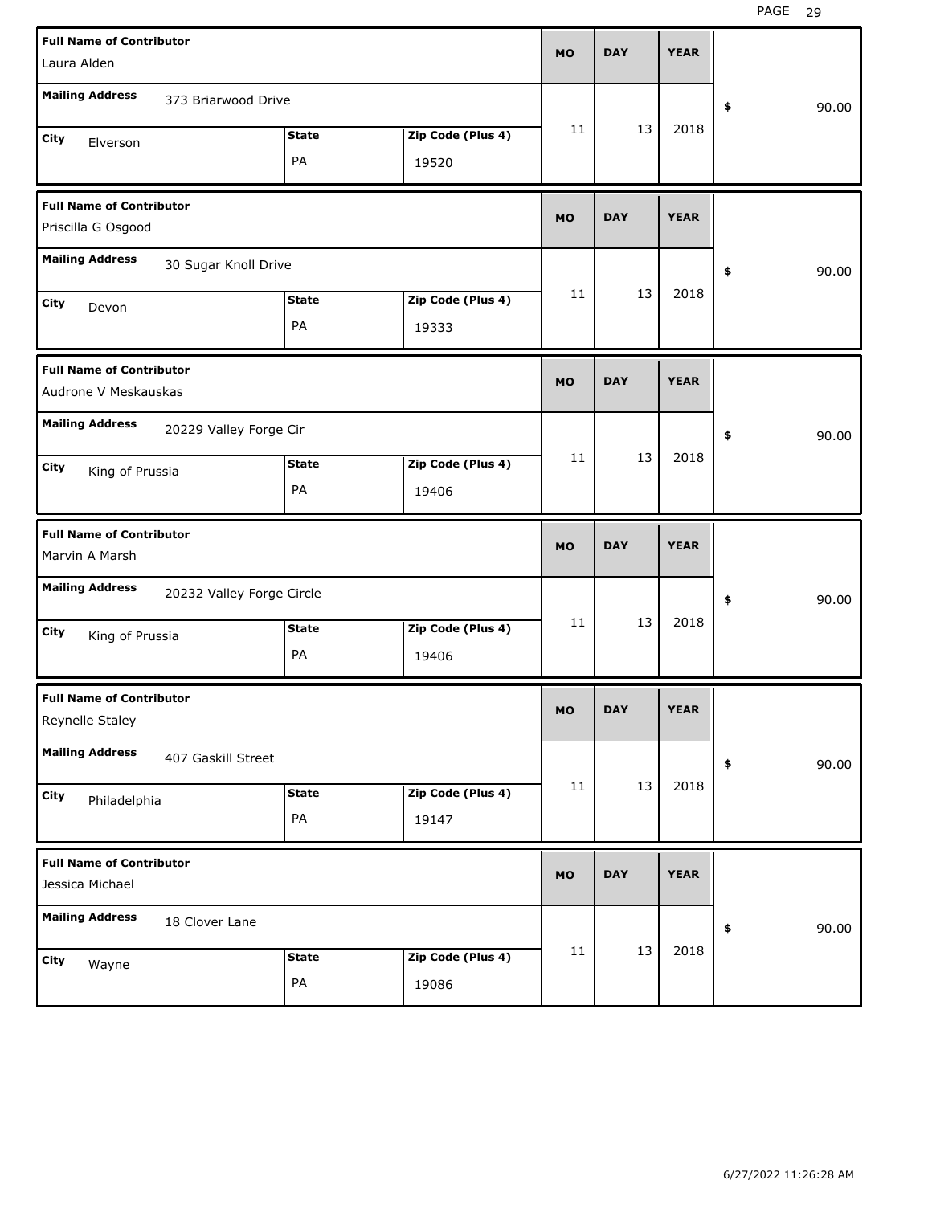| Full Name of Contributor | Mailing Address | City | State | Zip Code (Plus 4) | MO | DAY | YEAR | $ |
|---|---|---|---|---|---|---|---|---|
| Laura Alden | 373 Briarwood Drive | Elverson | PA | 19520 | 11 | 13 | 2018 | 90.00 |
| Priscilla G Osgood | 30 Sugar Knoll Drive | Devon | PA | 19333 | 11 | 13 | 2018 | 90.00 |
| Audrone V Meskauskas | 20229 Valley Forge Cir | King of Prussia | PA | 19406 | 11 | 13 | 2018 | 90.00 |
| Marvin A Marsh | 20232 Valley Forge Circle | King of Prussia | PA | 19406 | 11 | 13 | 2018 | 90.00 |
| Reynelle Staley | 407 Gaskill Street | Philadelphia | PA | 19147 | 11 | 13 | 2018 | 90.00 |
| Jessica Michael | 18 Clover Lane | Wayne | PA | 19086 | 11 | 13 | 2018 | 90.00 |

6/27/2022 11:26:28 AM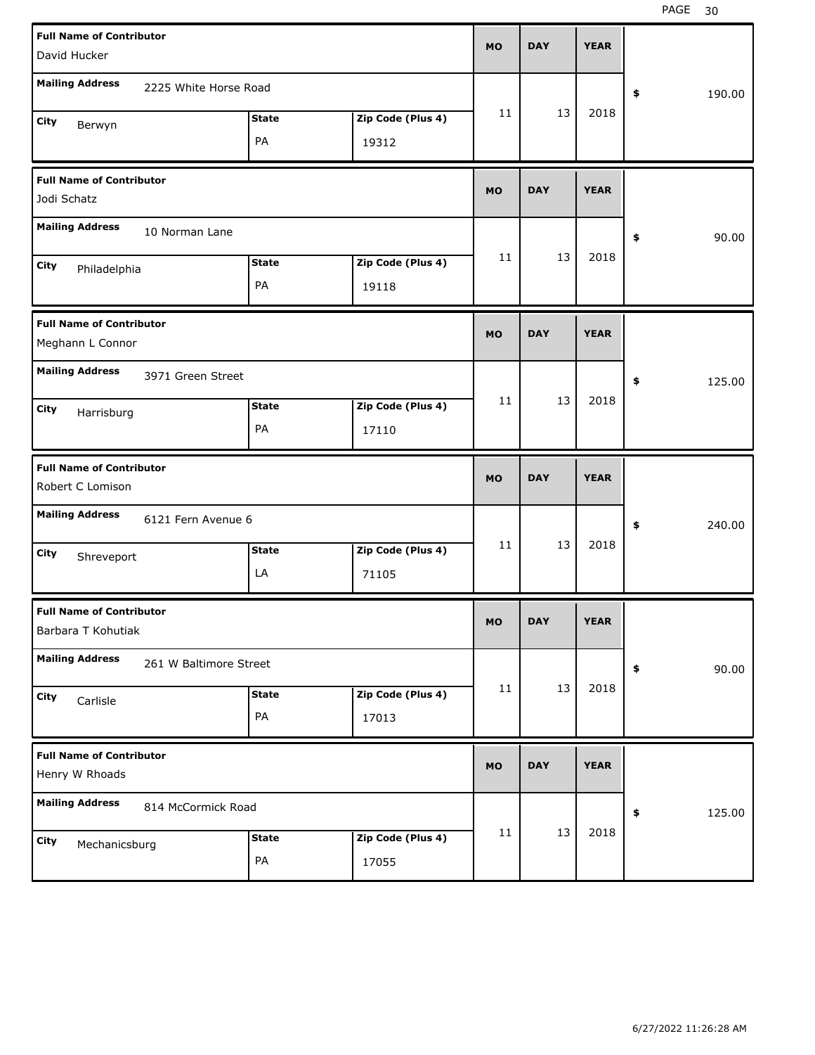| Full Name of Contributor | Mailing Address | City | State | Zip Code (Plus 4) | MO | DAY | YEAR | $ |
|---|---|---|---|---|---|---|---|---|
| David Hucker | 2225 White Horse Road | Berwyn | PA | 19312 | 11 | 13 | 2018 | 190.00 |
| Jodi Schatz | 10 Norman Lane | Philadelphia | PA | 19118 | 11 | 13 | 2018 | 90.00 |
| Meghann L Connor | 3971 Green Street | Harrisburg | PA | 17110 | 11 | 13 | 2018 | 125.00 |
| Robert C Lomison | 6121 Fern Avenue 6 | Shreveport | LA | 71105 | 11 | 13 | 2018 | 240.00 |
| Barbara T Kohutiak | 261 W Baltimore Street | Carlisle | PA | 17013 | 11 | 13 | 2018 | 90.00 |
| Henry W Rhoads | 814 McCormick Road | Mechanicsburg | PA | 17055 | 11 | 13 | 2018 | 125.00 |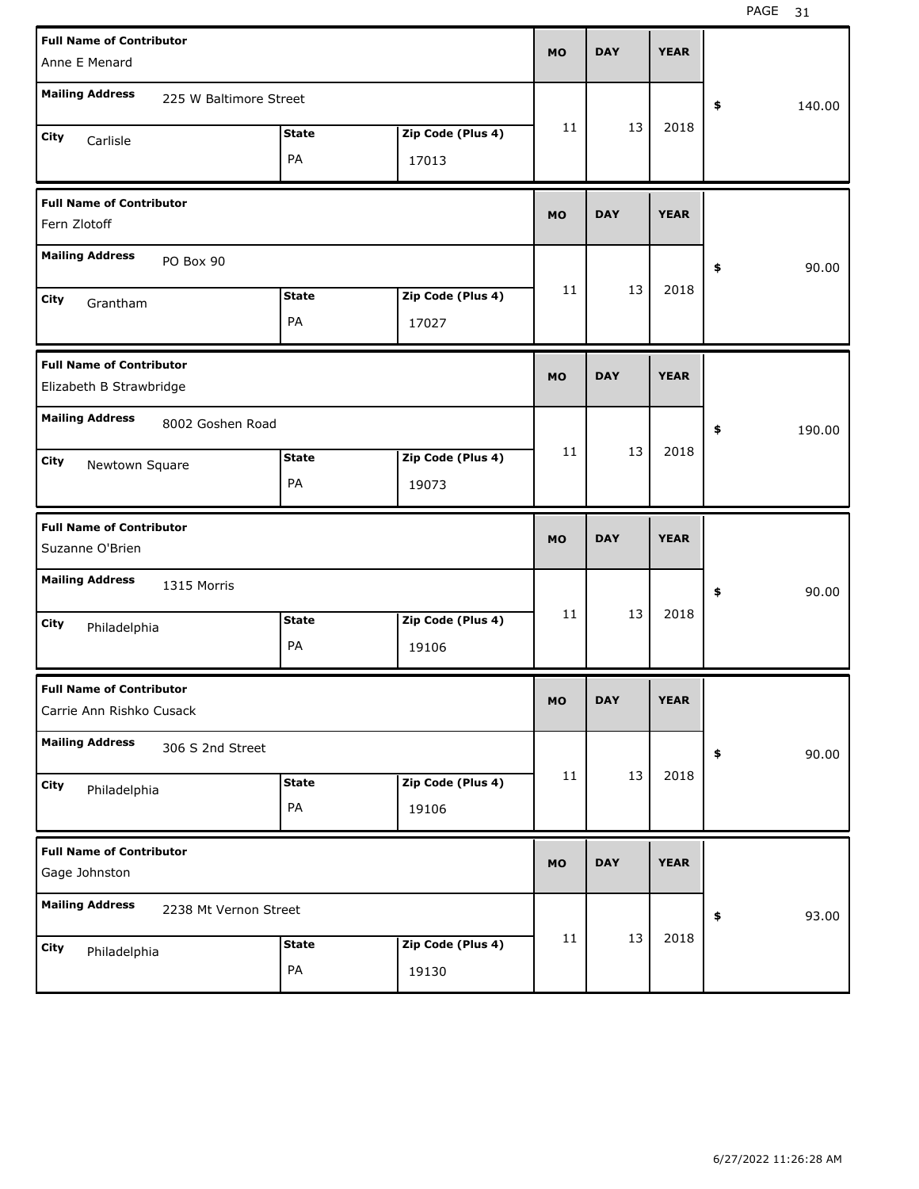| Full Name of Contributor | Mailing Address | City | State | Zip Code (Plus 4) | MO | DAY | YEAR | $ |
|---|---|---|---|---|---|---|---|---|
| Anne E Menard | 225 W Baltimore Street | Carlisle | PA | 17013 | 11 | 13 | 2018 | 140.00 |
| Fern Zlotoff | PO Box 90 | Grantham | PA | 17027 | 11 | 13 | 2018 | 90.00 |
| Elizabeth B Strawbridge | 8002 Goshen Road | Newtown Square | PA | 19073 | 11 | 13 | 2018 | 190.00 |
| Suzanne O'Brien | 1315 Morris | Philadelphia | PA | 19106 | 11 | 13 | 2018 | 90.00 |
| Carrie Ann Rishko Cusack | 306 S 2nd Street | Philadelphia | PA | 19106 | 11 | 13 | 2018 | 90.00 |
| Gage Johnston | 2238 Mt Vernon Street | Philadelphia | PA | 19130 | 11 | 13 | 2018 | 93.00 |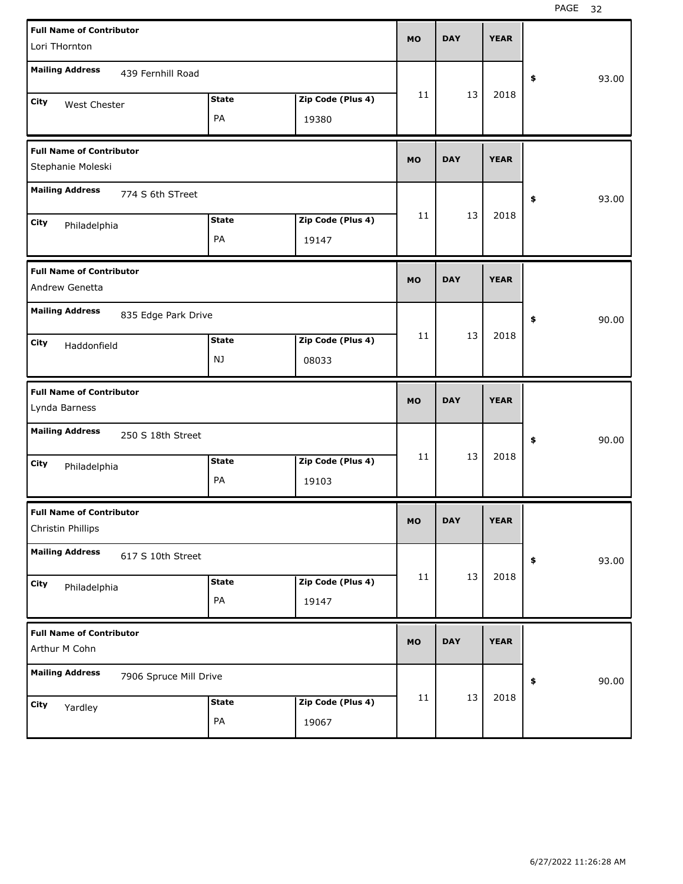| Full Name of Contributor | Mailing Address | City | State | Zip Code (Plus 4) | MO | DAY | YEAR | $ |
|---|---|---|---|---|---|---|---|---|
| Lori THornton | 439 Fernhill Road | West Chester | PA | 19380 | 11 | 13 | 2018 | 93.00 |
| Stephanie Moleski | 774 S 6th STreet | Philadelphia | PA | 19147 | 11 | 13 | 2018 | 93.00 |
| Andrew Genetta | 835 Edge Park Drive | Haddonfield | NJ | 08033 | 11 | 13 | 2018 | 90.00 |
| Lynda Barness | 250 S 18th Street | Philadelphia | PA | 19103 | 11 | 13 | 2018 | 90.00 |
| Christin Phillips | 617 S 10th Street | Philadelphia | PA | 19147 | 11 | 13 | 2018 | 93.00 |
| Arthur M Cohn | 7906 Spruce Mill Drive | Yardley | PA | 19067 | 11 | 13 | 2018 | 90.00 |

6/27/2022 11:26:28 AM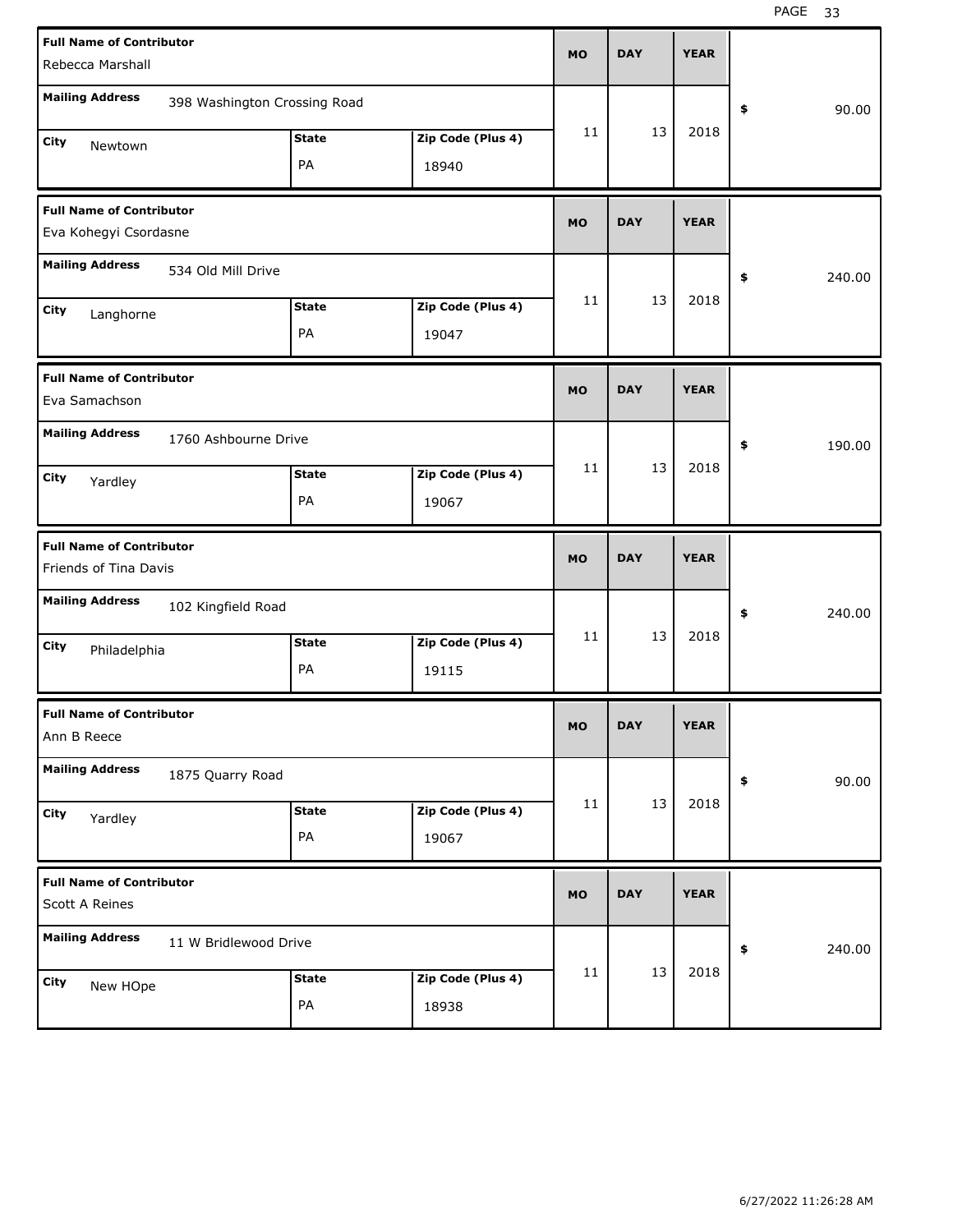| Full Name of Contributor | Mailing Address | City | State | Zip Code (Plus 4) | MO | DAY | YEAR | Amount |
|---|---|---|---|---|---|---|---|---|
| Rebecca Marshall | 398 Washington Crossing Road | Newtown | PA | 18940 | 11 | 13 | 2018 | $ 90.00 |
| Eva Kohegyi Csordasne | 534 Old Mill Drive | Langhorne | PA | 19047 | 11 | 13 | 2018 | $ 240.00 |
| Eva Samachson | 1760 Ashbourne Drive | Yardley | PA | 19067 | 11 | 13 | 2018 | $ 190.00 |
| Friends of Tina Davis | 102 Kingfield Road | Philadelphia | PA | 19115 | 11 | 13 | 2018 | $ 240.00 |
| Ann B Reece | 1875 Quarry Road | Yardley | PA | 19067 | 11 | 13 | 2018 | $ 90.00 |
| Scott A Reines | 11 W Bridlewood Drive | New HOpe | PA | 18938 | 11 | 13 | 2018 | $ 240.00 |

6/27/2022 11:26:28 AM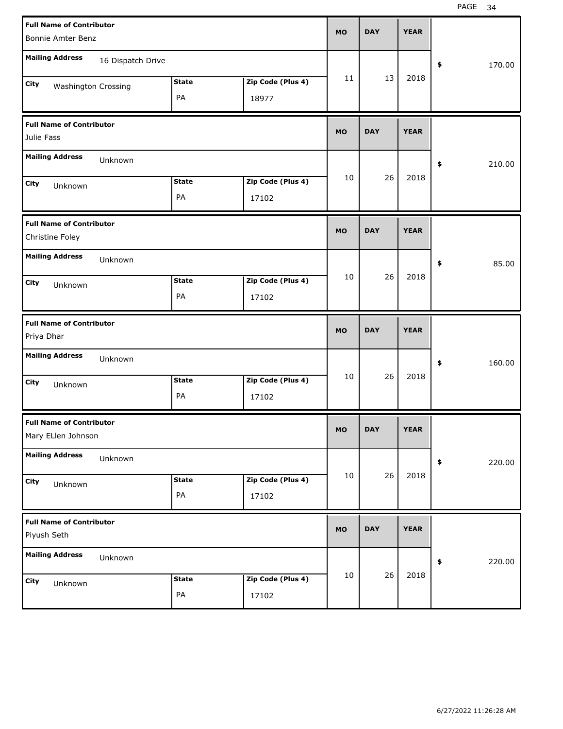| Full Name of Contributor | Mailing Address | City | State | Zip Code (Plus 4) | MO | DAY | YEAR | $ |
|---|---|---|---|---|---|---|---|---|
| Bonnie Amter Benz | 16 Dispatch Drive | Washington Crossing | PA | 18977 | 11 | 13 | 2018 | 170.00 |
| Julie Fass | Unknown | Unknown | PA | 17102 | 10 | 26 | 2018 | 210.00 |
| Christine Foley | Unknown | Unknown | PA | 17102 | 10 | 26 | 2018 | 85.00 |
| Priya Dhar | Unknown | Unknown | PA | 17102 | 10 | 26 | 2018 | 160.00 |
| Mary ELlen Johnson | Unknown | Unknown | PA | 17102 | 10 | 26 | 2018 | 220.00 |
| Piyush Seth | Unknown | Unknown | PA | 17102 | 10 | 26 | 2018 | 220.00 |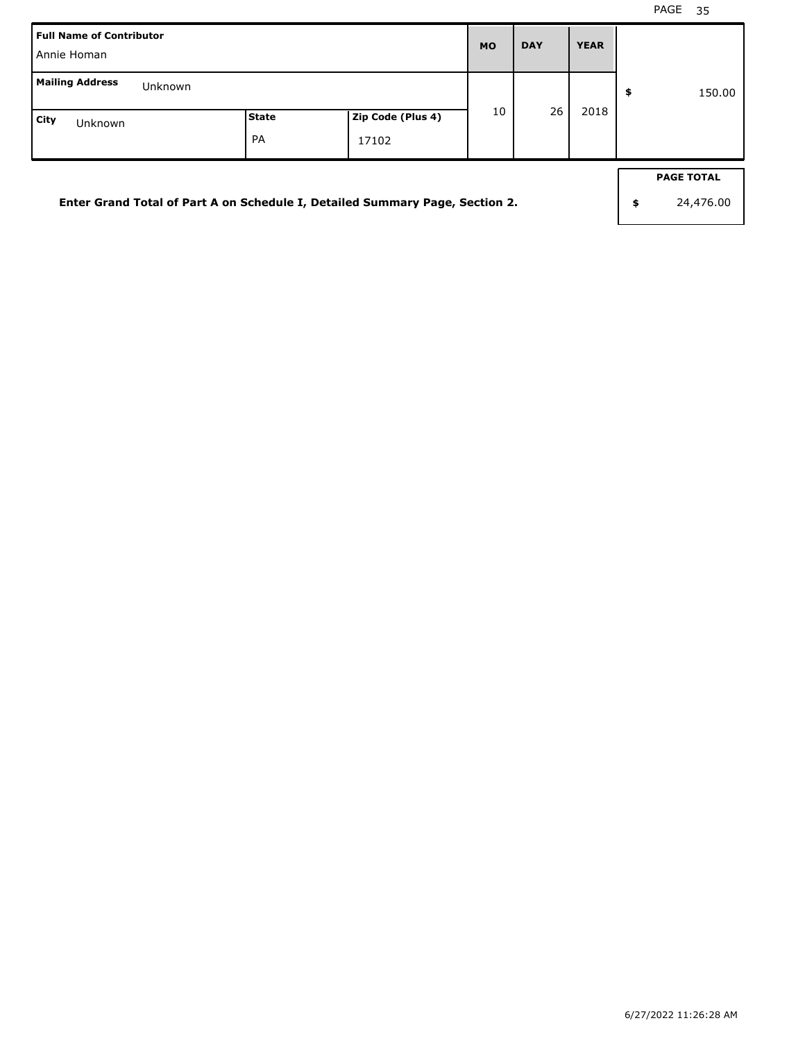| Full Name of Contributor | | | MO | DAY | YEAR | |
|---|---|---|---|---|---|---|
| Annie Homan | | | | | | |
| **Mailing Address** Unknown | | | 10 | 26 | 2018 | $ 150.00 |
| **City** Unknown | **State** PA | **Zip Code (Plus 4)** 17102 | | | | |

**Enter Grand Total of Part A on Schedule I, Detailed Summary Page, Section 2.**

| PAGE TOTAL |
|---|
| $ 24,476.00 |

6/27/2022 11:26:28 AM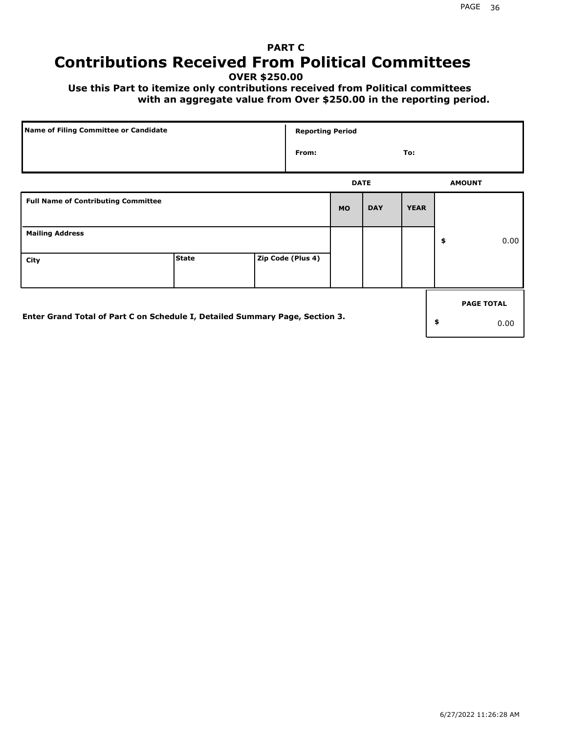**PART C**

# Contributions Received From Political Committees

**OVER $250.00**

**Use this Part to itemize only contributions received from Political committees with an aggregate value from Over $250.00 in the reporting period.**

| Name of Filing Committee or Candidate | Reporting Period |
|---|---|
| | From: To: |

| Full Name of Contributing Committee | | | DATE MO | DAY | YEAR | AMOUNT |
|---|---|---|---|---|---|---|
| Mailing Address | | | | | | $ 0.00 |
| City | State | Zip Code (Plus 4) | | | | |

Enter Grand Total of Part C on Schedule I, Detailed Summary Page, Section 3.

| PAGE TOTAL |
|---|
| $ 0.00 |

6/27/2022 11:26:28 AM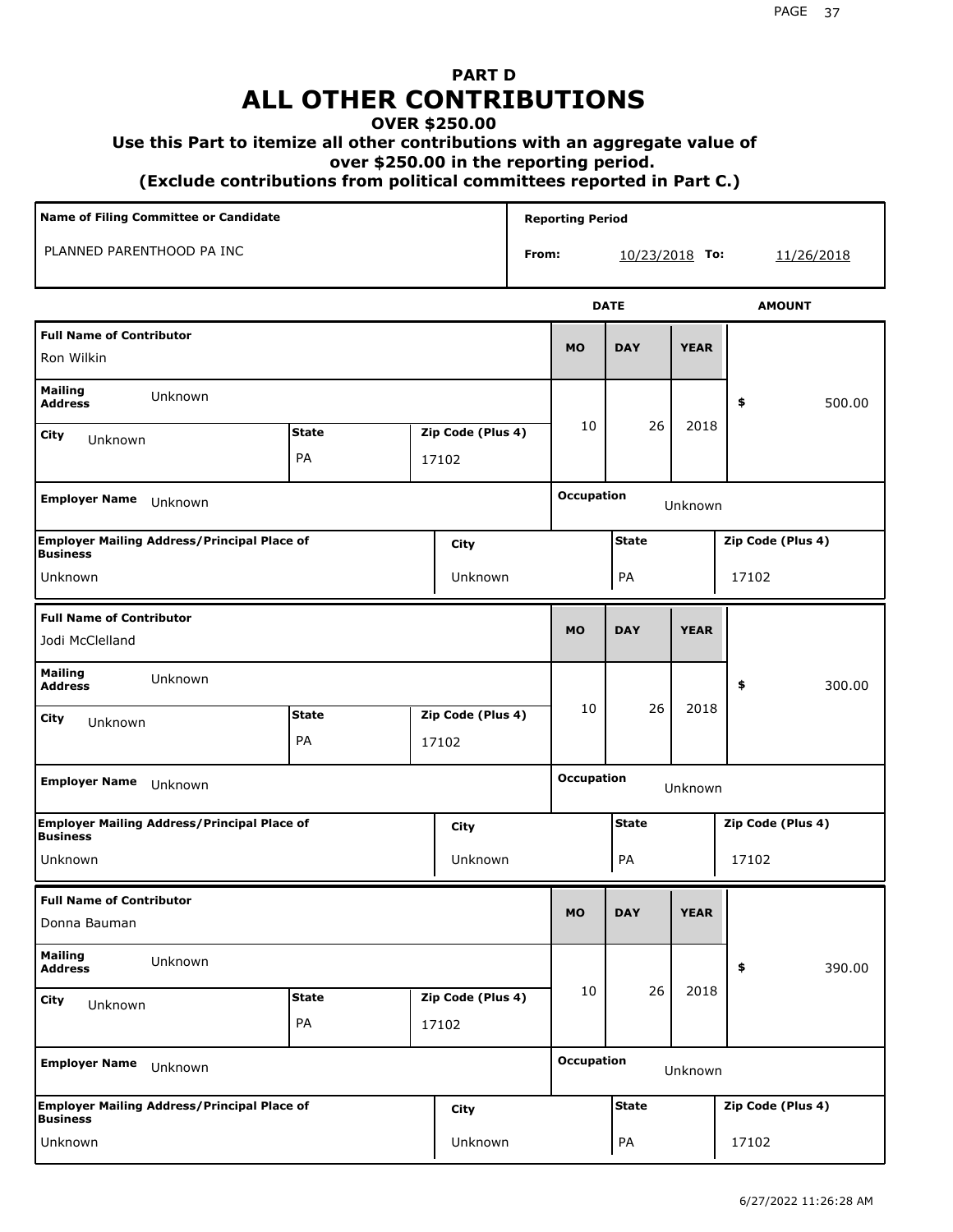# PART D
# ALL OTHER CONTRIBUTIONS
### OVER $250.00
### Use this Part to itemize all other contributions with an aggregate value of over $250.00 in the reporting period.
### (Exclude contributions from political committees reported in Part C.)

| Name of Filing Committee or Candidate | Reporting Period |
|---|---|
| PLANNED PARENTHOOD PA INC | From: 10/23/2018 To: 11/26/2018 |

| Full Name of Contributor | Mailing Address | City | State | Zip Code (Plus 4) | MO | DAY | YEAR | AMOUNT | Employer Name | Occupation | Employer Mailing Address/Principal Place of Business | City | State | Zip Code (Plus 4) |
|---|---|---|---|---|---|---|---|---|---|---|---|---|---|---|
| Ron Wilkin | Unknown | Unknown | PA | 17102 | 10 | 26 | 2018 | $ 500.00 | Unknown | Unknown | Unknown | Unknown | PA | 17102 |
| Jodi McClelland | Unknown | Unknown | PA | 17102 | 10 | 26 | 2018 | $ 300.00 | Unknown | Unknown | Unknown | Unknown | PA | 17102 |
| Donna Bauman | Unknown | Unknown | PA | 17102 | 10 | 26 | 2018 | $ 390.00 | Unknown | Unknown | Unknown | Unknown | PA | 17102 |

6/27/2022 11:26:28 AM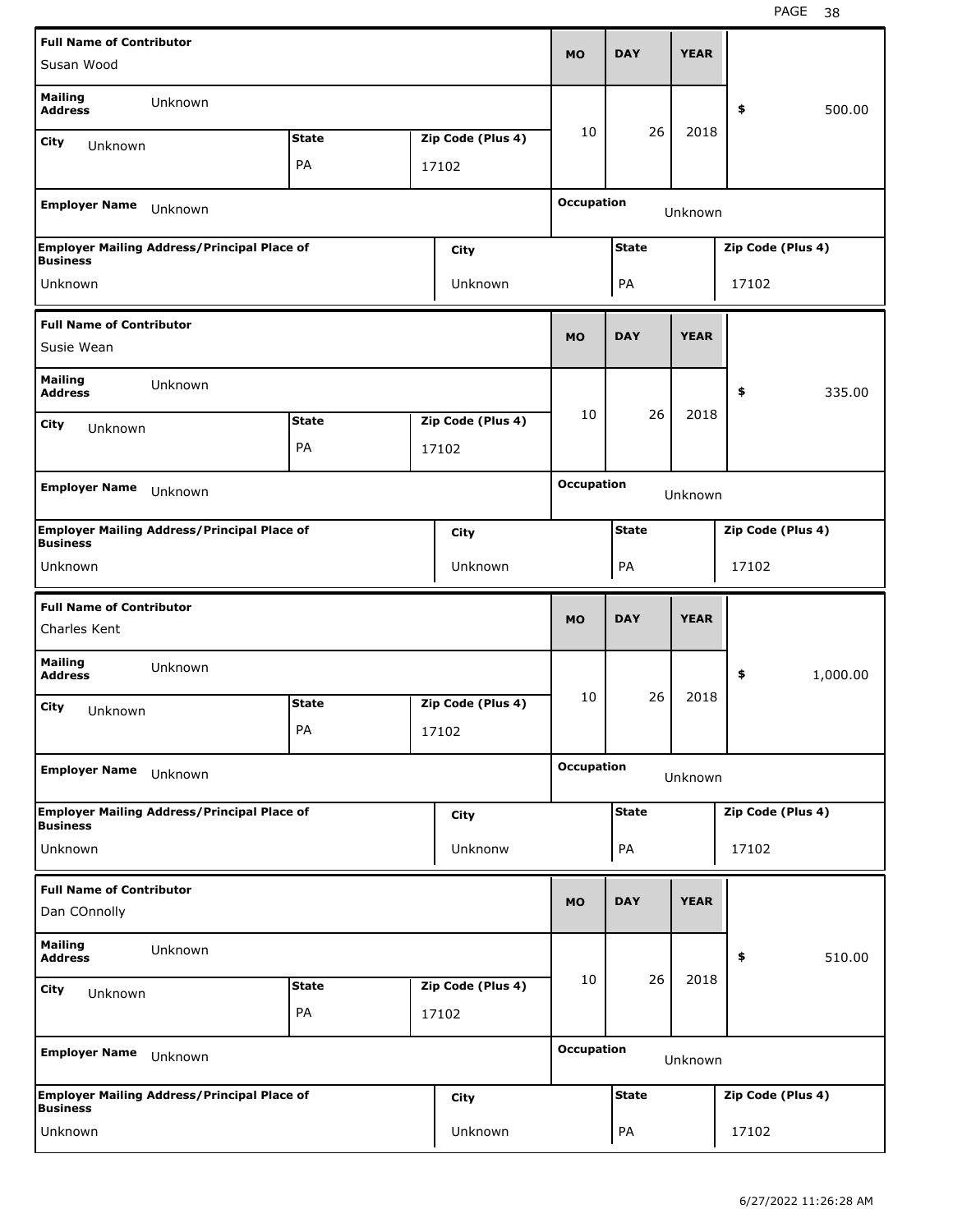| Full Name of Contributor | | | MO | DAY | YEAR | |
|---|---|---|---|---|---|---|
| Susan Wood | | | 10 | 26 | 2018 | $ 500.00 |
| **Mailing Address** Unknown | | | | | | |
| **City** Unknown | **State** PA | **Zip Code (Plus 4)** 17102 | | | | |
| **Employer Name** Unknown | | | **Occupation** Unknown | | | |
| **Employer Mailing Address/Principal Place of Business** Unknown | **City** Unknown | | **State** PA | | **Zip Code (Plus 4)** 17102 | |

| Full Name of Contributor | | | MO | DAY | YEAR | |
|---|---|---|---|---|---|---|
| Susie Wean | | | 10 | 26 | 2018 | $ 335.00 |
| **Mailing Address** Unknown | | | | | | |
| **City** Unknown | **State** PA | **Zip Code (Plus 4)** 17102 | | | | |
| **Employer Name** Unknown | | | **Occupation** Unknown | | | |
| **Employer Mailing Address/Principal Place of Business** Unknown | **City** Unknown | | **State** PA | | **Zip Code (Plus 4)** 17102 | |

| Full Name of Contributor | | | MO | DAY | YEAR | |
|---|---|---|---|---|---|---|
| Charles Kent | | | 10 | 26 | 2018 | $ 1,000.00 |
| **Mailing Address** Unknown | | | | | | |
| **City** Unknown | **State** PA | **Zip Code (Plus 4)** 17102 | | | | |
| **Employer Name** Unknown | | | **Occupation** Unknown | | | |
| **Employer Mailing Address/Principal Place of Business** Unknown | **City** Unknonw | | **State** PA | | **Zip Code (Plus 4)** 17102 | |

| Full Name of Contributor | | | MO | DAY | YEAR | |
|---|---|---|---|---|---|---|
| Dan COnnolly | | | 10 | 26 | 2018 | $ 510.00 |
| **Mailing Address** Unknown | | | | | | |
| **City** Unknown | **State** PA | **Zip Code (Plus 4)** 17102 | | | | |
| **Employer Name** Unknown | | | **Occupation** Unknown | | | |
| **Employer Mailing Address/Principal Place of Business** Unknown | **City** Unknown | | **State** PA | | **Zip Code (Plus 4)** 17102 | |

6/27/2022 11:26:28 AM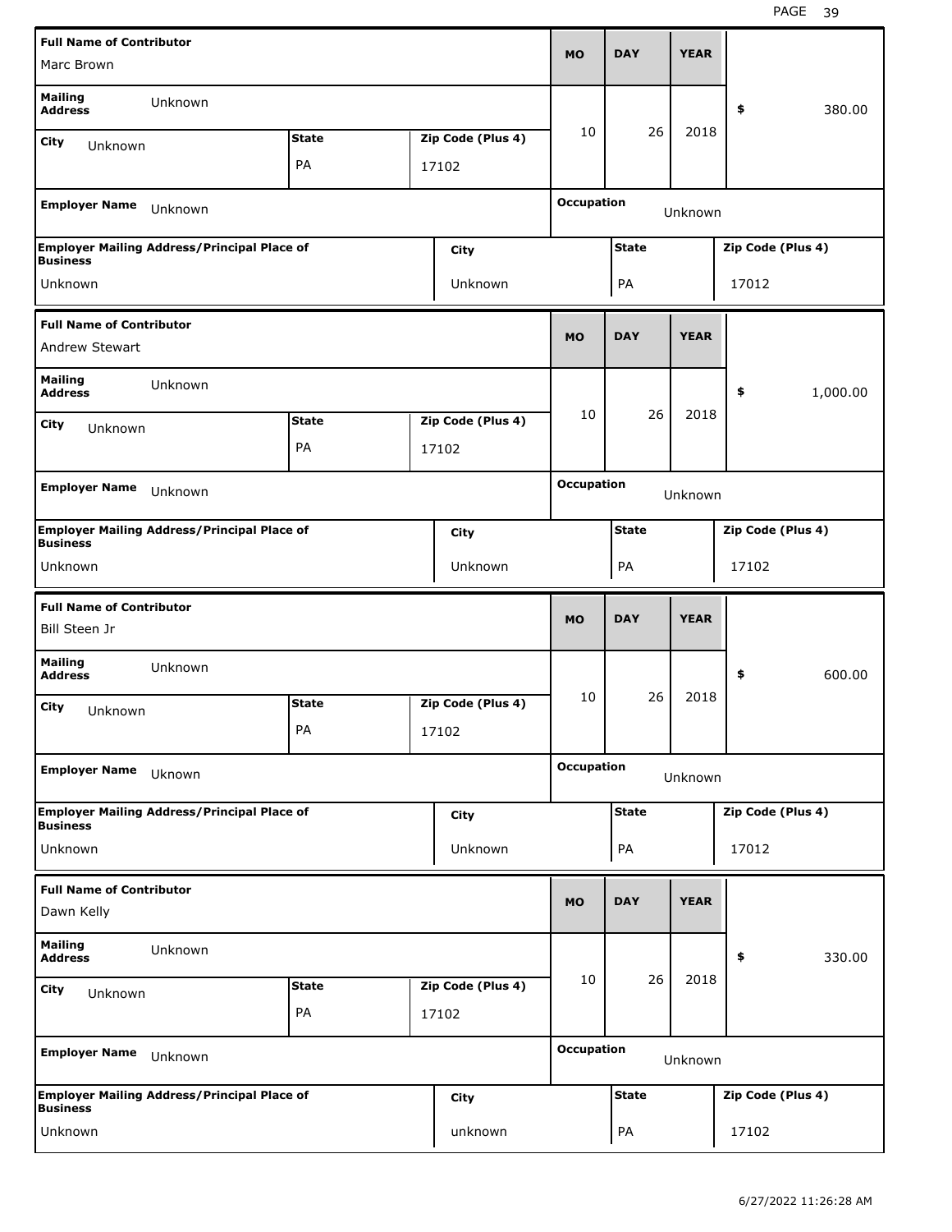| Full Name of Contributor | | | MO | DAY | YEAR | |
|---|---|---|---|---|---|---|
| Marc Brown | | | 10 | 26 | 2018 | $ 380.00 |
| Mailing Address: Unknown | | | | | | |
| City: Unknown | State: PA | Zip Code (Plus 4): 17102 | | | | |
| Employer Name: Unknown | | | Occupation: Unknown | | | |
| Employer Mailing Address/Principal Place of Business: Unknown | | City: Unknown | State: PA | | Zip Code (Plus 4): 17012 | |

| Full Name of Contributor | | | MO | DAY | YEAR | |
|---|---|---|---|---|---|---|
| Andrew Stewart | | | 10 | 26 | 2018 | $ 1,000.00 |
| Mailing Address: Unknown | | | | | | |
| City: Unknown | State: PA | Zip Code (Plus 4): 17102 | | | | |
| Employer Name: Unknown | | | Occupation: Unknown | | | |
| Employer Mailing Address/Principal Place of Business: Unknown | | City: Unknown | State: PA | | Zip Code (Plus 4): 17102 | |

| Full Name of Contributor | | | MO | DAY | YEAR | |
|---|---|---|---|---|---|---|
| Bill Steen Jr | | | 10 | 26 | 2018 | $ 600.00 |
| Mailing Address: Unknown | | | | | | |
| City: Unknown | State: PA | Zip Code (Plus 4): 17102 | | | | |
| Employer Name: Uknown | | | Occupation: Unknown | | | |
| Employer Mailing Address/Principal Place of Business: Unknown | | City: Unknown | State: PA | | Zip Code (Plus 4): 17012 | |

| Full Name of Contributor | | | MO | DAY | YEAR | |
|---|---|---|---|---|---|---|
| Dawn Kelly | | | 10 | 26 | 2018 | $ 330.00 |
| Mailing Address: Unknown | | | | | | |
| City: Unknown | State: PA | Zip Code (Plus 4): 17102 | | | | |
| Employer Name: Unknown | | | Occupation: Unknown | | | |
| Employer Mailing Address/Principal Place of Business: Unknown | | City: unknown | State: PA | | Zip Code (Plus 4): 17102 | |

6/27/2022 11:26:28 AM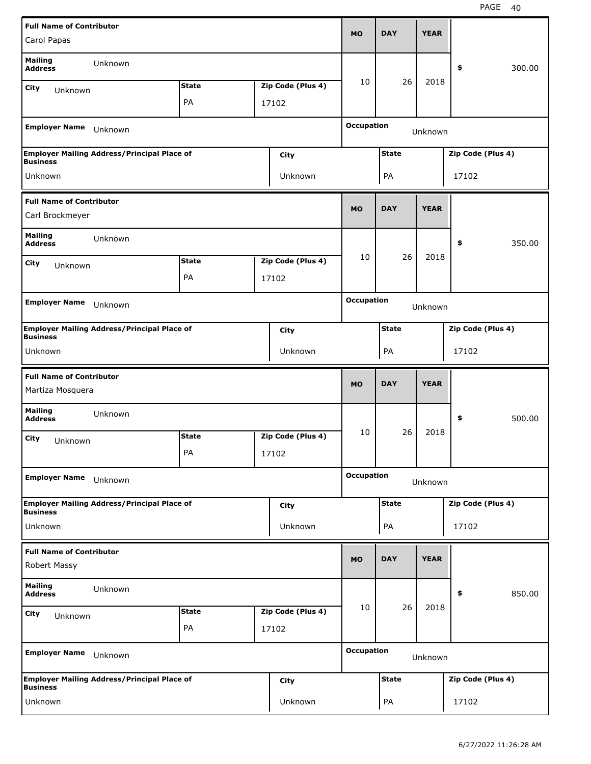| Full Name of Contributor | | | MO | DAY | YEAR | |
|---|---|---|---|---|---|---|
| Carol Papas | | | | | | |
| Mailing Address | Unknown | | 10 | 26 | 2018 | $ 300.00 |
| City: Unknown | State: PA | Zip Code (Plus 4): 17102 | | | | |
| Employer Name: Unknown | | | Occupation: Unknown | | | |
| Employer Mailing Address/Principal Place of Business: Unknown | City: Unknown | | State: PA | | Zip Code (Plus 4): 17102 | |

| Full Name of Contributor | | | MO | DAY | YEAR | |
|---|---|---|---|---|---|---|
| Carl Brockmeyer | | | | | | |
| Mailing Address | Unknown | | 10 | 26 | 2018 | $ 350.00 |
| City: Unknown | State: PA | Zip Code (Plus 4): 17102 | | | | |
| Employer Name: Unknown | | | Occupation: Unknown | | | |
| Employer Mailing Address/Principal Place of Business: Unknown | City: Unknown | | State: PA | | Zip Code (Plus 4): 17102 | |

| Full Name of Contributor | | | MO | DAY | YEAR | |
|---|---|---|---|---|---|---|
| Martiza Mosquera | | | | | | |
| Mailing Address | Unknown | | 10 | 26 | 2018 | $ 500.00 |
| City: Unknown | State: PA | Zip Code (Plus 4): 17102 | | | | |
| Employer Name: Unknown | | | Occupation: Unknown | | | |
| Employer Mailing Address/Principal Place of Business: Unknown | City: Unknown | | State: PA | | Zip Code (Plus 4): 17102 | |

| Full Name of Contributor | | | MO | DAY | YEAR | |
|---|---|---|---|---|---|---|
| Robert Massy | | | | | | |
| Mailing Address | Unknown | | 10 | 26 | 2018 | $ 850.00 |
| City: Unknown | State: PA | Zip Code (Plus 4): 17102 | | | | |
| Employer Name: Unknown | | | Occupation: Unknown | | | |
| Employer Mailing Address/Principal Place of Business: Unknown | City: Unknown | | State: PA | | Zip Code (Plus 4): 17102 | |

6/27/2022 11:26:28 AM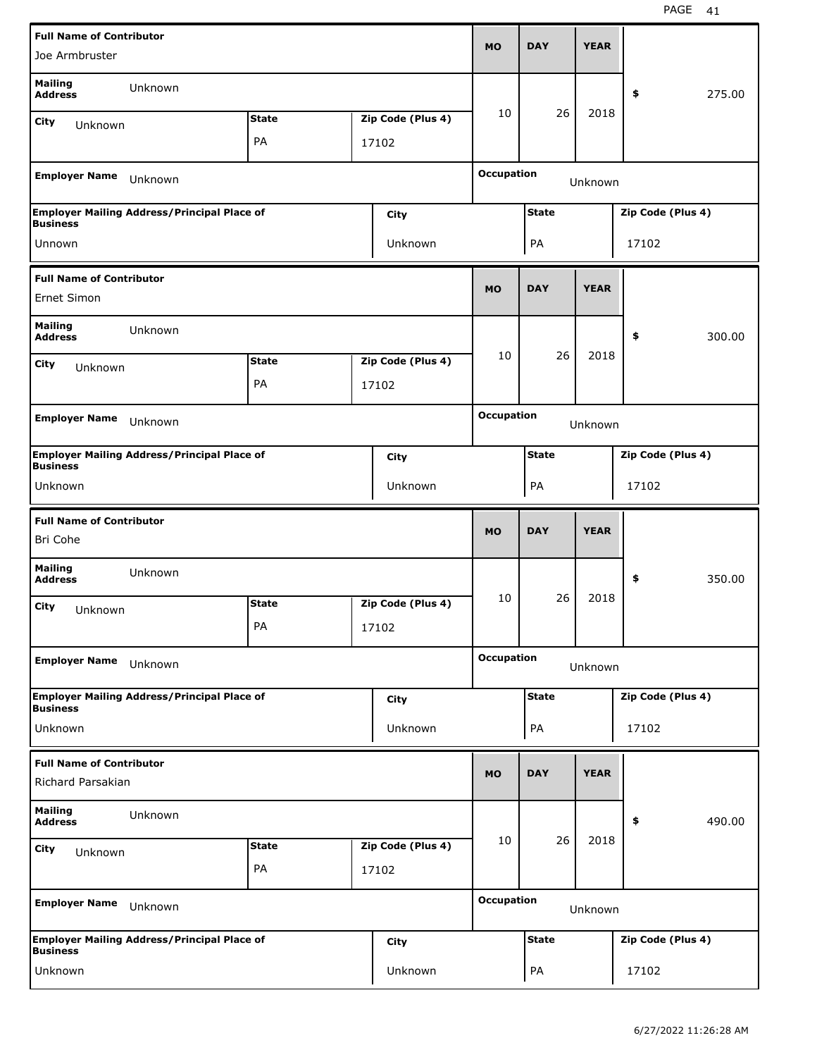| Full Name of Contributor | | | MO | DAY | YEAR | |
|---|---|---|---|---|---|---|
| Joe Armbruster | | | | | | |
| Mailing Address: Unknown | | | 10 | 26 | 2018 | $ 275.00 |
| City: Unknown | State: PA | Zip Code (Plus 4): 17102 | | | | |
| Employer Name: Unknown | | | Occupation: Unknown | | | |
| Employer Mailing Address/Principal Place of Business: Unnown | City: Unknown | | State: PA | | Zip Code (Plus 4): 17102 | |

| Full Name of Contributor | | | MO | DAY | YEAR | |
|---|---|---|---|---|---|---|
| Ernet Simon | | | | | | |
| Mailing Address: Unknown | | | 10 | 26 | 2018 | $ 300.00 |
| City: Unknown | State: PA | Zip Code (Plus 4): 17102 | | | | |
| Employer Name: Unknown | | | Occupation: Unknown | | | |
| Employer Mailing Address/Principal Place of Business: Unknown | City: Unknown | | State: PA | | Zip Code (Plus 4): 17102 | |

| Full Name of Contributor | | | MO | DAY | YEAR | |
|---|---|---|---|---|---|---|
| Bri Cohe | | | | | | |
| Mailing Address: Unknown | | | 10 | 26 | 2018 | $ 350.00 |
| City: Unknown | State: PA | Zip Code (Plus 4): 17102 | | | | |
| Employer Name: Unknown | | | Occupation: Unknown | | | |
| Employer Mailing Address/Principal Place of Business: Unknown | City: Unknown | | State: PA | | Zip Code (Plus 4): 17102 | |

| Full Name of Contributor | | | MO | DAY | YEAR | |
|---|---|---|---|---|---|---|
| Richard Parsakian | | | | | | |
| Mailing Address: Unknown | | | 10 | 26 | 2018 | $ 490.00 |
| City: Unknown | State: PA | Zip Code (Plus 4): 17102 | | | | |
| Employer Name: Unknown | | | Occupation: Unknown | | | |
| Employer Mailing Address/Principal Place of Business: Unknown | City: Unknown | | State: PA | | Zip Code (Plus 4): 17102 | |

6/27/2022 11:26:28 AM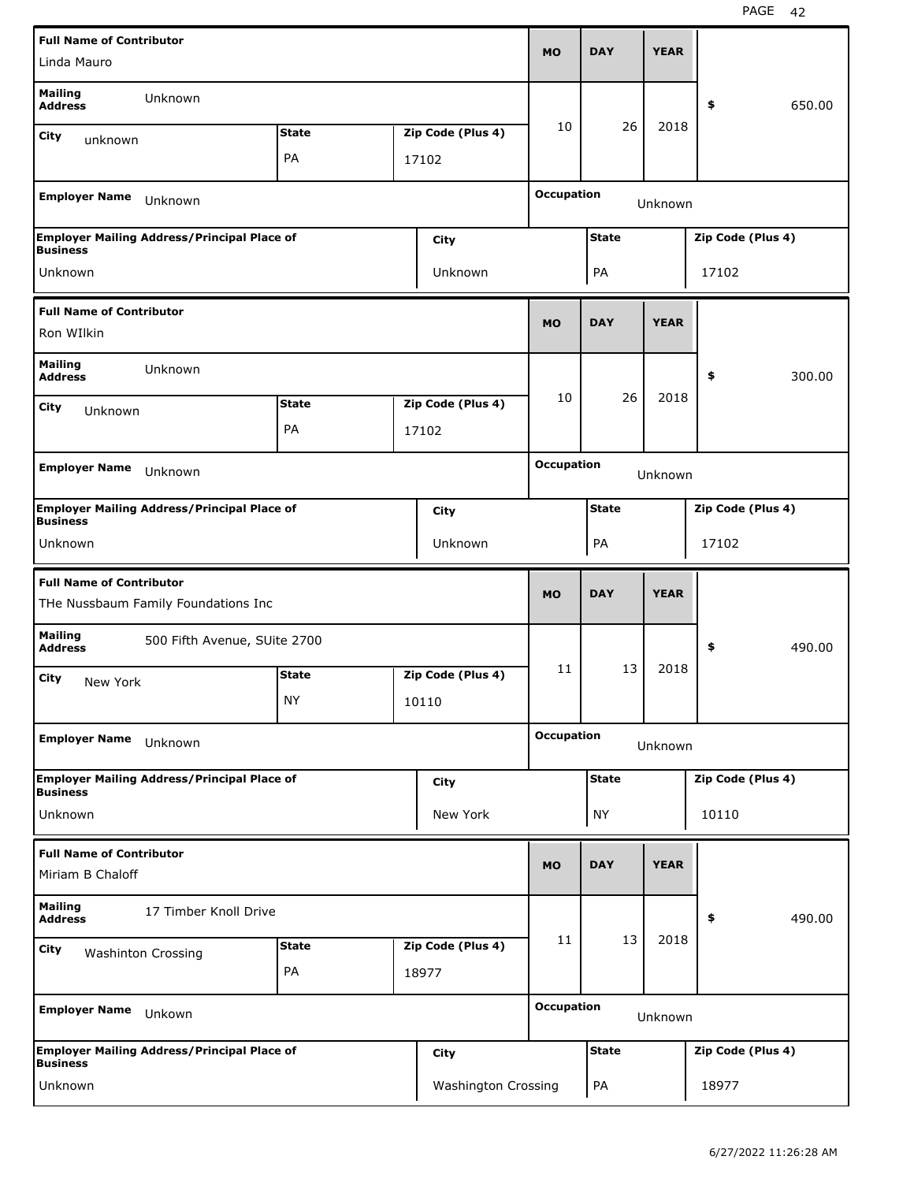| Full Name of Contributor | | | MO | DAY | YEAR | |
|---|---|---|---|---|---|---|
| Linda Mauro | | | 10 | 26 | 2018 | $ 650.00 |
| **Mailing Address** Unknown | | | | | | |
| **City** unknown | **State** PA | **Zip Code (Plus 4)** 17102 | | | | |
| **Employer Name** Unknown | | | **Occupation** Unknown | | | |
| **Employer Mailing Address/Principal Place of Business** Unknown | | **City** Unknown | | **State** PA | | **Zip Code (Plus 4)** 17102 |

| Full Name of Contributor | | | MO | DAY | YEAR | |
|---|---|---|---|---|---|---|
| Ron WIlkin | | | 10 | 26 | 2018 | $ 300.00 |
| **Mailing Address** Unknown | | | | | | |
| **City** Unknown | **State** PA | **Zip Code (Plus 4)** 17102 | | | | |
| **Employer Name** Unknown | | | **Occupation** Unknown | | | |
| **Employer Mailing Address/Principal Place of Business** Unknown | | **City** Unknown | | **State** PA | | **Zip Code (Plus 4)** 17102 |

| Full Name of Contributor | | | MO | DAY | YEAR | |
|---|---|---|---|---|---|---|
| THe Nussbaum Family Foundations Inc | | | 11 | 13 | 2018 | $ 490.00 |
| **Mailing Address** 500 Fifth Avenue, SUite 2700 | | | | | | |
| **City** New York | **State** NY | **Zip Code (Plus 4)** 10110 | | | | |
| **Employer Name** Unknown | | | **Occupation** Unknown | | | |
| **Employer Mailing Address/Principal Place of Business** Unknown | | **City** New York | | **State** NY | | **Zip Code (Plus 4)** 10110 |

| Full Name of Contributor | | | MO | DAY | YEAR | |
|---|---|---|---|---|---|---|
| Miriam B Chaloff | | | 11 | 13 | 2018 | $ 490.00 |
| **Mailing Address** 17 Timber Knoll Drive | | | | | | |
| **City** Washinton Crossing | **State** PA | **Zip Code (Plus 4)** 18977 | | | | |
| **Employer Name** Unkown | | | **Occupation** Unknown | | | |
| **Employer Mailing Address/Principal Place of Business** Unknown | | **City** Washington Crossing | | **State** PA | | **Zip Code (Plus 4)** 18977 |

6/27/2022 11:26:28 AM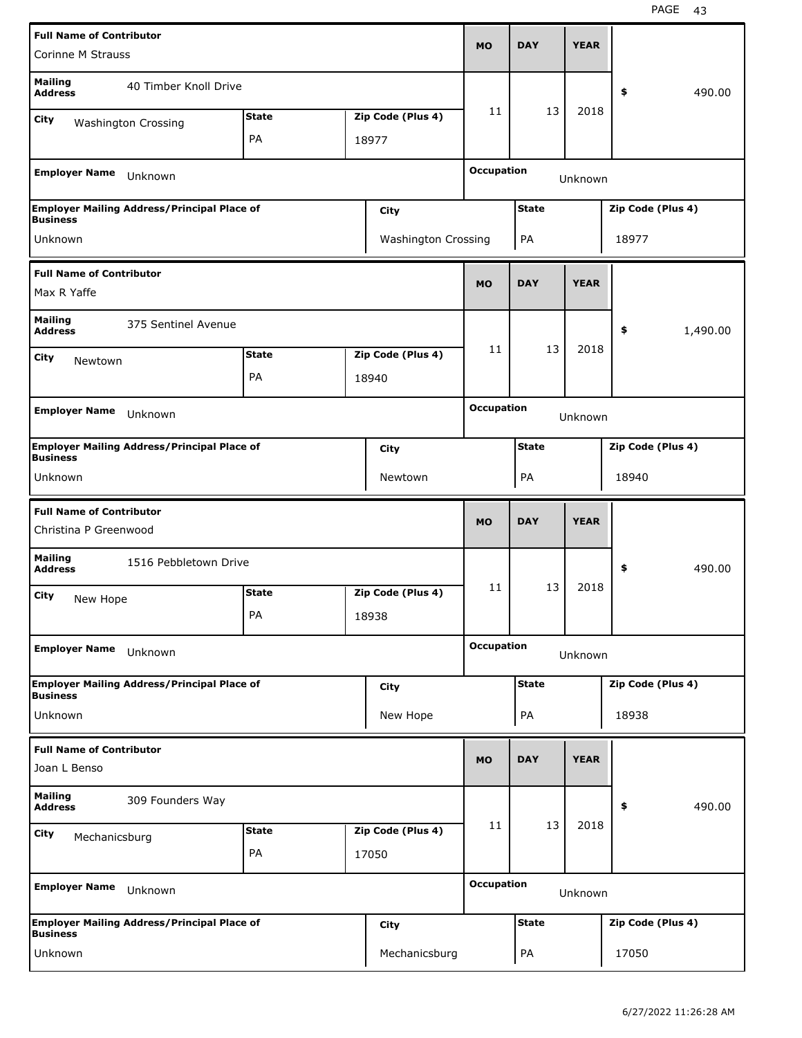| Full Name of Contributor | | | MO | DAY | YEAR | |
|---|---|---|---|---|---|---|
| Corinne M Strauss | | | | | | |
| Mailing Address | 40 Timber Knoll Drive | | | | | $ 490.00 |
| City: Washington Crossing | State: PA | Zip Code (Plus 4): 18977 | 11 | 13 | 2018 | |
| Employer Name: Unknown | | | Occupation: Unknown | | | |
| Employer Mailing Address/Principal Place of Business: Unknown | | City: Washington Crossing | State: PA | | Zip Code (Plus 4): 18977 | |

| Full Name of Contributor | | | MO | DAY | YEAR | |
|---|---|---|---|---|---|---|
| Max R Yaffe | | | | | | |
| Mailing Address | 375 Sentinel Avenue | | | | | $ 1,490.00 |
| City: Newtown | State: PA | Zip Code (Plus 4): 18940 | 11 | 13 | 2018 | |
| Employer Name: Unknown | | | Occupation: Unknown | | | |
| Employer Mailing Address/Principal Place of Business: Unknown | | City: Newtown | State: PA | | Zip Code (Plus 4): 18940 | |

| Full Name of Contributor | | | MO | DAY | YEAR | |
|---|---|---|---|---|---|---|
| Christina P Greenwood | | | | | | |
| Mailing Address | 1516 Pebbletown Drive | | | | | $ 490.00 |
| City: New Hope | State: PA | Zip Code (Plus 4): 18938 | 11 | 13 | 2018 | |
| Employer Name: Unknown | | | Occupation: Unknown | | | |
| Employer Mailing Address/Principal Place of Business: Unknown | | City: New Hope | State: PA | | Zip Code (Plus 4): 18938 | |

| Full Name of Contributor | | | MO | DAY | YEAR | |
|---|---|---|---|---|---|---|
| Joan L Benso | | | | | | |
| Mailing Address | 309 Founders Way | | | | | $ 490.00 |
| City: Mechanicsburg | State: PA | Zip Code (Plus 4): 17050 | 11 | 13 | 2018 | |
| Employer Name: Unknown | | | Occupation: Unknown | | | |
| Employer Mailing Address/Principal Place of Business: Unknown | | City: Mechanicsburg | State: PA | | Zip Code (Plus 4): 17050 | |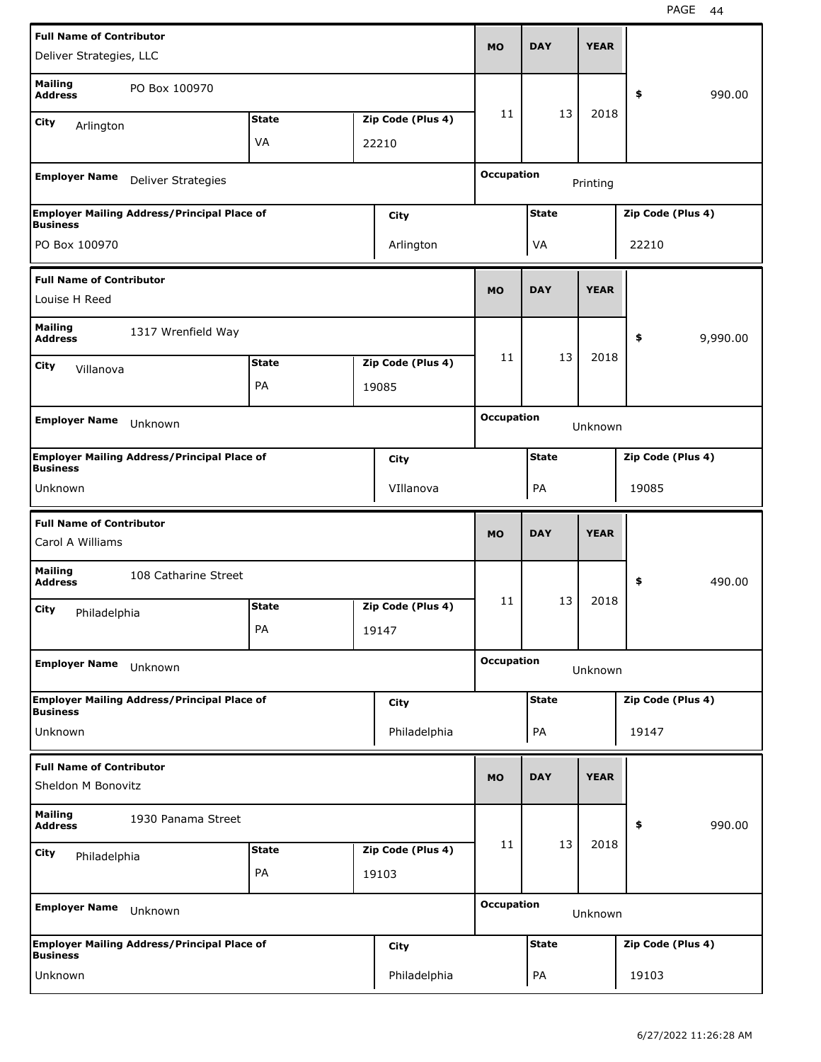| Full Name of Contributor | | | MO | DAY | YEAR | |
|---|---|---|---|---|---|---|
| Deliver Strategies, LLC | | | | | | |
| Mailing Address: PO Box 100970 | | | 11 | 13 | 2018 | $ 990.00 |
| City: Arlington | State: VA | Zip Code (Plus 4): 22210 | | | | |
| Employer Name: Deliver Strategies | | | Occupation: Printing | | | |
| Employer Mailing Address/Principal Place of Business: PO Box 100970 | City: Arlington | | State: VA | | Zip Code (Plus 4): 22210 | |

| Full Name of Contributor | | | MO | DAY | YEAR | |
|---|---|---|---|---|---|---|
| Louise H Reed | | | | | | |
| Mailing Address: 1317 Wrenfield Way | | | 11 | 13 | 2018 | $ 9,990.00 |
| City: Villanova | State: PA | Zip Code (Plus 4): 19085 | | | | |
| Employer Name: Unknown | | | Occupation: Unknown | | | |
| Employer Mailing Address/Principal Place of Business: Unknown | City: VIllanova | | State: PA | | Zip Code (Plus 4): 19085 | |

| Full Name of Contributor | | | MO | DAY | YEAR | |
|---|---|---|---|---|---|---|
| Carol A Williams | | | | | | |
| Mailing Address: 108 Catharine Street | | | 11 | 13 | 2018 | $ 490.00 |
| City: Philadelphia | State: PA | Zip Code (Plus 4): 19147 | | | | |
| Employer Name: Unknown | | | Occupation: Unknown | | | |
| Employer Mailing Address/Principal Place of Business: Unknown | City: Philadelphia | | State: PA | | Zip Code (Plus 4): 19147 | |

| Full Name of Contributor | | | MO | DAY | YEAR | |
|---|---|---|---|---|---|---|
| Sheldon M Bonovitz | | | | | | |
| Mailing Address: 1930 Panama Street | | | 11 | 13 | 2018 | $ 990.00 |
| City: Philadelphia | State: PA | Zip Code (Plus 4): 19103 | | | | |
| Employer Name: Unknown | | | Occupation: Unknown | | | |
| Employer Mailing Address/Principal Place of Business: Unknown | City: Philadelphia | | State: PA | | Zip Code (Plus 4): 19103 | |

6/27/2022 11:26:28 AM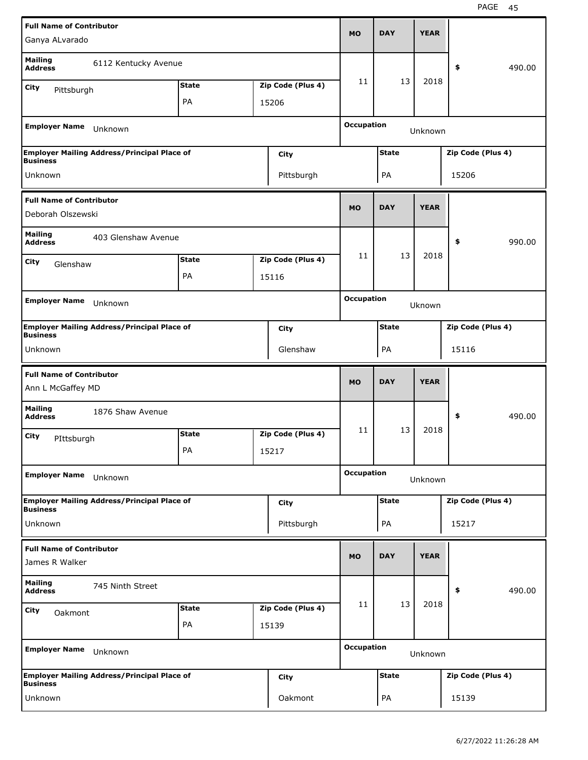| Full Name of Contributor | | | MO | DAY | YEAR | |
|---|---|---|---|---|---|---|
| Ganya ALvarado | | | | | | |
| Mailing Address: 6112 Kentucky Avenue | | | 11 | 13 | 2018 | $ 490.00 |
| City: Pittsburgh | State: PA | Zip Code (Plus 4): 15206 | | | | |
| Employer Name: Unknown | | | Occupation: Unknown | | | |
| Employer Mailing Address/Principal Place of Business: Unknown | | City: Pittsburgh | | State: PA | | Zip Code (Plus 4): 15206 |

| Full Name of Contributor | | | MO | DAY | YEAR | |
|---|---|---|---|---|---|---|
| Deborah Olszewski | | | | | | |
| Mailing Address: 403 Glenshaw Avenue | | | 11 | 13 | 2018 | $ 990.00 |
| City: Glenshaw | State: PA | Zip Code (Plus 4): 15116 | | | | |
| Employer Name: Unknown | | | Occupation: Uknown | | | |
| Employer Mailing Address/Principal Place of Business: Unknown | | City: Glenshaw | | State: PA | | Zip Code (Plus 4): 15116 |

| Full Name of Contributor | | | MO | DAY | YEAR | |
|---|---|---|---|---|---|---|
| Ann L McGaffey MD | | | | | | |
| Mailing Address: 1876 Shaw Avenue | | | 11 | 13 | 2018 | $ 490.00 |
| City: PIttsburgh | State: PA | Zip Code (Plus 4): 15217 | | | | |
| Employer Name: Unknown | | | Occupation: Unknown | | | |
| Employer Mailing Address/Principal Place of Business: Unknown | | City: Pittsburgh | | State: PA | | Zip Code (Plus 4): 15217 |

| Full Name of Contributor | | | MO | DAY | YEAR | |
|---|---|---|---|---|---|---|
| James R Walker | | | | | | |
| Mailing Address: 745 Ninth Street | | | 11 | 13 | 2018 | $ 490.00 |
| City: Oakmont | State: PA | Zip Code (Plus 4): 15139 | | | | |
| Employer Name: Unknown | | | Occupation: Unknown | | | |
| Employer Mailing Address/Principal Place of Business: Unknown | | City: Oakmont | | State: PA | | Zip Code (Plus 4): 15139 |

6/27/2022 11:26:28 AM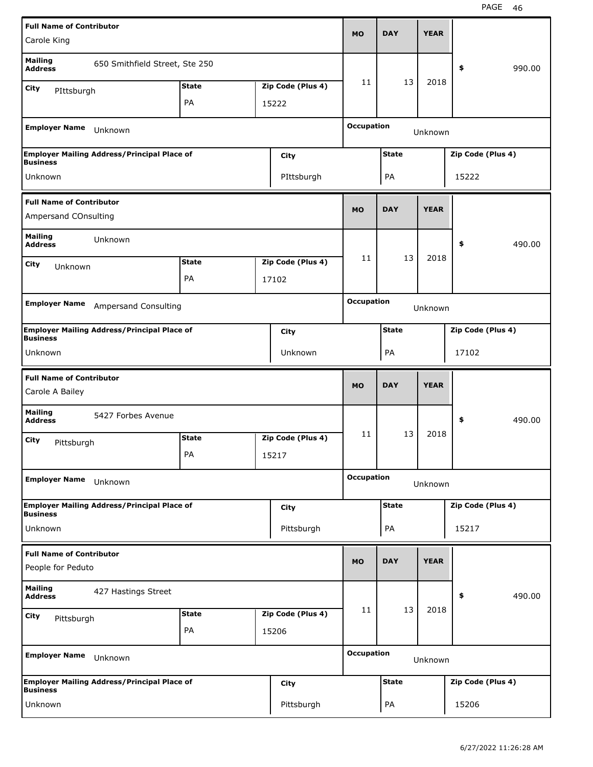| Full Name of Contributor | | | MO | DAY | YEAR | |
|---|---|---|---|---|---|---|
| Carole King | | | 11 | 13 | 2018 | $ 990.00 |
| **Mailing Address** 650 Smithfield Street, Ste 250 | | | | | | |
| **City** PIttsburgh | **State** PA | **Zip Code (Plus 4)** 15222 | | | | |
| **Employer Name** Unknown | | | **Occupation** Unknown | | | |
| **Employer Mailing Address/Principal Place of Business** Unknown | **City** PIttsburgh | | **State** PA | | **Zip Code (Plus 4)** 15222 | |

| Full Name of Contributor | | | MO | DAY | YEAR | |
|---|---|---|---|---|---|---|
| Ampersand COnsulting | | | 11 | 13 | 2018 | $ 490.00 |
| **Mailing Address** Unknown | | | | | | |
| **City** Unknown | **State** PA | **Zip Code (Plus 4)** 17102 | | | | |
| **Employer Name** Ampersand Consulting | | | **Occupation** Unknown | | | |
| **Employer Mailing Address/Principal Place of Business** Unknown | **City** Unknown | | **State** PA | | **Zip Code (Plus 4)** 17102 | |

| Full Name of Contributor | | | MO | DAY | YEAR | |
|---|---|---|---|---|---|---|
| Carole A Bailey | | | 11 | 13 | 2018 | $ 490.00 |
| **Mailing Address** 5427 Forbes Avenue | | | | | | |
| **City** Pittsburgh | **State** PA | **Zip Code (Plus 4)** 15217 | | | | |
| **Employer Name** Unknown | | | **Occupation** Unknown | | | |
| **Employer Mailing Address/Principal Place of Business** Unknown | **City** Pittsburgh | | **State** PA | | **Zip Code (Plus 4)** 15217 | |

| Full Name of Contributor | | | MO | DAY | YEAR | |
|---|---|---|---|---|---|---|
| People for Peduto | | | 11 | 13 | 2018 | $ 490.00 |
| **Mailing Address** 427 Hastings Street | | | | | | |
| **City** Pittsburgh | **State** PA | **Zip Code (Plus 4)** 15206 | | | | |
| **Employer Name** Unknown | | | **Occupation** Unknown | | | |
| **Employer Mailing Address/Principal Place of Business** Unknown | **City** Pittsburgh | | **State** PA | | **Zip Code (Plus 4)** 15206 | |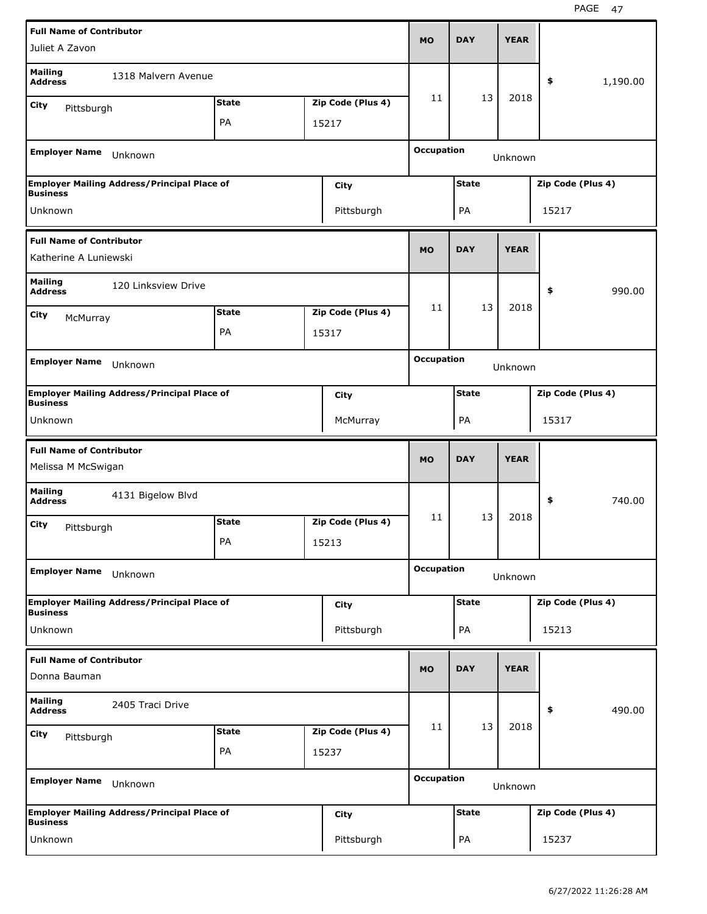| Full Name of Contributor | | | MO | DAY | YEAR | |
| --- | --- | --- | --- | --- | --- | --- |
| Juliet A Zavon | | | | | | |
| Mailing Address: 1318 Malvern Avenue | | | 11 | 13 | 2018 | $ 1,190.00 |
| City: Pittsburgh | State: PA | Zip Code (Plus 4): 15217 | | | | |
| Employer Name: Unknown | | | Occupation: Unknown | | | |
| Employer Mailing Address/Principal Place of Business: Unknown | | City: Pittsburgh | State: PA | | Zip Code (Plus 4): 15217 | |

| Full Name of Contributor | | | MO | DAY | YEAR | |
| --- | --- | --- | --- | --- | --- | --- |
| Katherine A Luniewski | | | | | | |
| Mailing Address: 120 Linksview Drive | | | 11 | 13 | 2018 | $ 990.00 |
| City: McMurray | State: PA | Zip Code (Plus 4): 15317 | | | | |
| Employer Name: Unknown | | | Occupation: Unknown | | | |
| Employer Mailing Address/Principal Place of Business: Unknown | | City: McMurray | State: PA | | Zip Code (Plus 4): 15317 | |

| Full Name of Contributor | | | MO | DAY | YEAR | |
| --- | --- | --- | --- | --- | --- | --- |
| Melissa M McSwigan | | | | | | |
| Mailing Address: 4131 Bigelow Blvd | | | 11 | 13 | 2018 | $ 740.00 |
| City: Pittsburgh | State: PA | Zip Code (Plus 4): 15213 | | | | |
| Employer Name: Unknown | | | Occupation: Unknown | | | |
| Employer Mailing Address/Principal Place of Business: Unknown | | City: Pittsburgh | State: PA | | Zip Code (Plus 4): 15213 | |

| Full Name of Contributor | | | MO | DAY | YEAR | |
| --- | --- | --- | --- | --- | --- | --- |
| Donna Bauman | | | | | | |
| Mailing Address: 2405 Traci Drive | | | 11 | 13 | 2018 | $ 490.00 |
| City: Pittsburgh | State: PA | Zip Code (Plus 4): 15237 | | | | |
| Employer Name: Unknown | | | Occupation: Unknown | | | |
| Employer Mailing Address/Principal Place of Business: Unknown | | City: Pittsburgh | State: PA | | Zip Code (Plus 4): 15237 | |

6/27/2022 11:26:28 AM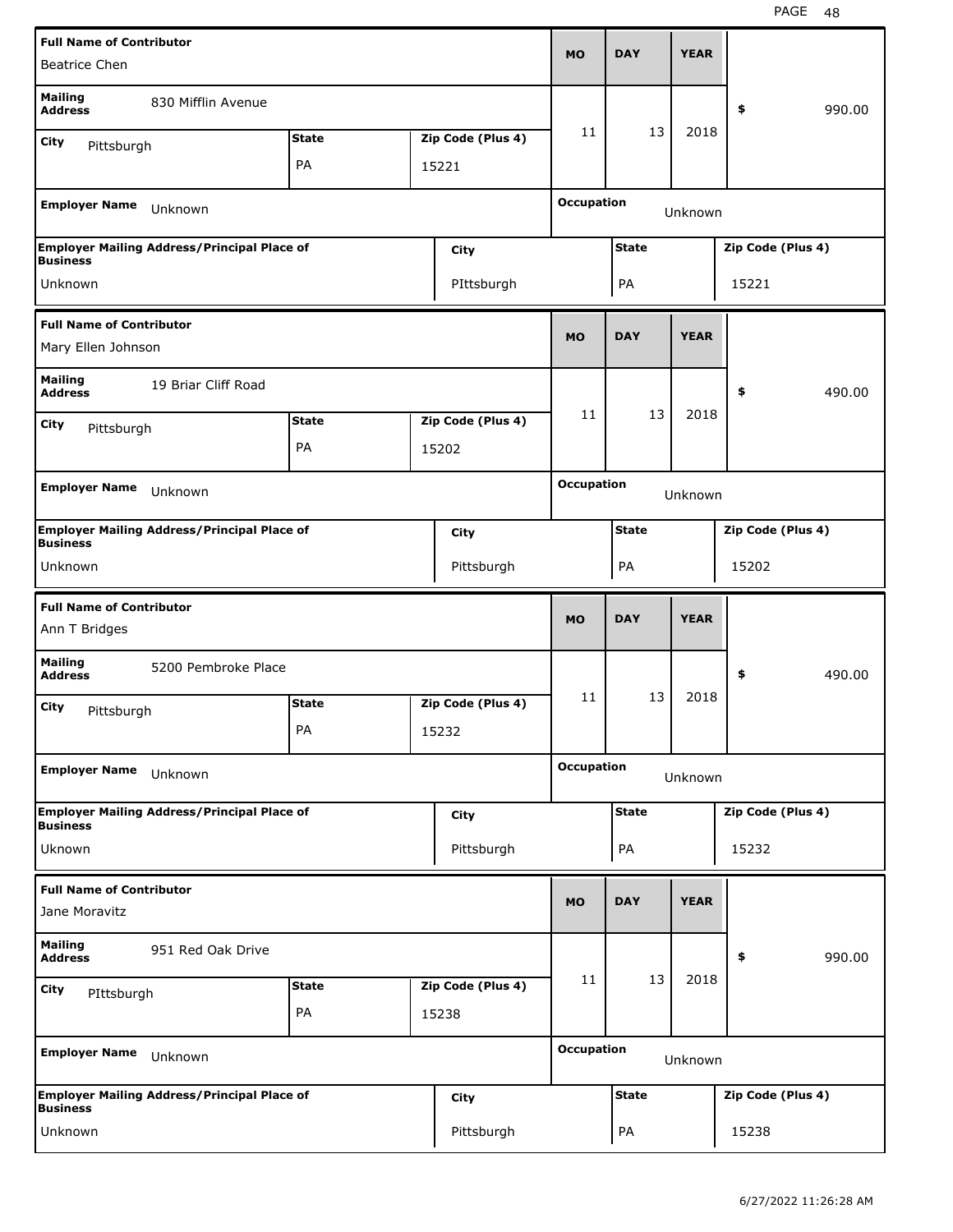| Full Name of Contributor | | | MO | DAY | YEAR | |
|---|---|---|---|---|---|---|
| Beatrice Chen | | | | | | |
| Mailing Address: 830 Mifflin Avenue | | | 11 | 13 | 2018 | $ 990.00 |
| City: Pittsburgh | State: PA | Zip Code (Plus 4): 15221 | | | | |
| Employer Name: Unknown | | | Occupation: Unknown | | | |
| Employer Mailing Address/Principal Place of Business: Unknown | City: PIttsburgh | | State: PA | | Zip Code (Plus 4): 15221 | |

| Full Name of Contributor | | | MO | DAY | YEAR | |
|---|---|---|---|---|---|---|
| Mary Ellen Johnson | | | | | | |
| Mailing Address: 19 Briar Cliff Road | | | 11 | 13 | 2018 | $ 490.00 |
| City: Pittsburgh | State: PA | Zip Code (Plus 4): 15202 | | | | |
| Employer Name: Unknown | | | Occupation: Unknown | | | |
| Employer Mailing Address/Principal Place of Business: Unknown | City: Pittsburgh | | State: PA | | Zip Code (Plus 4): 15202 | |

| Full Name of Contributor | | | MO | DAY | YEAR | |
|---|---|---|---|---|---|---|
| Ann T Bridges | | | | | | |
| Mailing Address: 5200 Pembroke Place | | | 11 | 13 | 2018 | $ 490.00 |
| City: Pittsburgh | State: PA | Zip Code (Plus 4): 15232 | | | | |
| Employer Name: Unknown | | | Occupation: Unknown | | | |
| Employer Mailing Address/Principal Place of Business: Uknown | City: Pittsburgh | | State: PA | | Zip Code (Plus 4): 15232 | |

| Full Name of Contributor | | | MO | DAY | YEAR | |
|---|---|---|---|---|---|---|
| Jane Moravitz | | | | | | |
| Mailing Address: 951 Red Oak Drive | | | 11 | 13 | 2018 | $ 990.00 |
| City: PIttsburgh | State: PA | Zip Code (Plus 4): 15238 | | | | |
| Employer Name: Unknown | | | Occupation: Unknown | | | |
| Employer Mailing Address/Principal Place of Business: Unknown | City: Pittsburgh | | State: PA | | Zip Code (Plus 4): 15238 | |

6/27/2022 11:26:28 AM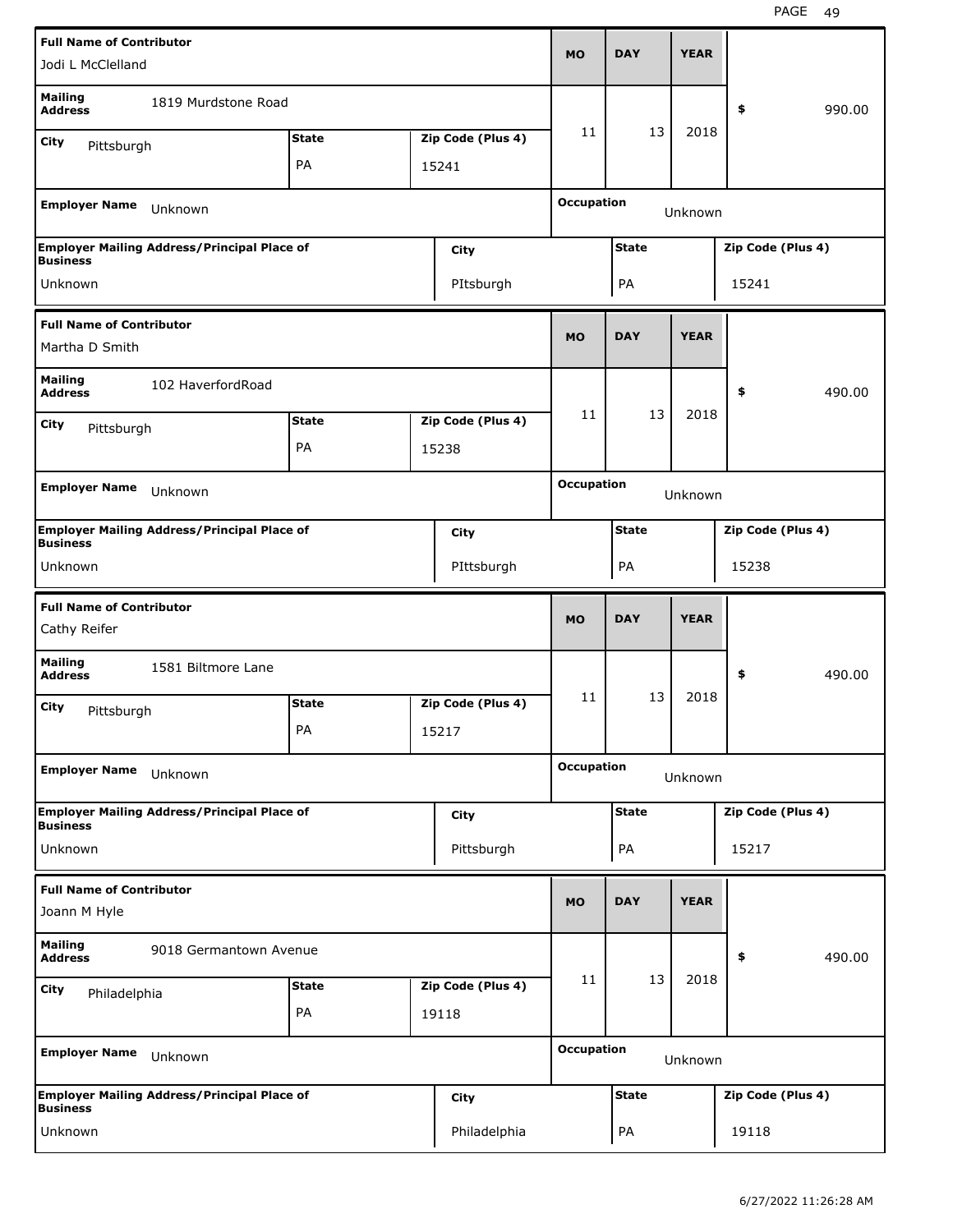| Full Name of Contributor | | | MO | DAY | YEAR | |
|---|---|---|---|---|---|---|
| Jodi L McClelland | | | 11 | 13 | 2018 | $ 990.00 |
| Mailing Address | 1819 Murdstone Road | | | | | |
| City: Pittsburgh | State: PA | Zip Code (Plus 4): 15241 | | | | |
| Employer Name: Unknown | | | Occupation: Unknown | | | |
| Employer Mailing Address/Principal Place of Business: Unknown | City: PItsburgh | | State: PA | | Zip Code (Plus 4): 15241 | |

| Full Name of Contributor | | | MO | DAY | YEAR | |
|---|---|---|---|---|---|---|
| Martha D Smith | | | 11 | 13 | 2018 | $ 490.00 |
| Mailing Address | 102 HaverfordRoad | | | | | |
| City: Pittsburgh | State: PA | Zip Code (Plus 4): 15238 | | | | |
| Employer Name: Unknown | | | Occupation: Unknown | | | |
| Employer Mailing Address/Principal Place of Business: Unknown | City: PIttsburgh | | State: PA | | Zip Code (Plus 4): 15238 | |

| Full Name of Contributor | | | MO | DAY | YEAR | |
|---|---|---|---|---|---|---|
| Cathy Reifer | | | 11 | 13 | 2018 | $ 490.00 |
| Mailing Address | 1581 Biltmore Lane | | | | | |
| City: Pittsburgh | State: PA | Zip Code (Plus 4): 15217 | | | | |
| Employer Name: Unknown | | | Occupation: Unknown | | | |
| Employer Mailing Address/Principal Place of Business: Unknown | City: Pittsburgh | | State: PA | | Zip Code (Plus 4): 15217 | |

| Full Name of Contributor | | | MO | DAY | YEAR | |
|---|---|---|---|---|---|---|
| Joann M Hyle | | | 11 | 13 | 2018 | $ 490.00 |
| Mailing Address | 9018 Germantown Avenue | | | | | |
| City: Philadelphia | State: PA | Zip Code (Plus 4): 19118 | | | | |
| Employer Name: Unknown | | | Occupation: Unknown | | | |
| Employer Mailing Address/Principal Place of Business: Unknown | City: Philadelphia | | State: PA | | Zip Code (Plus 4): 19118 | |

6/27/2022 11:26:28 AM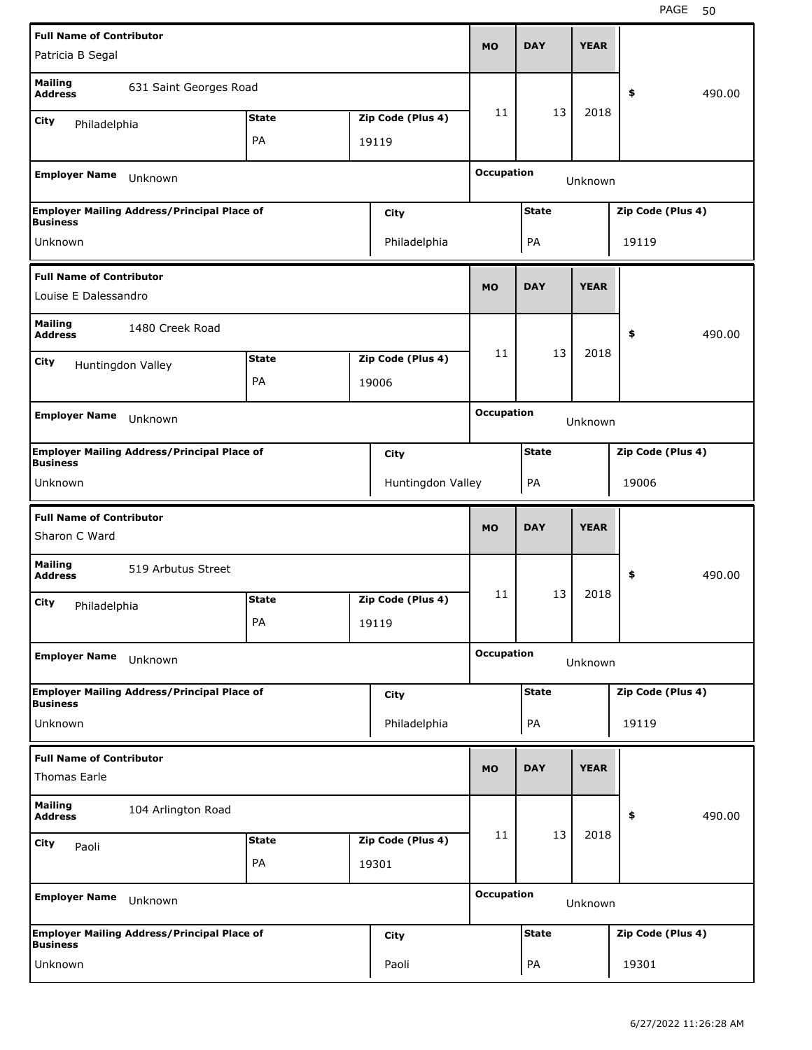| Full Name of Contributor | | | MO | DAY | YEAR | |
|---|---|---|---|---|---|---|
| Patricia B Segal | | | | | | |
| Mailing Address: 631 Saint Georges Road | | | 11 | 13 | 2018 | $ 490.00 |
| City: Philadelphia | State: PA | Zip Code (Plus 4): 19119 | | | | |
| Employer Name: Unknown | | | Occupation: Unknown | | | |
| Employer Mailing Address/Principal Place of Business: Unknown | City: Philadelphia | | State: PA | | Zip Code (Plus 4): 19119 | |

| Full Name of Contributor | | | MO | DAY | YEAR | |
|---|---|---|---|---|---|---|
| Louise E Dalessandro | | | | | | |
| Mailing Address: 1480 Creek Road | | | 11 | 13 | 2018 | $ 490.00 |
| City: Huntingdon Valley | State: PA | Zip Code (Plus 4): 19006 | | | | |
| Employer Name: Unknown | | | Occupation: Unknown | | | |
| Employer Mailing Address/Principal Place of Business: Unknown | City: Huntingdon Valley | | State: PA | | Zip Code (Plus 4): 19006 | |

| Full Name of Contributor | | | MO | DAY | YEAR | |
|---|---|---|---|---|---|---|
| Sharon C Ward | | | | | | |
| Mailing Address: 519 Arbutus Street | | | 11 | 13 | 2018 | $ 490.00 |
| City: Philadelphia | State: PA | Zip Code (Plus 4): 19119 | | | | |
| Employer Name: Unknown | | | Occupation: Unknown | | | |
| Employer Mailing Address/Principal Place of Business: Unknown | City: Philadelphia | | State: PA | | Zip Code (Plus 4): 19119 | |

| Full Name of Contributor | | | MO | DAY | YEAR | |
|---|---|---|---|---|---|---|
| Thomas Earle | | | | | | |
| Mailing Address: 104 Arlington Road | | | 11 | 13 | 2018 | $ 490.00 |
| City: Paoli | State: PA | Zip Code (Plus 4): 19301 | | | | |
| Employer Name: Unknown | | | Occupation: Unknown | | | |
| Employer Mailing Address/Principal Place of Business: Unknown | City: Paoli | | State: PA | | Zip Code (Plus 4): 19301 | |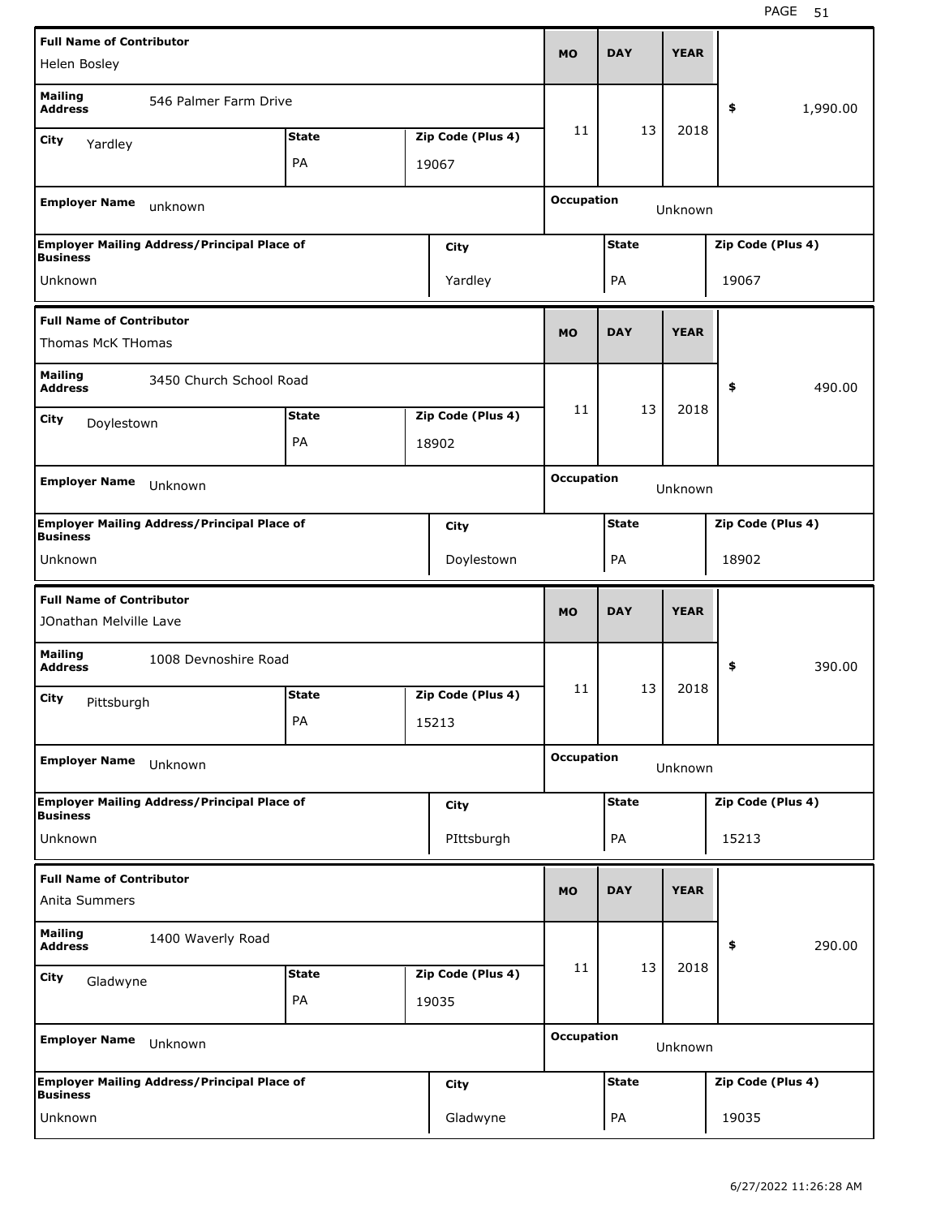| Full Name of Contributor | | | MO | DAY | YEAR | |
|---|---|---|---|---|---|---|
| Helen Bosley | | | | | | |
| **Mailing Address** 546 Palmer Farm Drive | | | 11 | 13 | 2018 | $ 1,990.00 |
| **City** Yardley | **State** PA | **Zip Code (Plus 4)** 19067 | | | | |
| **Employer Name** unknown | | | **Occupation** Unknown | | | |
| **Employer Mailing Address/Principal Place of Business** Unknown | **City** Yardley | | **State** PA | | **Zip Code (Plus 4)** 19067 | |

| Full Name of Contributor | | | MO | DAY | YEAR | |
|---|---|---|---|---|---|---|
| Thomas McK THomas | | | | | | |
| **Mailing Address** 3450 Church School Road | | | 11 | 13 | 2018 | $ 490.00 |
| **City** Doylestown | **State** PA | **Zip Code (Plus 4)** 18902 | | | | |
| **Employer Name** Unknown | | | **Occupation** Unknown | | | |
| **Employer Mailing Address/Principal Place of Business** Unknown | **City** Doylestown | | **State** PA | | **Zip Code (Plus 4)** 18902 | |

| Full Name of Contributor | | | MO | DAY | YEAR | |
|---|---|---|---|---|---|---|
| JOnathan Melville Lave | | | | | | |
| **Mailing Address** 1008 Devnoshire Road | | | 11 | 13 | 2018 | $ 390.00 |
| **City** Pittsburgh | **State** PA | **Zip Code (Plus 4)** 15213 | | | | |
| **Employer Name** Unknown | | | **Occupation** Unknown | | | |
| **Employer Mailing Address/Principal Place of Business** Unknown | **City** PIttsburgh | | **State** PA | | **Zip Code (Plus 4)** 15213 | |

| Full Name of Contributor | | | MO | DAY | YEAR | |
|---|---|---|---|---|---|---|
| Anita Summers | | | | | | |
| **Mailing Address** 1400 Waverly Road | | | 11 | 13 | 2018 | $ 290.00 |
| **City** Gladwyne | **State** PA | **Zip Code (Plus 4)** 19035 | | | | |
| **Employer Name** Unknown | | | **Occupation** Unknown | | | |
| **Employer Mailing Address/Principal Place of Business** Unknown | **City** Gladwyne | | **State** PA | | **Zip Code (Plus 4)** 19035 | |

6/27/2022 11:26:28 AM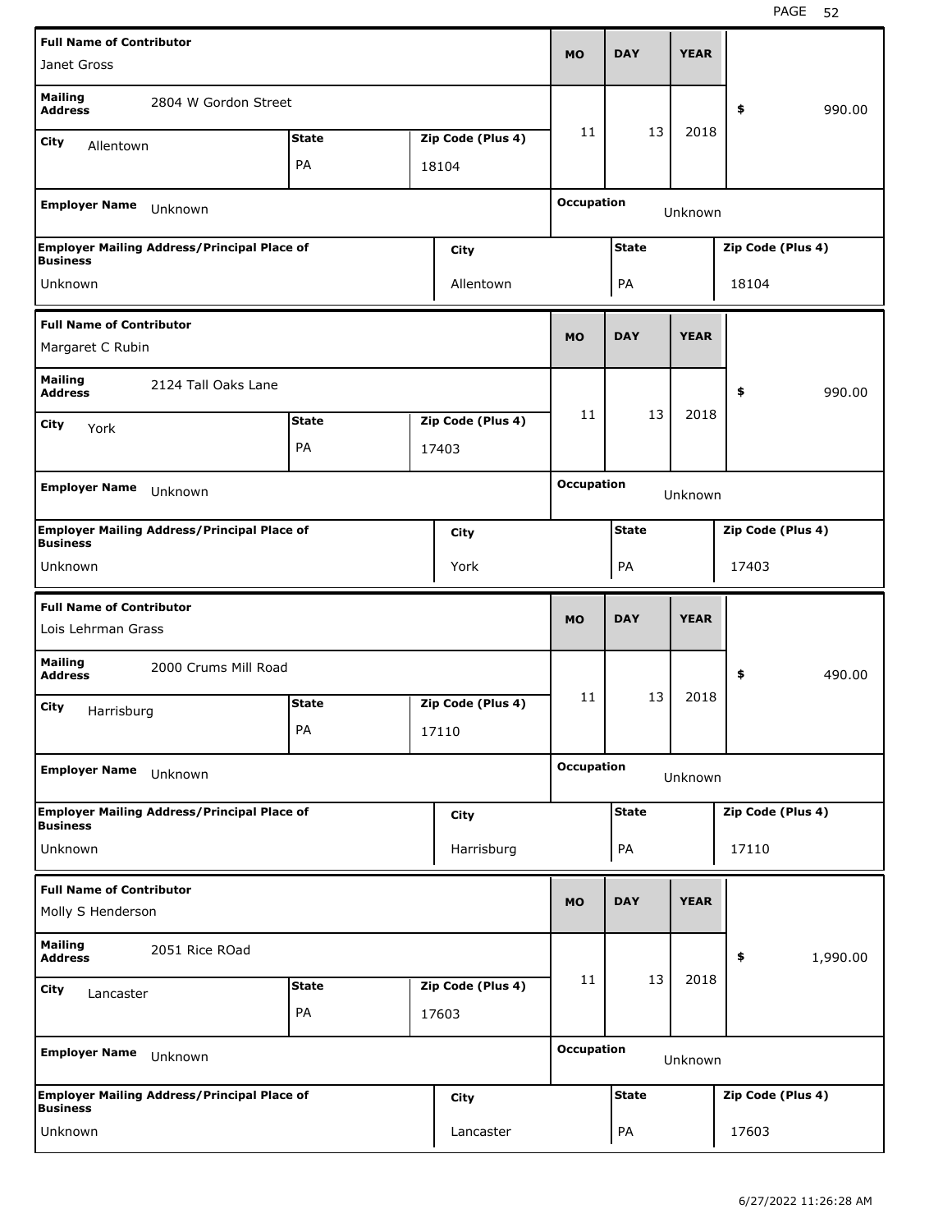| Full Name of Contributor | Mailing Address | City | State | Zip Code (Plus 4) | MO | DAY | YEAR | $ | Employer Name | Occupation | Employer Mailing Address/Principal Place of Business | City | State | Zip Code (Plus 4) |
|---|---|---|---|---|---|---|---|---|---|---|---|---|---|---|
| Janet Gross | 2804 W Gordon Street | Allentown | PA | 18104 | 11 | 13 | 2018 | 990.00 | Unknown | Unknown | Unknown | Allentown | PA | 18104 |
| Margaret C Rubin | 2124 Tall Oaks Lane | York | PA | 17403 | 11 | 13 | 2018 | 990.00 | Unknown | Unknown | Unknown | York | PA | 17403 |
| Lois Lehrman Grass | 2000 Crums Mill Road | Harrisburg | PA | 17110 | 11 | 13 | 2018 | 490.00 | Unknown | Unknown | Unknown | Harrisburg | PA | 17110 |
| Molly S Henderson | 2051 Rice ROad | Lancaster | PA | 17603 | 11 | 13 | 2018 | 1,990.00 | Unknown | Unknown | Unknown | Lancaster | PA | 17603 |

6/27/2022 11:26:28 AM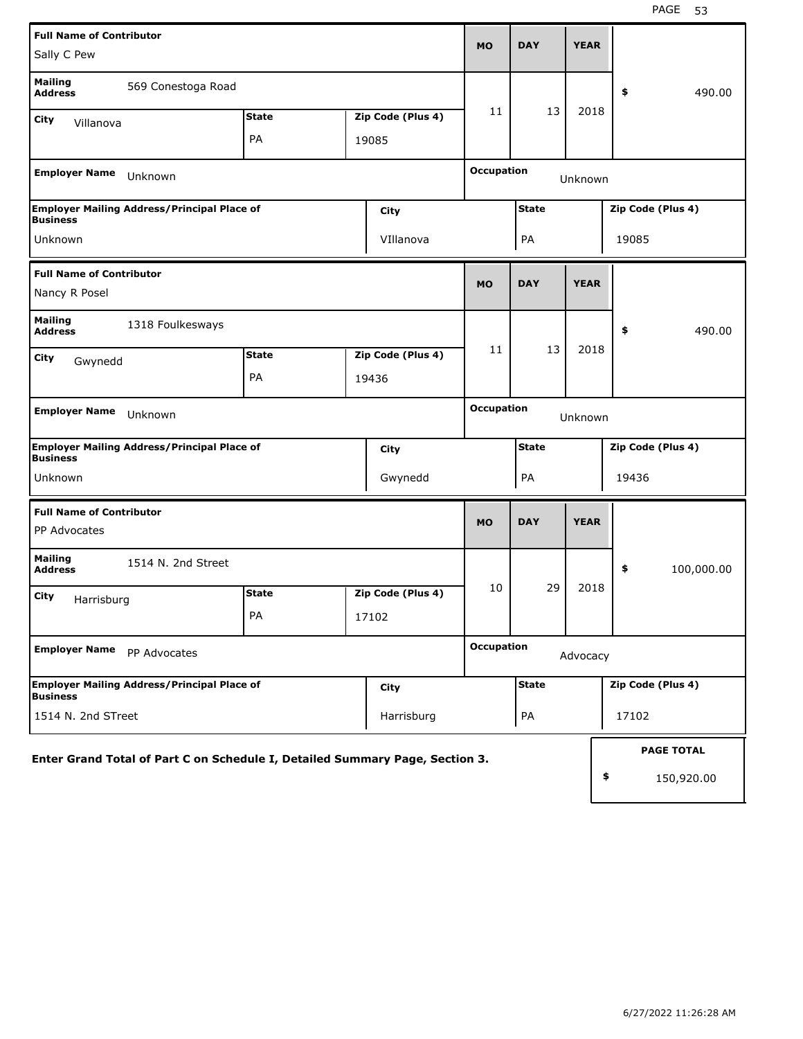| Full Name of Contributor | | | MO | DAY | YEAR | |
|---|---|---|---|---|---|---|
| Sally C Pew | | | 11 | 13 | 2018 | $ 490.00 |
| **Mailing Address** 569 Conestoga Road | | | | | | |
| **City** Villanova | **State** PA | **Zip Code (Plus 4)** 19085 | | | | |
| **Employer Name** Unknown | | | **Occupation** Unknown | | | |
| **Employer Mailing Address/Principal Place of Business** Unknown | | **City** VIllanova | **State** PA | | **Zip Code (Plus 4)** 19085 | |

| Full Name of Contributor | | | MO | DAY | YEAR | |
|---|---|---|---|---|---|---|
| Nancy R Posel | | | 11 | 13 | 2018 | $ 490.00 |
| **Mailing Address** 1318 Foulkesways | | | | | | |
| **City** Gwynedd | **State** PA | **Zip Code (Plus 4)** 19436 | | | | |
| **Employer Name** Unknown | | | **Occupation** Unknown | | | |
| **Employer Mailing Address/Principal Place of Business** Unknown | | **City** Gwynedd | **State** PA | | **Zip Code (Plus 4)** 19436 | |

| Full Name of Contributor | | | MO | DAY | YEAR | |
|---|---|---|---|---|---|---|
| PP Advocates | | | 10 | 29 | 2018 | $ 100,000.00 |
| **Mailing Address** 1514 N. 2nd Street | | | | | | |
| **City** Harrisburg | **State** PA | **Zip Code (Plus 4)** 17102 | | | | |
| **Employer Name** PP Advocates | | | **Occupation** Advocacy | | | |
| **Employer Mailing Address/Principal Place of Business** 1514 N. 2nd STreet | | **City** Harrisburg | **State** PA | | **Zip Code (Plus 4)** 17102 | |

**Enter Grand Total of Part C on Schedule I, Detailed Summary Page, Section 3.**

| PAGE TOTAL |
|---|
| $ 150,920.00 |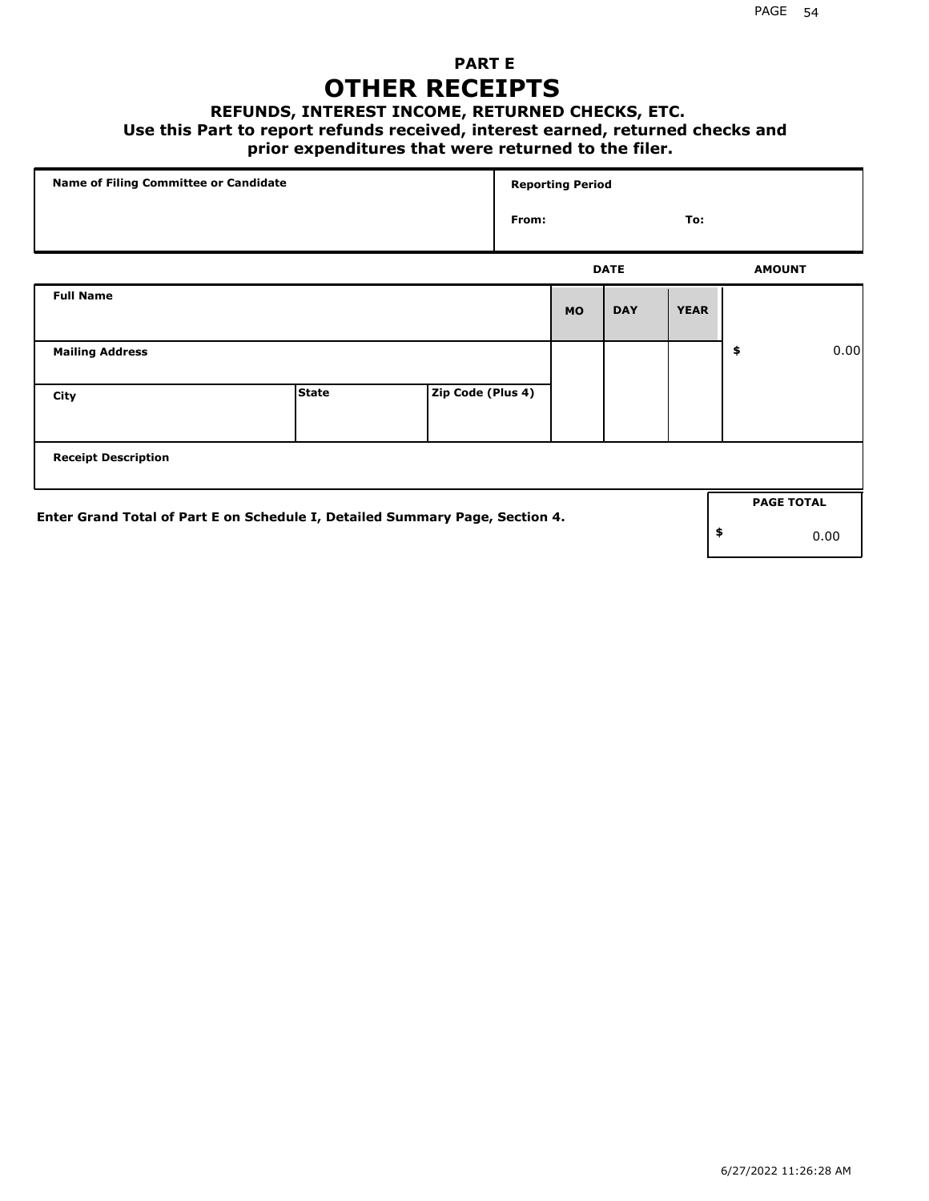# PART E
# OTHER RECEIPTS
### REFUNDS, INTEREST INCOME, RETURNED CHECKS, ETC.
### Use this Part to report refunds received, interest earned, returned checks and prior expenditures that were returned to the filer.

| Name of Filing Committee or Candidate | Reporting Period |
| --- | --- |
| | From: To: |

| | | | DATE | | | AMOUNT |
| --- | --- | --- | --- | --- | --- | --- |
| **Full Name** | | | **MO** | **DAY** | **YEAR** | |
| **Mailing Address** | | | | | | $ 0.00 |
| **City** | **State** | **Zip Code (Plus 4)** | | | | |
| **Receipt Description** | | | | | | |

**Enter Grand Total of Part E on Schedule I, Detailed Summary Page, Section 4.**

| PAGE TOTAL |
| --- |
| $ 0.00 |

6/27/2022 11:26:28 AM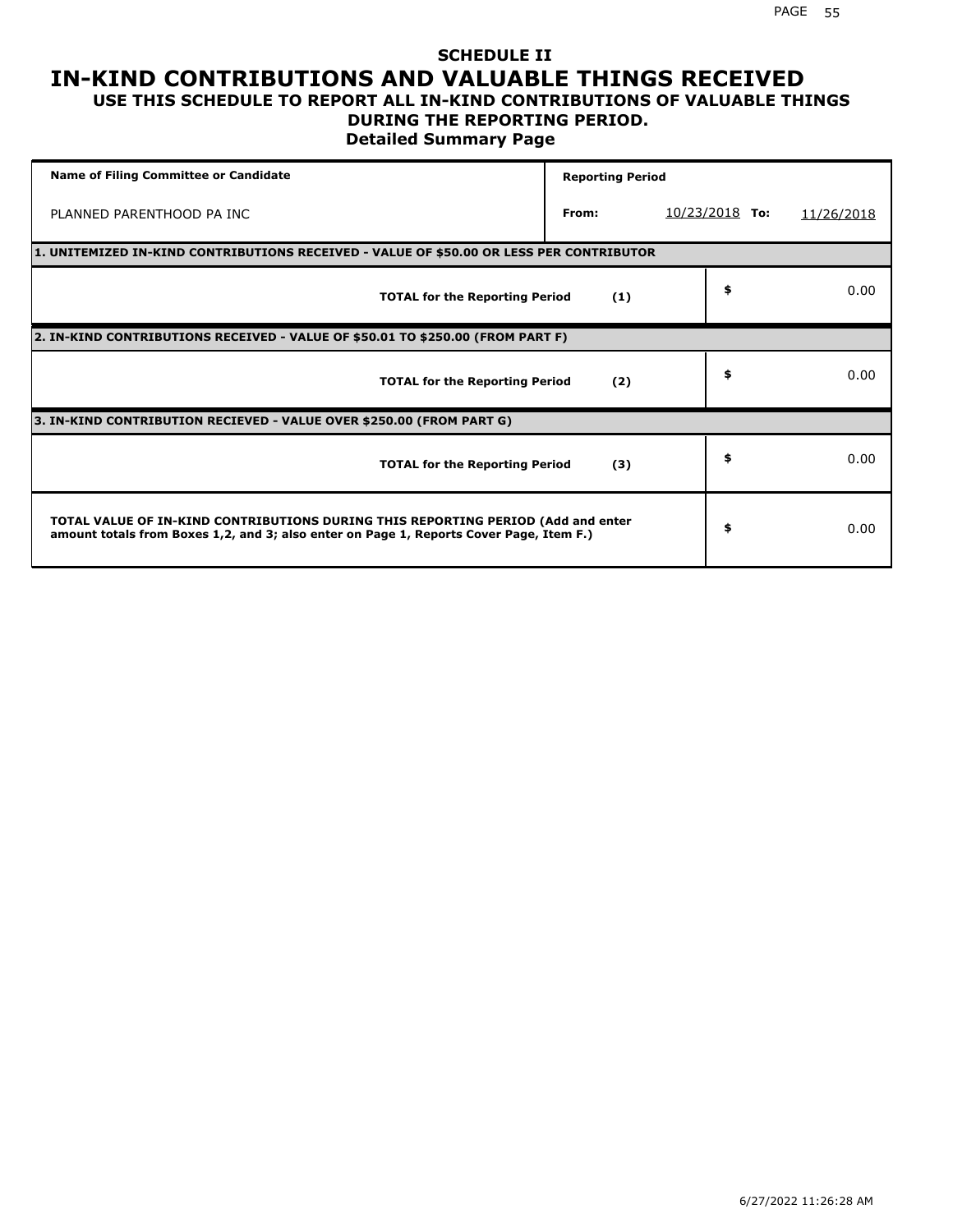# SCHEDULE II

# IN-KIND CONTRIBUTIONS AND VALUABLE THINGS RECEIVED

## USE THIS SCHEDULE TO REPORT ALL IN-KIND CONTRIBUTIONS OF VALUABLE THINGS DURING THE REPORTING PERIOD.

### Detailed Summary Page

| Name of Filing Committee or Candidate | Reporting Period | | |
|---|---|---|---|
| PLANNED PARENTHOOD PA INC | From: | 10/23/2018 To: | 11/26/2018 |

| 1. UNITEMIZED IN-KIND CONTRIBUTIONS RECEIVED - VALUE OF $50.00 OR LESS PER CONTRIBUTOR | | |
|---|---|---|
| **TOTAL for the Reporting Period** | **(1)** | $ 0.00 |
| **2. IN-KIND CONTRIBUTIONS RECEIVED - VALUE OF $50.01 TO $250.00 (FROM PART F)** | | |
| **TOTAL for the Reporting Period** | **(2)** | $ 0.00 |
| **3. IN-KIND CONTRIBUTION RECIEVED - VALUE OVER $250.00 (FROM PART G)** | | |
| **TOTAL for the Reporting Period** | **(3)** | $ 0.00 |
| **TOTAL VALUE OF IN-KIND CONTRIBUTIONS DURING THIS REPORTING PERIOD (Add and enter amount totals from Boxes 1,2, and 3; also enter on Page 1, Reports Cover Page, Item F.)** | | $ 0.00 |

6/27/2022 11:26:28 AM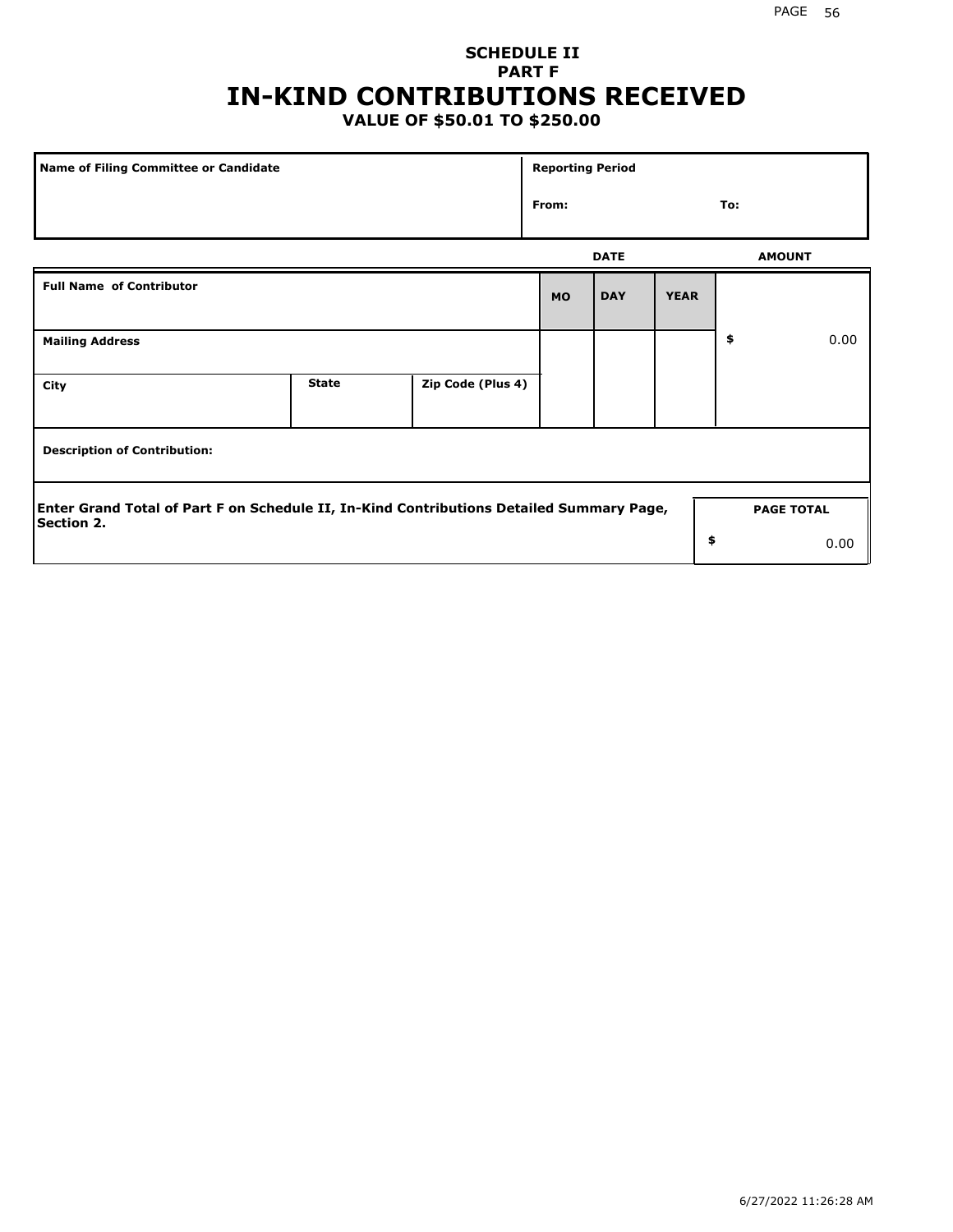# SCHEDULE II
## PART F
# IN-KIND CONTRIBUTIONS RECEIVED
### VALUE OF $50.01 TO $250.00

| Name of Filing Committee or Candidate | Reporting Period | |
|---|---|---|
| | From: | To: |

| Full Name of Contributor | | | DATE | | | AMOUNT |
|---|---|---|---|---|---|---|
| | | | MO | DAY | YEAR | |
| Mailing Address | | | | | | $ 0.00 |
| City | State | Zip Code (Plus 4) | | | | |
| Description of Contribution: | | | | | | |

| Enter Grand Total of Part F on Schedule II, In-Kind Contributions Detailed Summary Page, Section 2. | PAGE TOTAL |
|---|---|
| | $ 0.00 |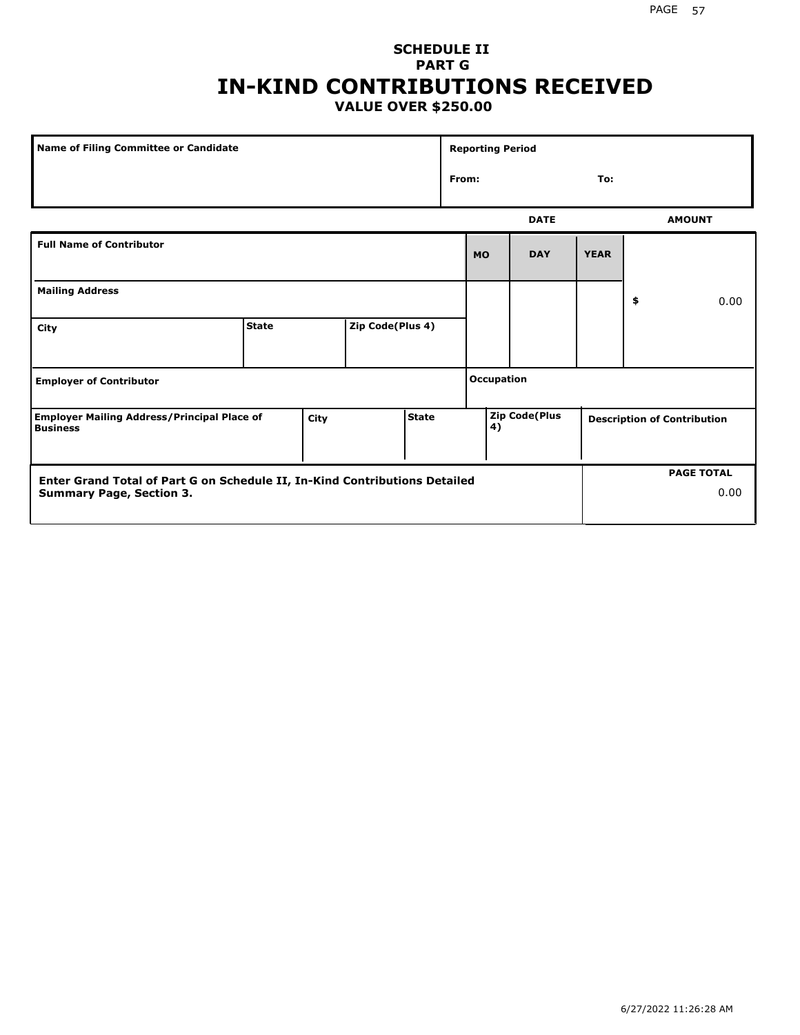# SCHEDULE II
## PART G
# IN-KIND CONTRIBUTIONS RECEIVED
### VALUE OVER $250.00

| Name of Filing Committee or Candidate | Reporting Period |
|---|---|
| | From: To: |

| Full Name of Contributor | | | DATE MO | DAY | YEAR | AMOUNT |
|---|---|---|---|---|---|---|
| Mailing Address | | | | | | $ 0.00 |
| City | State | Zip Code(Plus 4) | | | | |
| Employer of Contributor | | | Occupation | | | |
| Employer Mailing Address/Principal Place of Business | City | State | Zip Code(Plus 4) | | | Description of Contribution |

| Enter Grand Total of Part G on Schedule II, In-Kind Contributions Detailed Summary Page, Section 3. | PAGE TOTAL 0.00 |
|---|---|

6/27/2022 11:26:28 AM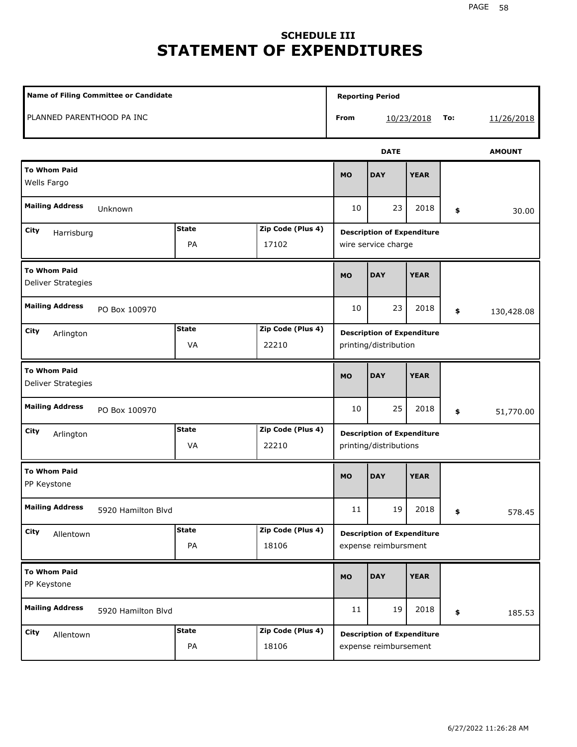# SCHEDULE III
# STATEMENT OF EXPENDITURES

| Name of Filing Committee or Candidate | Reporting Period |
|---|---|
| PLANNED PARENTHOOD PA INC | From 10/23/2018 To: 11/26/2018 |

| To Whom Paid | Mailing Address | City | State | Zip Code (Plus 4) | MO | DAY | YEAR | AMOUNT | Description of Expenditure |
|---|---|---|---|---|---|---|---|---|---|
| Wells Fargo | Unknown | Harrisburg | PA | 17102 | 10 | 23 | 2018 | $ 30.00 | wire service charge |
| Deliver Strategies | PO Box 100970 | Arlington | VA | 22210 | 10 | 23 | 2018 | $ 130,428.08 | printing/distribution |
| Deliver Strategies | PO Box 100970 | Arlington | VA | 22210 | 10 | 25 | 2018 | $ 51,770.00 | printing/distributions |
| PP Keystone | 5920 Hamilton Blvd | Allentown | PA | 18106 | 11 | 19 | 2018 | $ 578.45 | expense reimbursment |
| PP Keystone | 5920 Hamilton Blvd | Allentown | PA | 18106 | 11 | 19 | 2018 | $ 185.53 | expense reimbursement |

6/27/2022 11:26:28 AM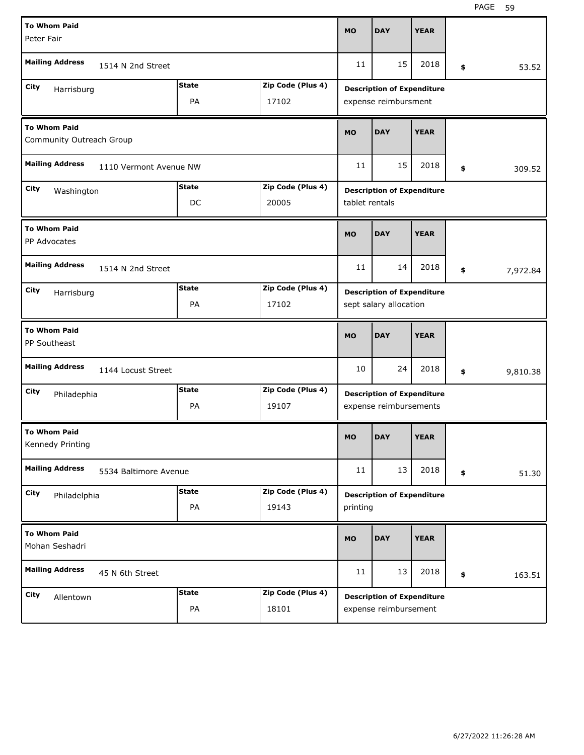| To Whom Paid | Mailing Address | City | State | Zip Code (Plus 4) | MO | DAY | YEAR | Amount | Description of Expenditure |
|---|---|---|---|---|---|---|---|---|---|
| Peter Fair | 1514 N 2nd Street | Harrisburg | PA | 17102 | 11 | 15 | 2018 | $ 53.52 | expense reimbursment |
| Community Outreach Group | 1110 Vermont Avenue NW | Washington | DC | 20005 | 11 | 15 | 2018 | $ 309.52 | tablet rentals |
| PP Advocates | 1514 N 2nd Street | Harrisburg | PA | 17102 | 11 | 14 | 2018 | $ 7,972.84 | sept salary allocation |
| PP Southeast | 1144 Locust Street | Philadephia | PA | 19107 | 10 | 24 | 2018 | $ 9,810.38 | expense reimbursements |
| Kennedy Printing | 5534 Baltimore Avenue | Philadelphia | PA | 19143 | 11 | 13 | 2018 | $ 51.30 | printing |
| Mohan Seshadri | 45 N 6th Street | Allentown | PA | 18101 | 11 | 13 | 2018 | $ 163.51 | expense reimbursement |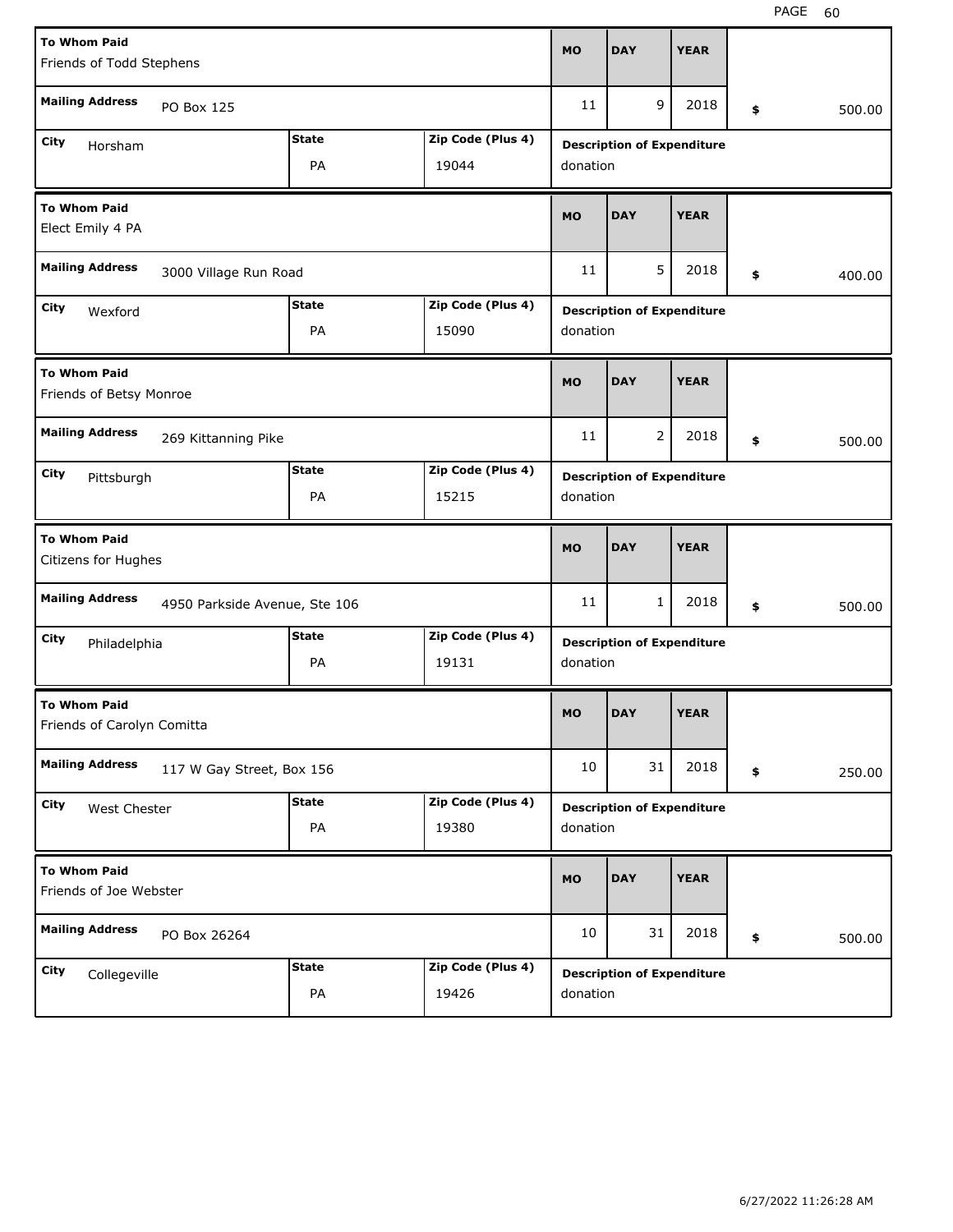| To Whom Paid | Mailing Address | City | State | Zip Code (Plus 4) | MO | DAY | YEAR | Description of Expenditure | $ |
|---|---|---|---|---|---|---|---|---|---|
| Friends of Todd Stephens | PO Box 125 | Horsham | PA | 19044 | 11 | 9 | 2018 | donation | 500.00 |
| Elect Emily 4 PA | 3000 Village Run Road | Wexford | PA | 15090 | 11 | 5 | 2018 | donation | 400.00 |
| Friends of Betsy Monroe | 269 Kittanning Pike | Pittsburgh | PA | 15215 | 11 | 2 | 2018 | donation | 500.00 |
| Citizens for Hughes | 4950 Parkside Avenue, Ste 106 | Philadelphia | PA | 19131 | 11 | 1 | 2018 | donation | 500.00 |
| Friends of Carolyn Comitta | 117 W Gay Street, Box 156 | West Chester | PA | 19380 | 10 | 31 | 2018 | donation | 250.00 |
| Friends of Joe Webster | PO Box 26264 | Collegeville | PA | 19426 | 10 | 31 | 2018 | donation | 500.00 |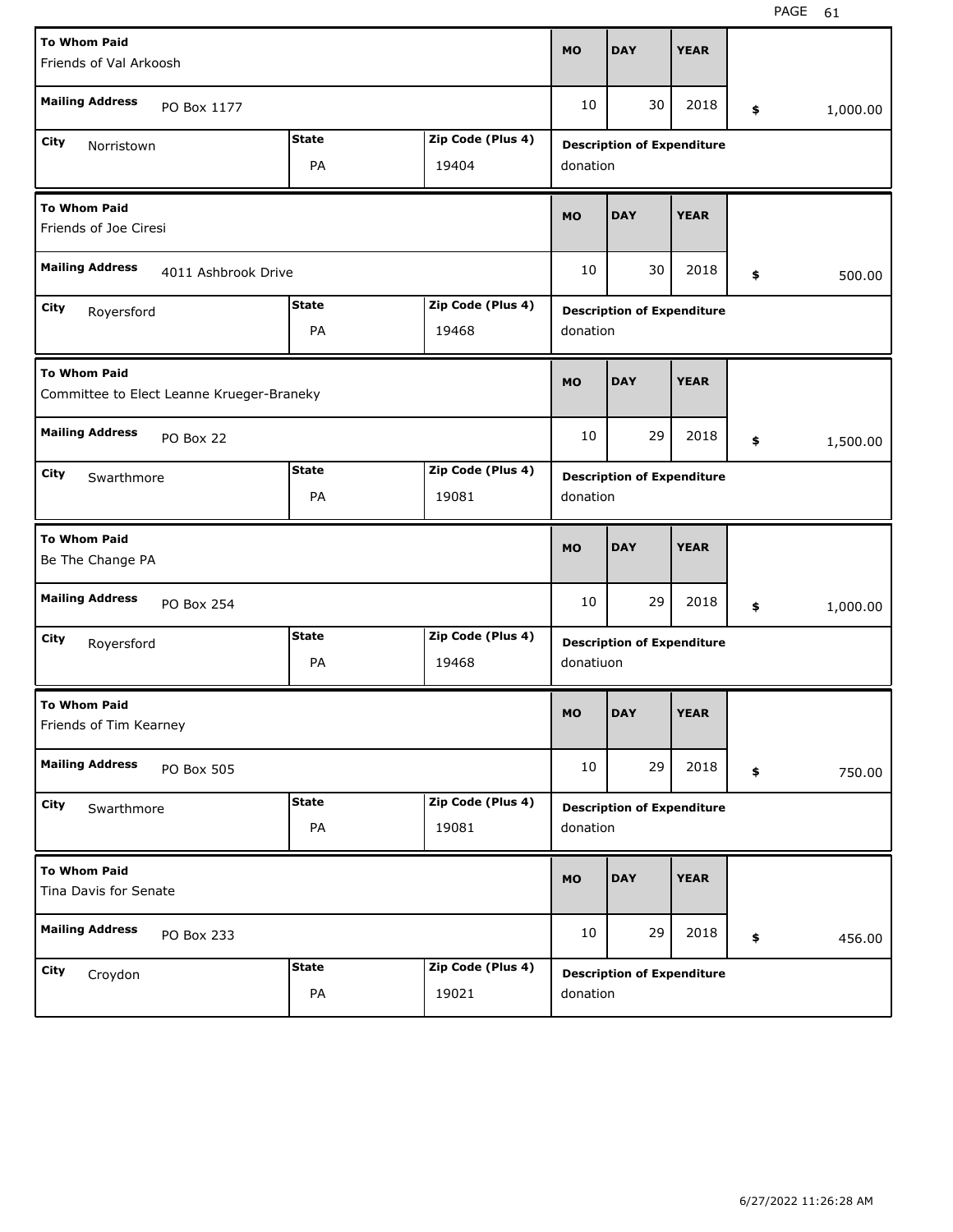| To Whom Paid | Mailing Address | City | State | Zip Code (Plus 4) | MO | DAY | YEAR | Amount | Description of Expenditure |
|---|---|---|---|---|---|---|---|---|---|
| Friends of Val Arkoosh | PO Box 1177 | Norristown | PA | 19404 | 10 | 30 | 2018 | $ 1,000.00 | donation |
| Friends of Joe Ciresi | 4011 Ashbrook Drive | Royersford | PA | 19468 | 10 | 30 | 2018 | $ 500.00 | donation |
| Committee to Elect Leanne Krueger-Braneky | PO Box 22 | Swarthmore | PA | 19081 | 10 | 29 | 2018 | $ 1,500.00 | donation |
| Be The Change PA | PO Box 254 | Royersford | PA | 19468 | 10 | 29 | 2018 | $ 1,000.00 | donatiuon |
| Friends of Tim Kearney | PO Box 505 | Swarthmore | PA | 19081 | 10 | 29 | 2018 | $ 750.00 | donation |
| Tina Davis for Senate | PO Box 233 | Croydon | PA | 19021 | 10 | 29 | 2018 | $ 456.00 | donation |

6/27/2022 11:26:28 AM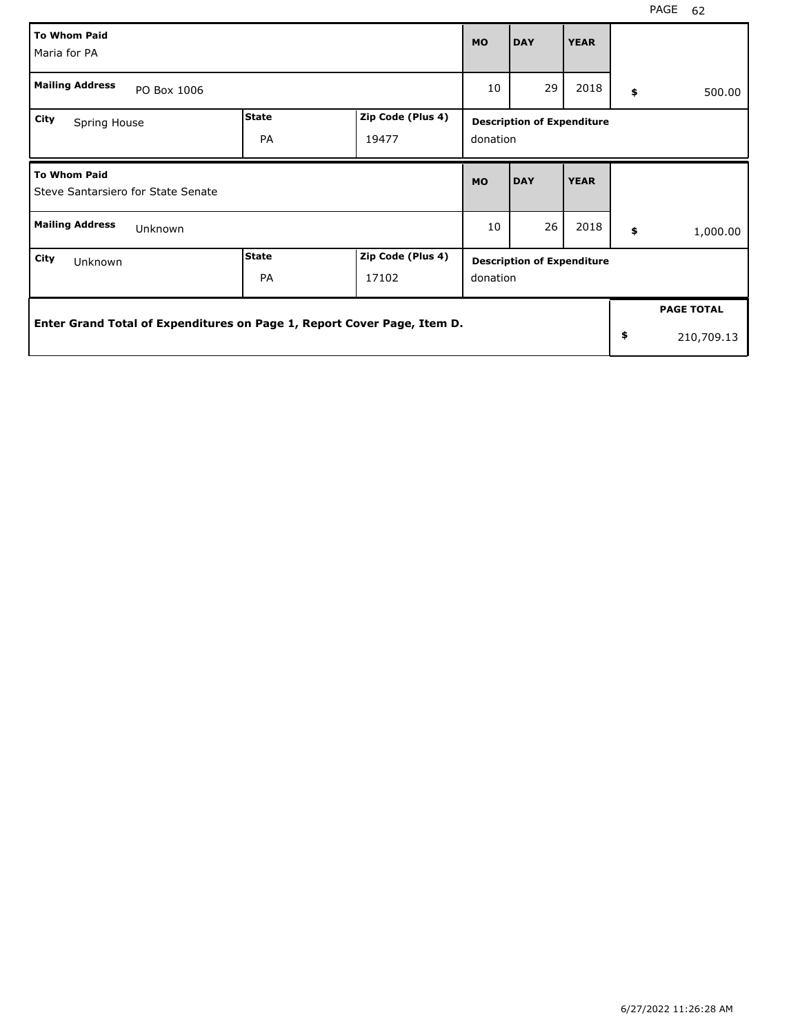| To Whom Paid | | | MO | DAY | YEAR | |
|---|---|---|---|---|---|---|
| Maria for PA | | | | | | |
| **Mailing Address** PO Box 1006 | | | 10 | 29 | 2018 | $ 500.00 |
| **City** Spring House | **State** PA | **Zip Code (Plus 4)** 19477 | **Description of Expenditure** donation | | | |

| To Whom Paid | | | MO | DAY | YEAR | |
|---|---|---|---|---|---|---|
| Steve Santarsiero for State Senate | | | | | | |
| **Mailing Address** Unknown | | | 10 | 26 | 2018 | $ 1,000.00 |
| **City** Unknown | **State** PA | **Zip Code (Plus 4)** 17102 | **Description of Expenditure** donation | | | |

| | PAGE TOTAL |
|---|---|
| **Enter Grand Total of Expenditures on Page 1, Report Cover Page, Item D.** | $ 210,709.13 |

6/27/2022 11:26:28 AM